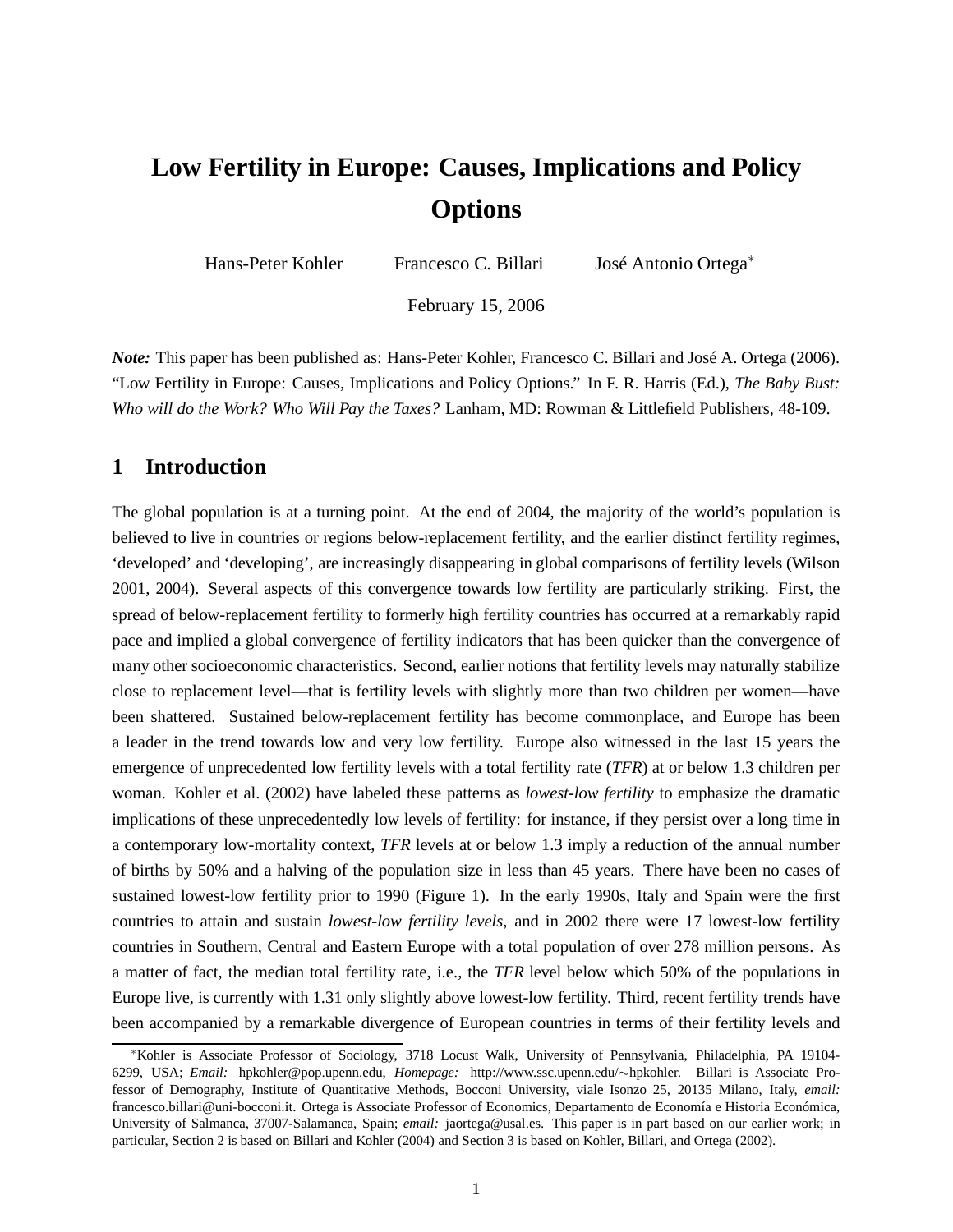# Low Fertility in Europe: Causes, Implications and Policy Options

Hans-Peter Kohler     Francesco C. Billari     José Antonio Ortega*

February 15, 2006

***Note:*** This paper has been published as: Hans-Peter Kohler, Francesco C. Billari and José A. Ortega (2006). "Low Fertility in Europe: Causes, Implications and Policy Options." In F. R. Harris (Ed.), *The Baby Bust: Who will do the Work? Who Will Pay the Taxes?* Lanham, MD: Rowman & Littlefield Publishers, 48-109.

## 1 Introduction

The global population is at a turning point. At the end of 2004, the majority of the world's population is believed to live in countries or regions below-replacement fertility, and the earlier distinct fertility regimes, 'developed' and 'developing', are increasingly disappearing in global comparisons of fertility levels (Wilson 2001, 2004). Several aspects of this convergence towards low fertility are particularly striking. First, the spread of below-replacement fertility to formerly high fertility countries has occurred at a remarkably rapid pace and implied a global convergence of fertility indicators that has been quicker than the convergence of many other socioeconomic characteristics. Second, earlier notions that fertility levels may naturally stabilize close to replacement level—that is fertility levels with slightly more than two children per women—have been shattered. Sustained below-replacement fertility has become commonplace, and Europe has been a leader in the trend towards low and very low fertility. Europe also witnessed in the last 15 years the emergence of unprecedented low fertility levels with a total fertility rate (*TFR*) at or below 1.3 children per woman. Kohler et al. (2002) have labeled these patterns as *lowest-low fertility* to emphasize the dramatic implications of these unprecedentedly low levels of fertility: for instance, if they persist over a long time in a contemporary low-mortality context, *TFR* levels at or below 1.3 imply a reduction of the annual number of births by 50% and a halving of the population size in less than 45 years. There have been no cases of sustained lowest-low fertility prior to 1990 (Figure 1). In the early 1990s, Italy and Spain were the first countries to attain and sustain *lowest-low fertility levels*, and in 2002 there were 17 lowest-low fertility countries in Southern, Central and Eastern Europe with a total population of over 278 million persons. As a matter of fact, the median total fertility rate, i.e., the *TFR* level below which 50% of the populations in Europe live, is currently with 1.31 only slightly above lowest-low fertility. Third, recent fertility trends have been accompanied by a remarkable divergence of European countries in terms of their fertility levels and

*Kohler is Associate Professor of Sociology, 3718 Locust Walk, University of Pennsylvania, Philadelphia, PA 19104-6299, USA; *Email:* hpkohler@pop.upenn.edu, *Homepage:* http://www.ssc.upenn.edu/~hpkohler. Billari is Associate Professor of Demography, Institute of Quantitative Methods, Bocconi University, viale Isonzo 25, 20135 Milano, Italy, *email:* francesco.billari@uni-bocconi.it. Ortega is Associate Professor of Economics, Departamento de Economía e Historia Económica, University of Salmanca, 37007-Salamanca, Spain; *email:* jaortega@usal.es. This paper is in part based on our earlier work; in particular, Section 2 is based on Billari and Kohler (2004) and Section 3 is based on Kohler, Billari, and Ortega (2002).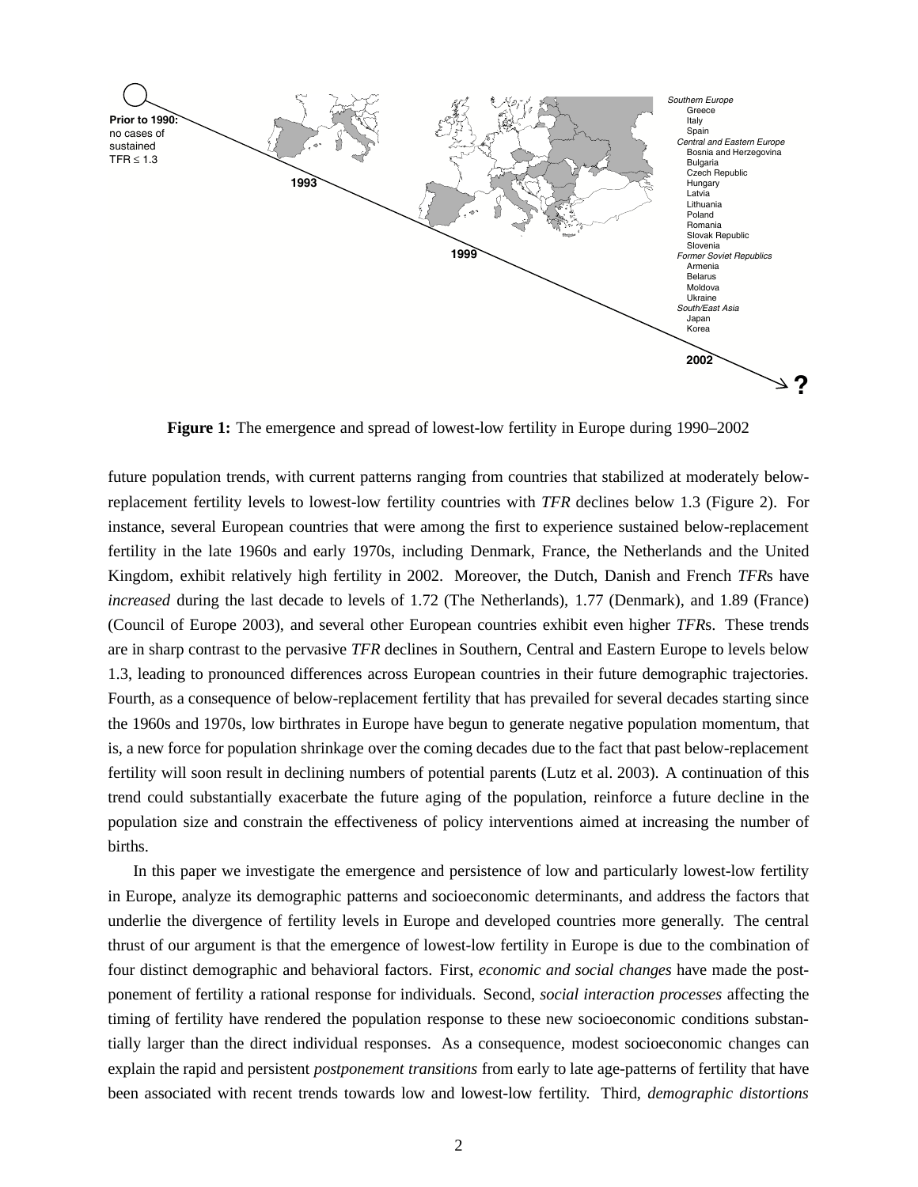**Figure 1:** The emergence and spread of lowest-low fertility in Europe during 1990–2002

future population trends, with current patterns ranging from countries that stabilized at moderately below-replacement fertility levels to lowest-low fertility countries with *TFR* declines below 1.3 (Figure 2). For instance, several European countries that were among the first to experience sustained below-replacement fertility in the late 1960s and early 1970s, including Denmark, France, the Netherlands and the United Kingdom, exhibit relatively high fertility in 2002. Moreover, the Dutch, Danish and French *TFR*s have *increased* during the last decade to levels of 1.72 (The Netherlands), 1.77 (Denmark), and 1.89 (France) (Council of Europe 2003), and several other European countries exhibit even higher *TFR*s. These trends are in sharp contrast to the pervasive *TFR* declines in Southern, Central and Eastern Europe to levels below 1.3, leading to pronounced differences across European countries in their future demographic trajectories. Fourth, as a consequence of below-replacement fertility that has prevailed for several decades starting since the 1960s and 1970s, low birthrates in Europe have begun to generate negative population momentum, that is, a new force for population shrinkage over the coming decades due to the fact that past below-replacement fertility will soon result in declining numbers of potential parents (Lutz et al. 2003). A continuation of this trend could substantially exacerbate the future aging of the population, reinforce a future decline in the population size and constrain the effectiveness of policy interventions aimed at increasing the number of births.

In this paper we investigate the emergence and persistence of low and particularly lowest-low fertility in Europe, analyze its demographic patterns and socioeconomic determinants, and address the factors that underlie the divergence of fertility levels in Europe and developed countries more generally. The central thrust of our argument is that the emergence of lowest-low fertility in Europe is due to the combination of four distinct demographic and behavioral factors. First, *economic and social changes* have made the postponement of fertility a rational response for individuals. Second, *social interaction processes* affecting the timing of fertility have rendered the population response to these new socioeconomic conditions substantially larger than the direct individual responses. As a consequence, modest socioeconomic changes can explain the rapid and persistent *postponement transitions* from early to late age-patterns of fertility that have been associated with recent trends towards low and lowest-low fertility. Third, *demographic distortions*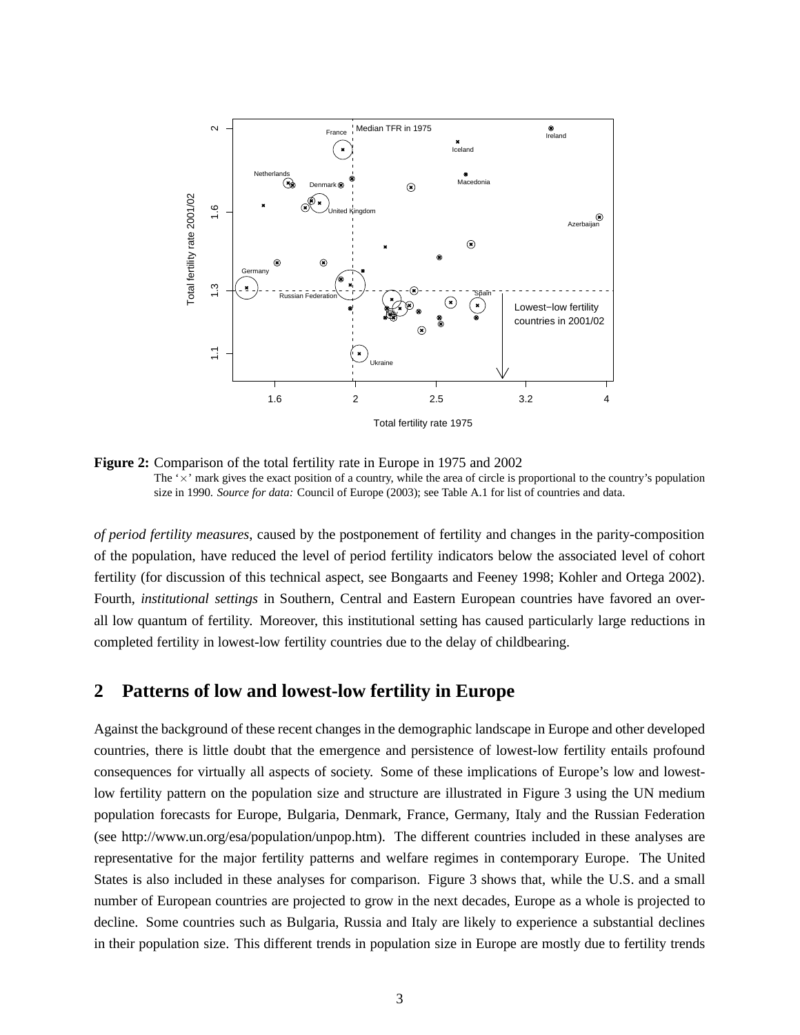**Figure 2:** Comparison of the total fertility rate in Europe in 1975 and 2002
The '×' mark gives the exact position of a country, while the area of circle is proportional to the country's population size in 1990. *Source for data:* Council of Europe (2003); see Table A.1 for list of countries and data.

*of period fertility measures*, caused by the postponement of fertility and changes in the parity-composition of the population, have reduced the level of period fertility indicators below the associated level of cohort fertility (for discussion of this technical aspect, see Bongaarts and Feeney 1998; Kohler and Ortega 2002). Fourth, *institutional settings* in Southern, Central and Eastern European countries have favored an overall low quantum of fertility. Moreover, this institutional setting has caused particularly large reductions in completed fertility in lowest-low fertility countries due to the delay of childbearing.

## 2 Patterns of low and lowest-low fertility in Europe

Against the background of these recent changes in the demographic landscape in Europe and other developed countries, there is little doubt that the emergence and persistence of lowest-low fertility entails profound consequences for virtually all aspects of society. Some of these implications of Europe's low and lowest-low fertility pattern on the population size and structure are illustrated in Figure 3 using the UN medium population forecasts for Europe, Bulgaria, Denmark, France, Germany, Italy and the Russian Federation (see http://www.un.org/esa/population/unpop.htm). The different countries included in these analyses are representative for the major fertility patterns and welfare regimes in contemporary Europe. The United States is also included in these analyses for comparison. Figure 3 shows that, while the U.S. and a small number of European countries are projected to grow in the next decades, Europe as a whole is projected to decline. Some countries such as Bulgaria, Russia and Italy are likely to experience a substantial declines in their population size. This different trends in population size in Europe are mostly due to fertility trends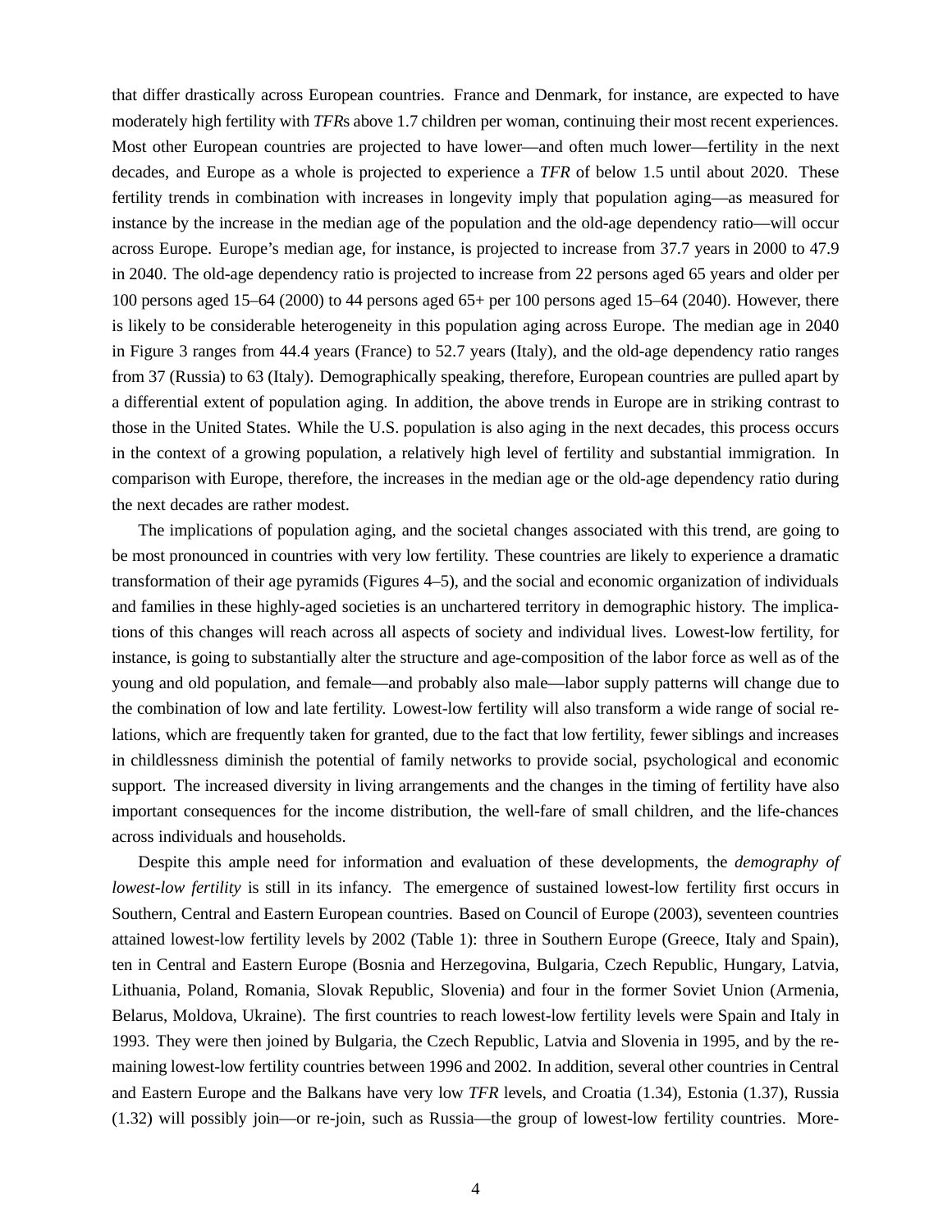that differ drastically across European countries. France and Denmark, for instance, are expected to have moderately high fertility with *TFR*s above 1.7 children per woman, continuing their most recent experiences. Most other European countries are projected to have lower—and often much lower—fertility in the next decades, and Europe as a whole is projected to experience a *TFR* of below 1.5 until about 2020. These fertility trends in combination with increases in longevity imply that population aging—as measured for instance by the increase in the median age of the population and the old-age dependency ratio—will occur across Europe. Europe's median age, for instance, is projected to increase from 37.7 years in 2000 to 47.9 in 2040. The old-age dependency ratio is projected to increase from 22 persons aged 65 years and older per 100 persons aged 15–64 (2000) to 44 persons aged 65+ per 100 persons aged 15–64 (2040). However, there is likely to be considerable heterogeneity in this population aging across Europe. The median age in 2040 in Figure 3 ranges from 44.4 years (France) to 52.7 years (Italy), and the old-age dependency ratio ranges from 37 (Russia) to 63 (Italy). Demographically speaking, therefore, European countries are pulled apart by a differential extent of population aging. In addition, the above trends in Europe are in striking contrast to those in the United States. While the U.S. population is also aging in the next decades, this process occurs in the context of a growing population, a relatively high level of fertility and substantial immigration. In comparison with Europe, therefore, the increases in the median age or the old-age dependency ratio during the next decades are rather modest.

The implications of population aging, and the societal changes associated with this trend, are going to be most pronounced in countries with very low fertility. These countries are likely to experience a dramatic transformation of their age pyramids (Figures 4–5), and the social and economic organization of individuals and families in these highly-aged societies is an unchartered territory in demographic history. The implications of this changes will reach across all aspects of society and individual lives. Lowest-low fertility, for instance, is going to substantially alter the structure and age-composition of the labor force as well as of the young and old population, and female—and probably also male—labor supply patterns will change due to the combination of low and late fertility. Lowest-low fertility will also transform a wide range of social relations, which are frequently taken for granted, due to the fact that low fertility, fewer siblings and increases in childlessness diminish the potential of family networks to provide social, psychological and economic support. The increased diversity in living arrangements and the changes in the timing of fertility have also important consequences for the income distribution, the well-fare of small children, and the life-chances across individuals and households.

Despite this ample need for information and evaluation of these developments, the *demography of lowest-low fertility* is still in its infancy. The emergence of sustained lowest-low fertility first occurs in Southern, Central and Eastern European countries. Based on Council of Europe (2003), seventeen countries attained lowest-low fertility levels by 2002 (Table 1): three in Southern Europe (Greece, Italy and Spain), ten in Central and Eastern Europe (Bosnia and Herzegovina, Bulgaria, Czech Republic, Hungary, Latvia, Lithuania, Poland, Romania, Slovak Republic, Slovenia) and four in the former Soviet Union (Armenia, Belarus, Moldova, Ukraine). The first countries to reach lowest-low fertility levels were Spain and Italy in 1993. They were then joined by Bulgaria, the Czech Republic, Latvia and Slovenia in 1995, and by the remaining lowest-low fertility countries between 1996 and 2002. In addition, several other countries in Central and Eastern Europe and the Balkans have very low *TFR* levels, and Croatia (1.34), Estonia (1.37), Russia (1.32) will possibly join—or re-join, such as Russia—the group of lowest-low fertility countries. More-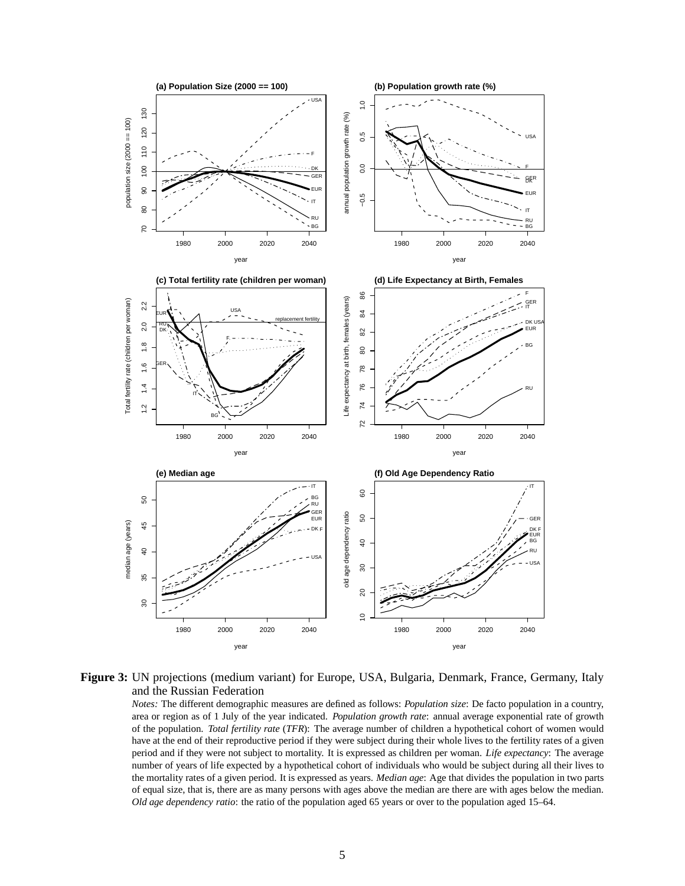**Figure 3:** UN projections (medium variant) for Europe, USA, Bulgaria, Denmark, France, Germany, Italy and the Russian Federation

*Notes:* The different demographic measures are defined as follows: *Population size*: De facto population in a country, area or region as of 1 July of the year indicated. *Population growth rate*: annual average exponential rate of growth of the population. *Total fertility rate* (*TFR*): The average number of children a hypothetical cohort of women would have at the end of their reproductive period if they were subject during their whole lives to the fertility rates of a given period and if they were not subject to mortality. It is expressed as children per woman. *Life expectancy*: The average number of years of life expected by a hypothetical cohort of individuals who would be subject during all their lives to the mortality rates of a given period. It is expressed as years. *Median age*: Age that divides the population in two parts of equal size, that is, there are as many persons with ages above the median are there are with ages below the median. *Old age dependency ratio*: the ratio of the population aged 65 years or over to the population aged 15–64.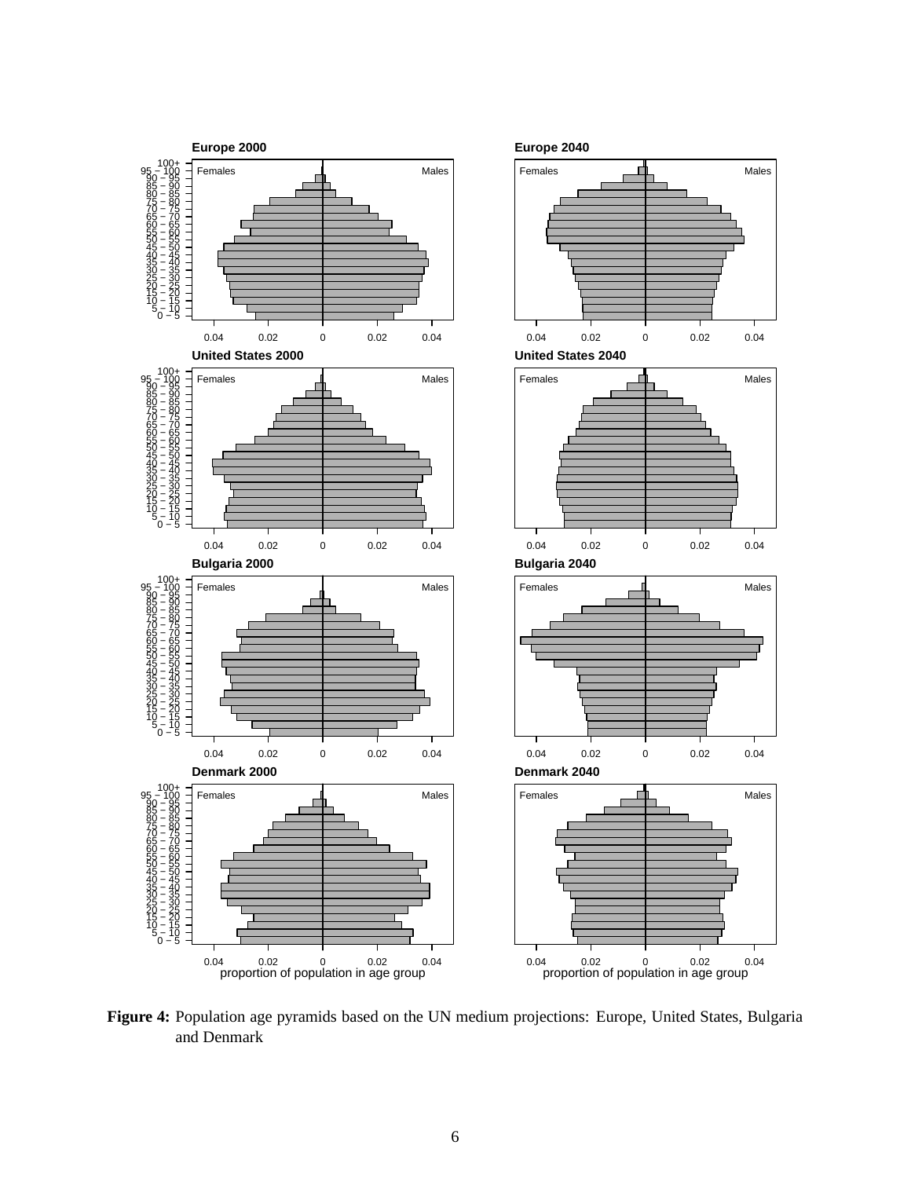**Figure 4:** Population age pyramids based on the UN medium projections: Europe, United States, Bulgaria and Denmark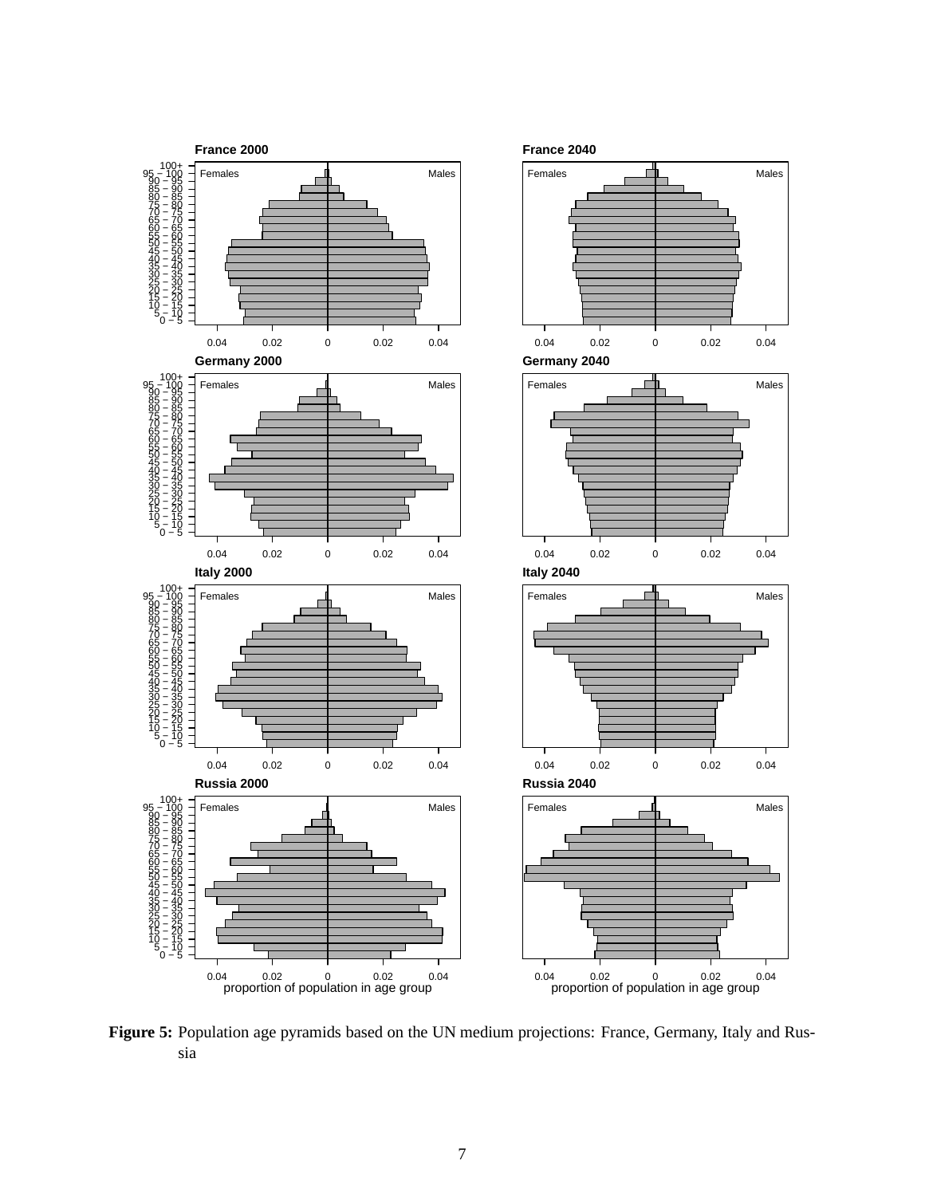**Figure 5:** Population age pyramids based on the UN medium projections: France, Germany, Italy and Russia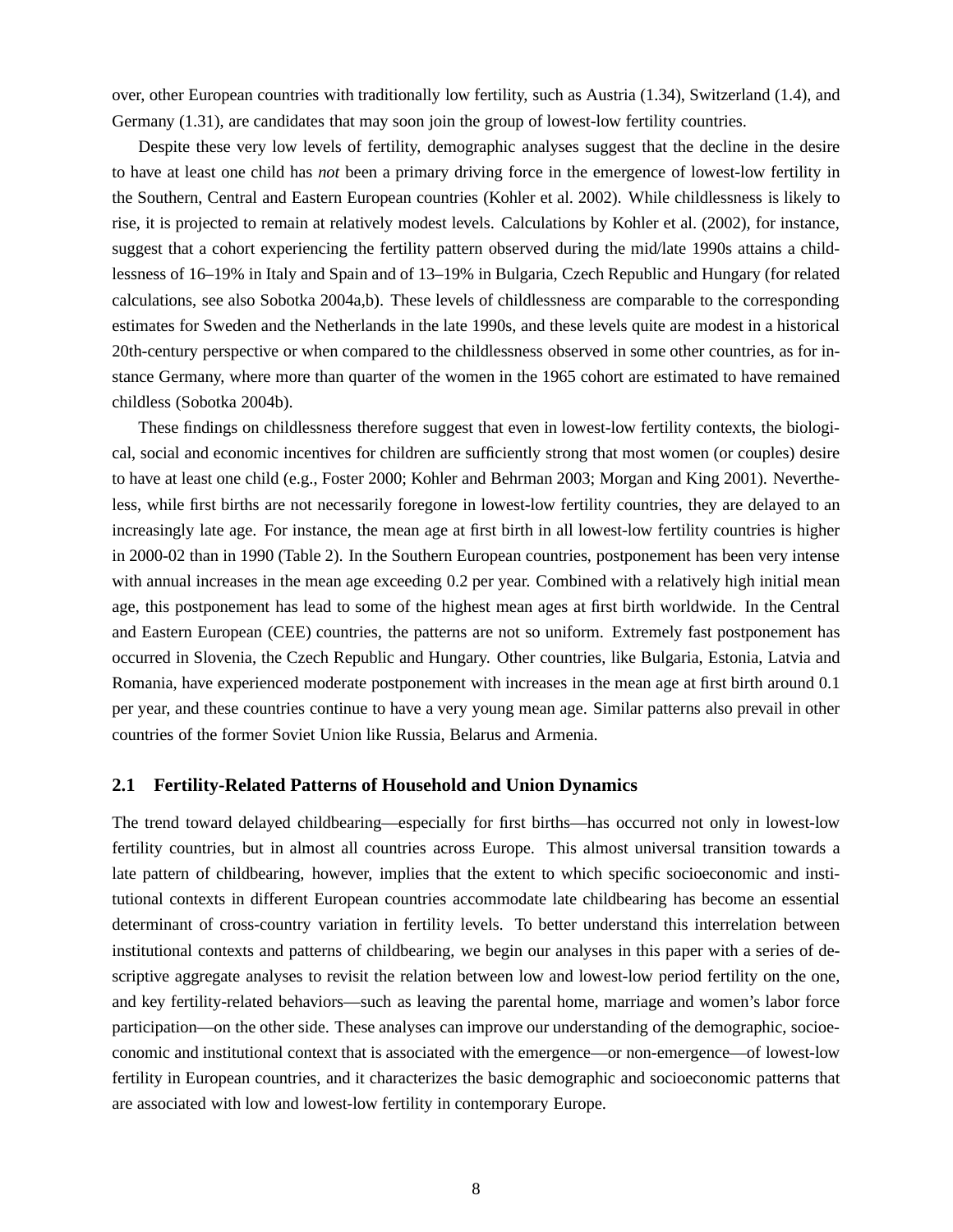over, other European countries with traditionally low fertility, such as Austria (1.34), Switzerland (1.4), and Germany (1.31), are candidates that may soon join the group of lowest-low fertility countries.

Despite these very low levels of fertility, demographic analyses suggest that the decline in the desire to have at least one child has *not* been a primary driving force in the emergence of lowest-low fertility in the Southern, Central and Eastern European countries (Kohler et al. 2002). While childlessness is likely to rise, it is projected to remain at relatively modest levels. Calculations by Kohler et al. (2002), for instance, suggest that a cohort experiencing the fertility pattern observed during the mid/late 1990s attains a childlessness of 16–19% in Italy and Spain and of 13–19% in Bulgaria, Czech Republic and Hungary (for related calculations, see also Sobotka 2004a,b). These levels of childlessness are comparable to the corresponding estimates for Sweden and the Netherlands in the late 1990s, and these levels quite are modest in a historical 20th-century perspective or when compared to the childlessness observed in some other countries, as for instance Germany, where more than quarter of the women in the 1965 cohort are estimated to have remained childless (Sobotka 2004b).

These findings on childlessness therefore suggest that even in lowest-low fertility contexts, the biological, social and economic incentives for children are sufficiently strong that most women (or couples) desire to have at least one child (e.g., Foster 2000; Kohler and Behrman 2003; Morgan and King 2001). Nevertheless, while first births are not necessarily foregone in lowest-low fertility countries, they are delayed to an increasingly late age. For instance, the mean age at first birth in all lowest-low fertility countries is higher in 2000-02 than in 1990 (Table 2). In the Southern European countries, postponement has been very intense with annual increases in the mean age exceeding 0.2 per year. Combined with a relatively high initial mean age, this postponement has lead to some of the highest mean ages at first birth worldwide. In the Central and Eastern European (CEE) countries, the patterns are not so uniform. Extremely fast postponement has occurred in Slovenia, the Czech Republic and Hungary. Other countries, like Bulgaria, Estonia, Latvia and Romania, have experienced moderate postponement with increases in the mean age at first birth around 0.1 per year, and these countries continue to have a very young mean age. Similar patterns also prevail in other countries of the former Soviet Union like Russia, Belarus and Armenia.

## 2.1 Fertility-Related Patterns of Household and Union Dynamics

The trend toward delayed childbearing—especially for first births—has occurred not only in lowest-low fertility countries, but in almost all countries across Europe. This almost universal transition towards a late pattern of childbearing, however, implies that the extent to which specific socioeconomic and institutional contexts in different European countries accommodate late childbearing has become an essential determinant of cross-country variation in fertility levels. To better understand this interrelation between institutional contexts and patterns of childbearing, we begin our analyses in this paper with a series of descriptive aggregate analyses to revisit the relation between low and lowest-low period fertility on the one, and key fertility-related behaviors—such as leaving the parental home, marriage and women's labor force participation—on the other side. These analyses can improve our understanding of the demographic, socioeconomic and institutional context that is associated with the emergence—or non-emergence—of lowest-low fertility in European countries, and it characterizes the basic demographic and socioeconomic patterns that are associated with low and lowest-low fertility in contemporary Europe.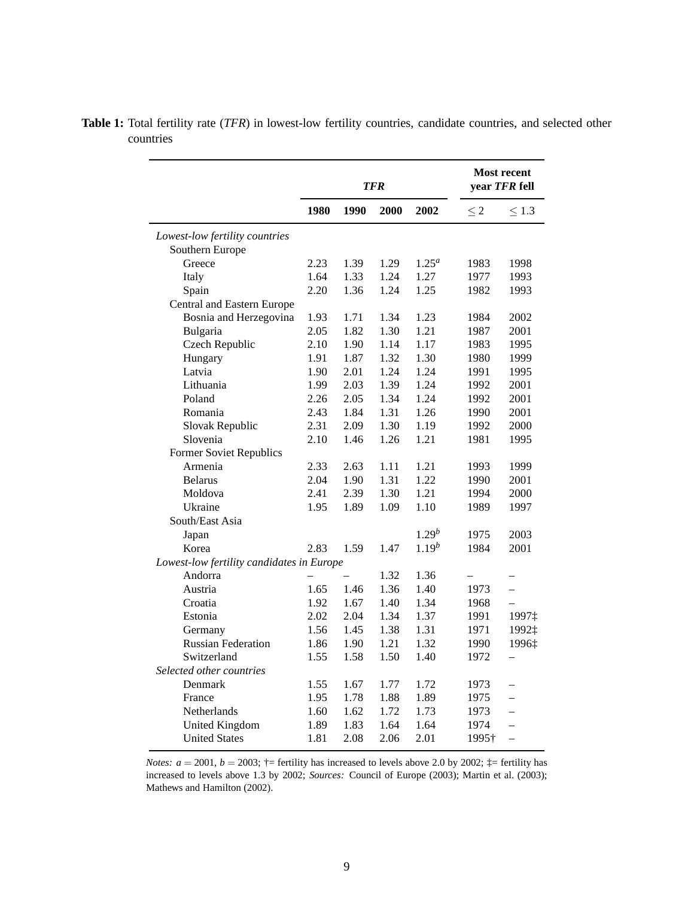**Table 1:** Total fertility rate (*TFR*) in lowest-low fertility countries, candidate countries, and selected other countries

| | *TFR* | | | | Most recent year *TFR* fell | |
|---|---|---|---|---|---|---|
| | 1980 | 1990 | 2000 | 2002 | $\leq 2$ | $\leq 1.3$ |
| *Lowest-low fertility countries* | | | | | | |
| Southern Europe | | | | | | |
| Greece | 2.23 | 1.39 | 1.29 | $1.25^a$ | 1983 | 1998 |
| Italy | 1.64 | 1.33 | 1.24 | 1.27 | 1977 | 1993 |
| Spain | 2.20 | 1.36 | 1.24 | 1.25 | 1982 | 1993 |
| Central and Eastern Europe | | | | | | |
| Bosnia and Herzegovina | 1.93 | 1.71 | 1.34 | 1.23 | 1984 | 2002 |
| Bulgaria | 2.05 | 1.82 | 1.30 | 1.21 | 1987 | 2001 |
| Czech Republic | 2.10 | 1.90 | 1.14 | 1.17 | 1983 | 1995 |
| Hungary | 1.91 | 1.87 | 1.32 | 1.30 | 1980 | 1999 |
| Latvia | 1.90 | 2.01 | 1.24 | 1.24 | 1991 | 1995 |
| Lithuania | 1.99 | 2.03 | 1.39 | 1.24 | 1992 | 2001 |
| Poland | 2.26 | 2.05 | 1.34 | 1.24 | 1992 | 2001 |
| Romania | 2.43 | 1.84 | 1.31 | 1.26 | 1990 | 2001 |
| Slovak Republic | 2.31 | 2.09 | 1.30 | 1.19 | 1992 | 2000 |
| Slovenia | 2.10 | 1.46 | 1.26 | 1.21 | 1981 | 1995 |
| Former Soviet Republics | | | | | | |
| Armenia | 2.33 | 2.63 | 1.11 | 1.21 | 1993 | 1999 |
| Belarus | 2.04 | 1.90 | 1.31 | 1.22 | 1990 | 2001 |
| Moldova | 2.41 | 2.39 | 1.30 | 1.21 | 1994 | 2000 |
| Ukraine | 1.95 | 1.89 | 1.09 | 1.10 | 1989 | 1997 |
| South/East Asia | | | | | | |
| Japan | | | | $1.29^b$ | 1975 | 2003 |
| Korea | 2.83 | 1.59 | 1.47 | $1.19^b$ | 1984 | 2001 |
| *Lowest-low fertility candidates in Europe* | | | | | | |
| Andorra | – | – | 1.32 | 1.36 | – | – |
| Austria | 1.65 | 1.46 | 1.36 | 1.40 | 1973 | – |
| Croatia | 1.92 | 1.67 | 1.40 | 1.34 | 1968 | – |
| Estonia | 2.02 | 2.04 | 1.34 | 1.37 | 1991 | 1997‡ |
| Germany | 1.56 | 1.45 | 1.38 | 1.31 | 1971 | 1992‡ |
| Russian Federation | 1.86 | 1.90 | 1.21 | 1.32 | 1990 | 1996‡ |
| Switzerland | 1.55 | 1.58 | 1.50 | 1.40 | 1972 | – |
| *Selected other countries* | | | | | | |
| Denmark | 1.55 | 1.67 | 1.77 | 1.72 | 1973 | – |
| France | 1.95 | 1.78 | 1.88 | 1.89 | 1975 | – |
| Netherlands | 1.60 | 1.62 | 1.72 | 1.73 | 1973 | – |
| United Kingdom | 1.89 | 1.83 | 1.64 | 1.64 | 1974 | – |
| United States | 1.81 | 2.08 | 2.06 | 2.01 | 1995† | – |

*Notes:* $a = 2001$, $b = 2003$; †= fertility has increased to levels above 2.0 by 2002; ‡= fertility has increased to levels above 1.3 by 2002; *Sources:* Council of Europe (2003); Martin et al. (2003); Mathews and Hamilton (2002).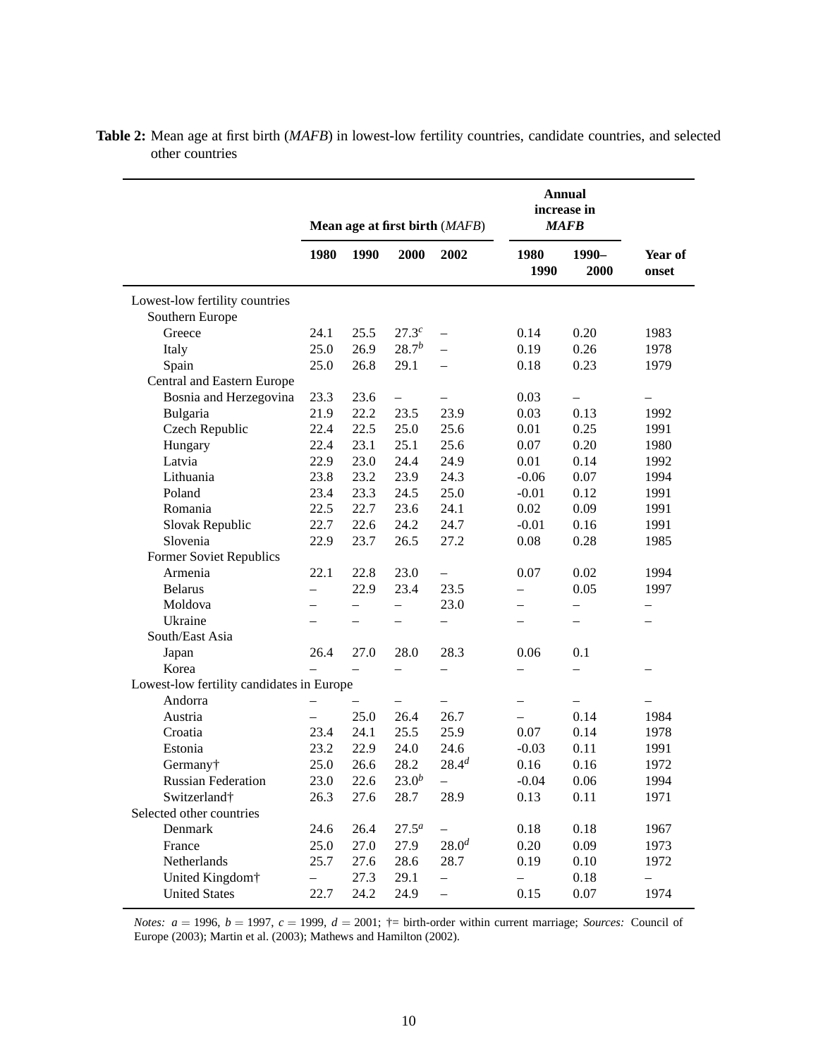**Table 2:** Mean age at first birth (*MAFB*) in lowest-low fertility countries, candidate countries, and selected other countries

| | Mean age at first birth (*MAFB*) | | | | Annual increase in ***MAFB*** | | |
|---|---|---|---|---|---|---|---|
| | **1980** | **1990** | **2000** | **2002** | **1980 1990** | **1990– 2000** | **Year of onset** |
| Lowest-low fertility countries | | | | | | | |
| Southern Europe | | | | | | | |
| Greece | 24.1 | 25.5 | 27.3[c] | – | 0.14 | 0.20 | 1983 |
| Italy | 25.0 | 26.9 | 28.7[b] | – | 0.19 | 0.26 | 1978 |
| Spain | 25.0 | 26.8 | 29.1 | – | 0.18 | 0.23 | 1979 |
| Central and Eastern Europe | | | | | | | |
| Bosnia and Herzegovina | 23.3 | 23.6 | – | – | 0.03 | – | – |
| Bulgaria | 21.9 | 22.2 | 23.5 | 23.9 | 0.03 | 0.13 | 1992 |
| Czech Republic | 22.4 | 22.5 | 25.0 | 25.6 | 0.01 | 0.25 | 1991 |
| Hungary | 22.4 | 23.1 | 25.1 | 25.6 | 0.07 | 0.20 | 1980 |
| Latvia | 22.9 | 23.0 | 24.4 | 24.9 | 0.01 | 0.14 | 1992 |
| Lithuania | 23.8 | 23.2 | 23.9 | 24.3 | -0.06 | 0.07 | 1994 |
| Poland | 23.4 | 23.3 | 24.5 | 25.0 | -0.01 | 0.12 | 1991 |
| Romania | 22.5 | 22.7 | 23.6 | 24.1 | 0.02 | 0.09 | 1991 |
| Slovak Republic | 22.7 | 22.6 | 24.2 | 24.7 | -0.01 | 0.16 | 1991 |
| Slovenia | 22.9 | 23.7 | 26.5 | 27.2 | 0.08 | 0.28 | 1985 |
| Former Soviet Republics | | | | | | | |
| Armenia | 22.1 | 22.8 | 23.0 | – | 0.07 | 0.02 | 1994 |
| Belarus | – | 22.9 | 23.4 | 23.5 | – | 0.05 | 1997 |
| Moldova | – | – | – | 23.0 | – | – | – |
| Ukraine | – | – | – | – | – | – | – |
| South/East Asia | | | | | | | |
| Japan | 26.4 | 27.0 | 28.0 | 28.3 | 0.06 | 0.1 | |
| Korea | – | – | – | – | – | – | – |
| Lowest-low fertility candidates in Europe | | | | | | | |
| Andorra | – | – | – | – | – | – | – |
| Austria | – | 25.0 | 26.4 | 26.7 | – | 0.14 | 1984 |
| Croatia | 23.4 | 24.1 | 25.5 | 25.9 | 0.07 | 0.14 | 1978 |
| Estonia | 23.2 | 22.9 | 24.0 | 24.6 | -0.03 | 0.11 | 1991 |
| Germany† | 25.0 | 26.6 | 28.2 | 28.4[d] | 0.16 | 0.16 | 1972 |
| Russian Federation | 23.0 | 22.6 | 23.0[b] | – | -0.04 | 0.06 | 1994 |
| Switzerland† | 26.3 | 27.6 | 28.7 | 28.9 | 0.13 | 0.11 | 1971 |
| Selected other countries | | | | | | | |
| Denmark | 24.6 | 26.4 | 27.5[a] | – | 0.18 | 0.18 | 1967 |
| France | 25.0 | 27.0 | 27.9 | 28.0[d] | 0.20 | 0.09 | 1973 |
| Netherlands | 25.7 | 27.6 | 28.6 | 28.7 | 0.19 | 0.10 | 1972 |
| United Kingdom† | – | 27.3 | 29.1 | – | – | 0.18 | – |
| United States | 22.7 | 24.2 | 24.9 | – | 0.15 | 0.07 | 1974 |

*Notes:* $a = 1996$, $b = 1997$, $c = 1999$, $d = 2001$; †= birth-order within current marriage; *Sources:* Council of Europe (2003); Martin et al. (2003); Mathews and Hamilton (2002).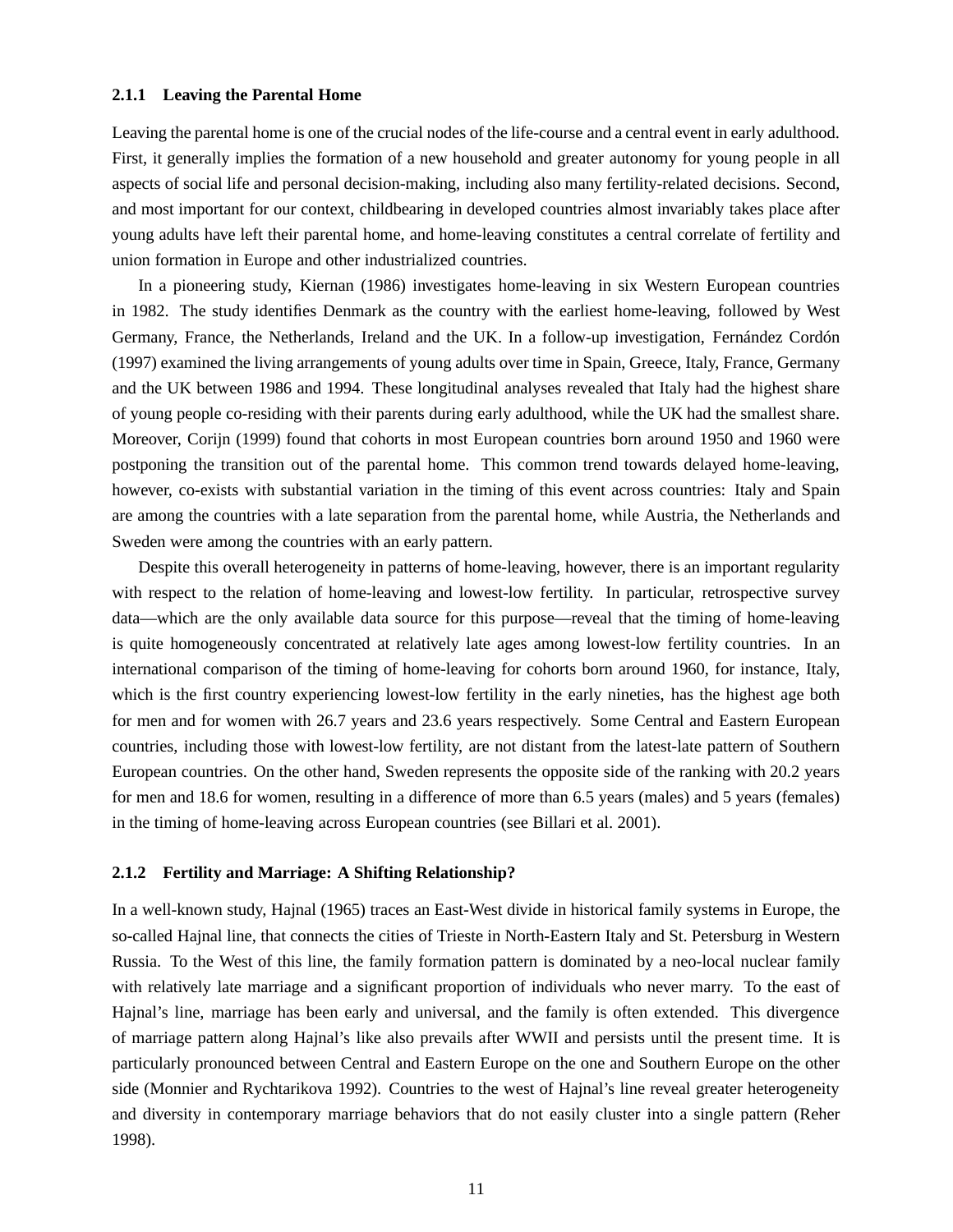### 2.1.1 Leaving the Parental Home

Leaving the parental home is one of the crucial nodes of the life-course and a central event in early adulthood. First, it generally implies the formation of a new household and greater autonomy for young people in all aspects of social life and personal decision-making, including also many fertility-related decisions. Second, and most important for our context, childbearing in developed countries almost invariably takes place after young adults have left their parental home, and home-leaving constitutes a central correlate of fertility and union formation in Europe and other industrialized countries.

In a pioneering study, Kiernan (1986) investigates home-leaving in six Western European countries in 1982. The study identifies Denmark as the country with the earliest home-leaving, followed by West Germany, France, the Netherlands, Ireland and the UK. In a follow-up investigation, Fernández Cordón (1997) examined the living arrangements of young adults over time in Spain, Greece, Italy, France, Germany and the UK between 1986 and 1994. These longitudinal analyses revealed that Italy had the highest share of young people co-residing with their parents during early adulthood, while the UK had the smallest share. Moreover, Corijn (1999) found that cohorts in most European countries born around 1950 and 1960 were postponing the transition out of the parental home. This common trend towards delayed home-leaving, however, co-exists with substantial variation in the timing of this event across countries: Italy and Spain are among the countries with a late separation from the parental home, while Austria, the Netherlands and Sweden were among the countries with an early pattern.

Despite this overall heterogeneity in patterns of home-leaving, however, there is an important regularity with respect to the relation of home-leaving and lowest-low fertility. In particular, retrospective survey data—which are the only available data source for this purpose—reveal that the timing of home-leaving is quite homogeneously concentrated at relatively late ages among lowest-low fertility countries. In an international comparison of the timing of home-leaving for cohorts born around 1960, for instance, Italy, which is the first country experiencing lowest-low fertility in the early nineties, has the highest age both for men and for women with 26.7 years and 23.6 years respectively. Some Central and Eastern European countries, including those with lowest-low fertility, are not distant from the latest-late pattern of Southern European countries. On the other hand, Sweden represents the opposite side of the ranking with 20.2 years for men and 18.6 for women, resulting in a difference of more than 6.5 years (males) and 5 years (females) in the timing of home-leaving across European countries (see Billari et al. 2001).

### 2.1.2 Fertility and Marriage: A Shifting Relationship?

In a well-known study, Hajnal (1965) traces an East-West divide in historical family systems in Europe, the so-called Hajnal line, that connects the cities of Trieste in North-Eastern Italy and St. Petersburg in Western Russia. To the West of this line, the family formation pattern is dominated by a neo-local nuclear family with relatively late marriage and a significant proportion of individuals who never marry. To the east of Hajnal's line, marriage has been early and universal, and the family is often extended. This divergence of marriage pattern along Hajnal's like also prevails after WWII and persists until the present time. It is particularly pronounced between Central and Eastern Europe on the one and Southern Europe on the other side (Monnier and Rychtarikova 1992). Countries to the west of Hajnal's line reveal greater heterogeneity and diversity in contemporary marriage behaviors that do not easily cluster into a single pattern (Reher 1998).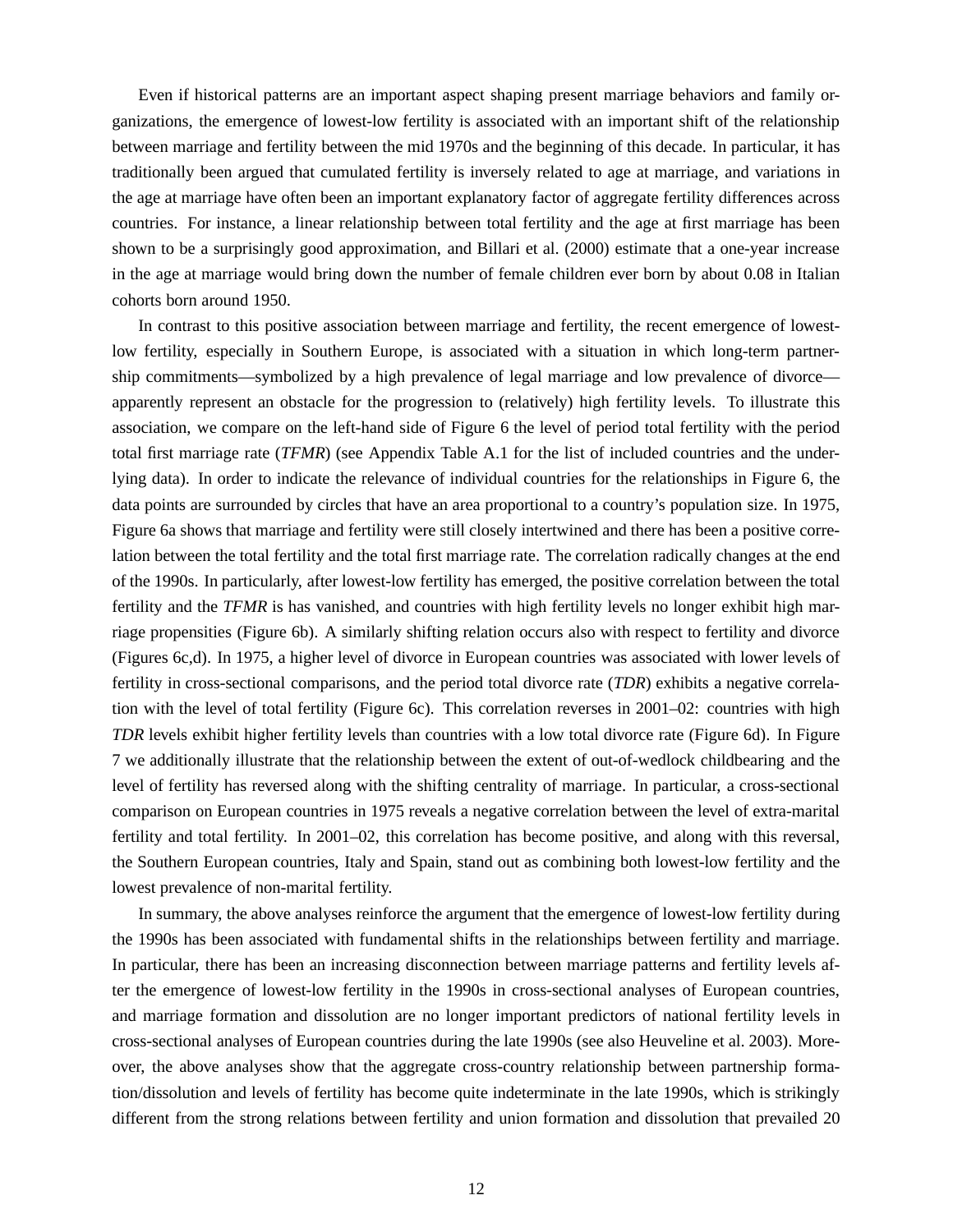Even if historical patterns are an important aspect shaping present marriage behaviors and family organizations, the emergence of lowest-low fertility is associated with an important shift of the relationship between marriage and fertility between the mid 1970s and the beginning of this decade. In particular, it has traditionally been argued that cumulated fertility is inversely related to age at marriage, and variations in the age at marriage have often been an important explanatory factor of aggregate fertility differences across countries. For instance, a linear relationship between total fertility and the age at first marriage has been shown to be a surprisingly good approximation, and Billari et al. (2000) estimate that a one-year increase in the age at marriage would bring down the number of female children ever born by about 0.08 in Italian cohorts born around 1950.

In contrast to this positive association between marriage and fertility, the recent emergence of lowest-low fertility, especially in Southern Europe, is associated with a situation in which long-term partnership commitments—symbolized by a high prevalence of legal marriage and low prevalence of divorce—apparently represent an obstacle for the progression to (relatively) high fertility levels. To illustrate this association, we compare on the left-hand side of Figure 6 the level of period total fertility with the period total first marriage rate (*TFMR*) (see Appendix Table A.1 for the list of included countries and the underlying data). In order to indicate the relevance of individual countries for the relationships in Figure 6, the data points are surrounded by circles that have an area proportional to a country's population size. In 1975, Figure 6a shows that marriage and fertility were still closely intertwined and there has been a positive correlation between the total fertility and the total first marriage rate. The correlation radically changes at the end of the 1990s. In particularly, after lowest-low fertility has emerged, the positive correlation between the total fertility and the *TFMR* is has vanished, and countries with high fertility levels no longer exhibit high marriage propensities (Figure 6b). A similarly shifting relation occurs also with respect to fertility and divorce (Figures 6c,d). In 1975, a higher level of divorce in European countries was associated with lower levels of fertility in cross-sectional comparisons, and the period total divorce rate (*TDR*) exhibits a negative correlation with the level of total fertility (Figure 6c). This correlation reverses in 2001–02: countries with high *TDR* levels exhibit higher fertility levels than countries with a low total divorce rate (Figure 6d). In Figure 7 we additionally illustrate that the relationship between the extent of out-of-wedlock childbearing and the level of fertility has reversed along with the shifting centrality of marriage. In particular, a cross-sectional comparison on European countries in 1975 reveals a negative correlation between the level of extra-marital fertility and total fertility. In 2001–02, this correlation has become positive, and along with this reversal, the Southern European countries, Italy and Spain, stand out as combining both lowest-low fertility and the lowest prevalence of non-marital fertility.

In summary, the above analyses reinforce the argument that the emergence of lowest-low fertility during the 1990s has been associated with fundamental shifts in the relationships between fertility and marriage. In particular, there has been an increasing disconnection between marriage patterns and fertility levels after the emergence of lowest-low fertility in the 1990s in cross-sectional analyses of European countries, and marriage formation and dissolution are no longer important predictors of national fertility levels in cross-sectional analyses of European countries during the late 1990s (see also Heuveline et al. 2003). Moreover, the above analyses show that the aggregate cross-country relationship between partnership formation/dissolution and levels of fertility has become quite indeterminate in the late 1990s, which is strikingly different from the strong relations between fertility and union formation and dissolution that prevailed 20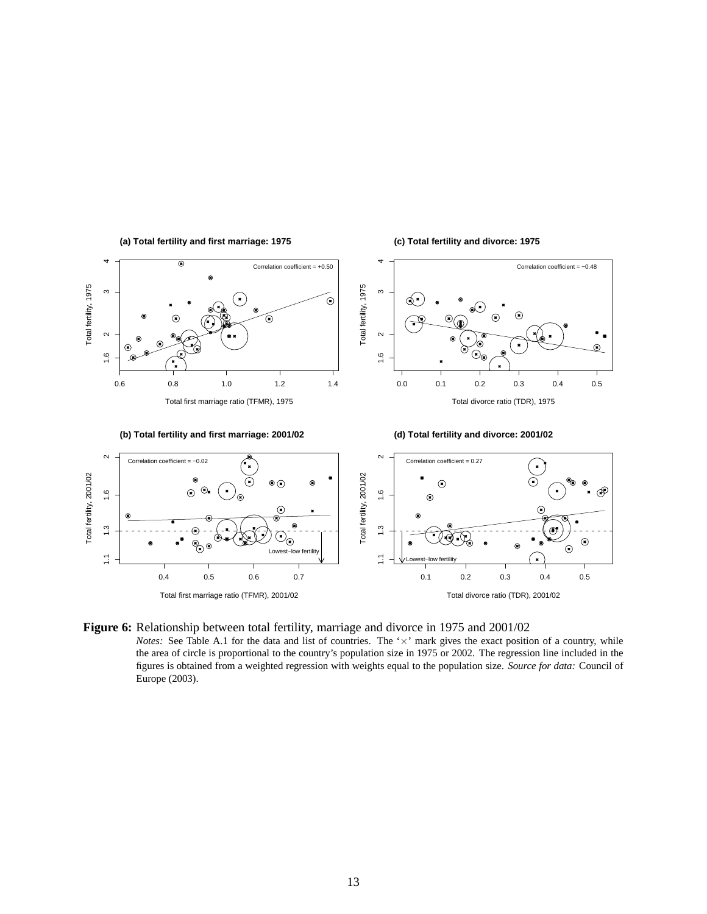**Figure 6:** Relationship between total fertility, marriage and divorce in 1975 and 2001/02

*Notes:* See Table A.1 for the data and list of countries. The '×' mark gives the exact position of a country, while the area of circle is proportional to the country's population size in 1975 or 2002. The regression line included in the figures is obtained from a weighted regression with weights equal to the population size. *Source for data:* Council of Europe (2003).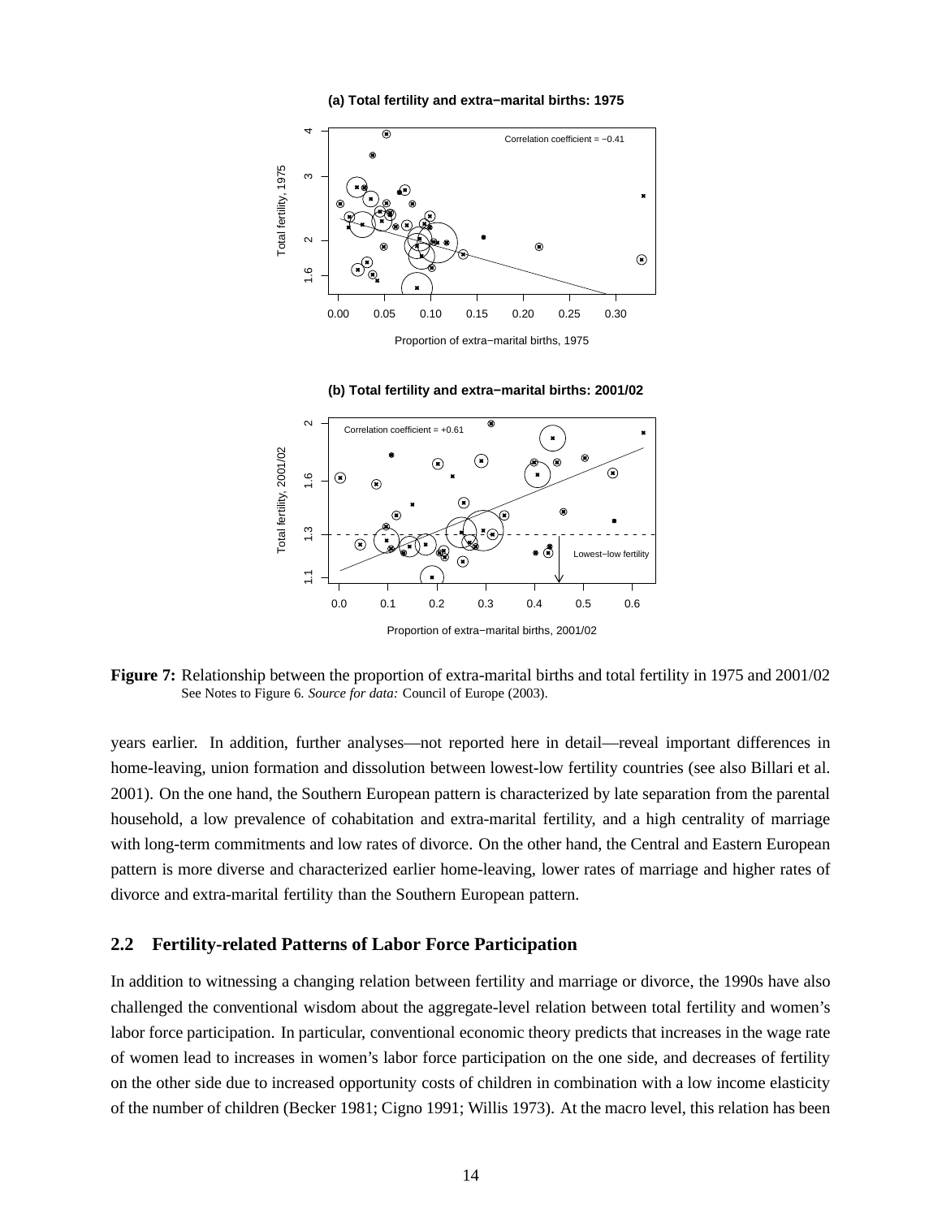**Figure 7:** Relationship between the proportion of extra-marital births and total fertility in 1975 and 2001/02
See Notes to Figure 6. *Source for data:* Council of Europe (2003).

years earlier. In addition, further analyses—not reported here in detail—reveal important differences in home-leaving, union formation and dissolution between lowest-low fertility countries (see also Billari et al. 2001). On the one hand, the Southern European pattern is characterized by late separation from the parental household, a low prevalence of cohabitation and extra-marital fertility, and a high centrality of marriage with long-term commitments and low rates of divorce. On the other hand, the Central and Eastern European pattern is more diverse and characterized earlier home-leaving, lower rates of marriage and higher rates of divorce and extra-marital fertility than the Southern European pattern.

## 2.2 Fertility-related Patterns of Labor Force Participation

In addition to witnessing a changing relation between fertility and marriage or divorce, the 1990s have also challenged the conventional wisdom about the aggregate-level relation between total fertility and women's labor force participation. In particular, conventional economic theory predicts that increases in the wage rate of women lead to increases in women's labor force participation on the one side, and decreases of fertility on the other side due to increased opportunity costs of children in combination with a low income elasticity of the number of children (Becker 1981; Cigno 1991; Willis 1973). At the macro level, this relation has been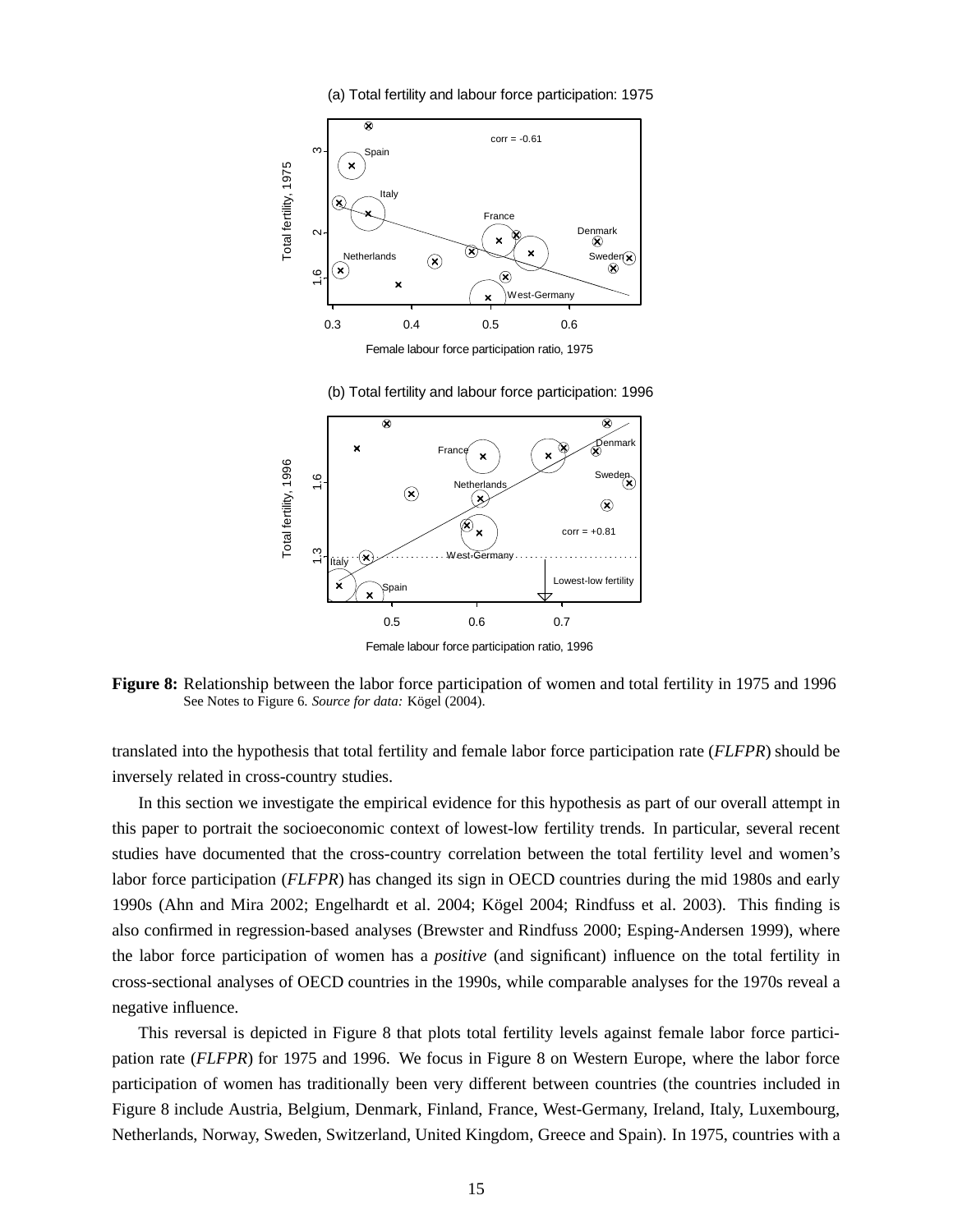**Figure 8:** Relationship between the labor force participation of women and total fertility in 1975 and 1996
See Notes to Figure 6. *Source for data:* Kögel (2004).

translated into the hypothesis that total fertility and female labor force participation rate (*FLFPR*) should be inversely related in cross-country studies.

In this section we investigate the empirical evidence for this hypothesis as part of our overall attempt in this paper to portrait the socioeconomic context of lowest-low fertility trends. In particular, several recent studies have documented that the cross-country correlation between the total fertility level and women's labor force participation (*FLFPR*) has changed its sign in OECD countries during the mid 1980s and early 1990s (Ahn and Mira 2002; Engelhardt et al. 2004; Kögel 2004; Rindfuss et al. 2003). This finding is also confirmed in regression-based analyses (Brewster and Rindfuss 2000; Esping-Andersen 1999), where the labor force participation of women has a *positive* (and significant) influence on the total fertility in cross-sectional analyses of OECD countries in the 1990s, while comparable analyses for the 1970s reveal a negative influence.

This reversal is depicted in Figure 8 that plots total fertility levels against female labor force participation rate (*FLFPR*) for 1975 and 1996. We focus in Figure 8 on Western Europe, where the labor force participation of women has traditionally been very different between countries (the countries included in Figure 8 include Austria, Belgium, Denmark, Finland, France, West-Germany, Ireland, Italy, Luxembourg, Netherlands, Norway, Sweden, Switzerland, United Kingdom, Greece and Spain). In 1975, countries with a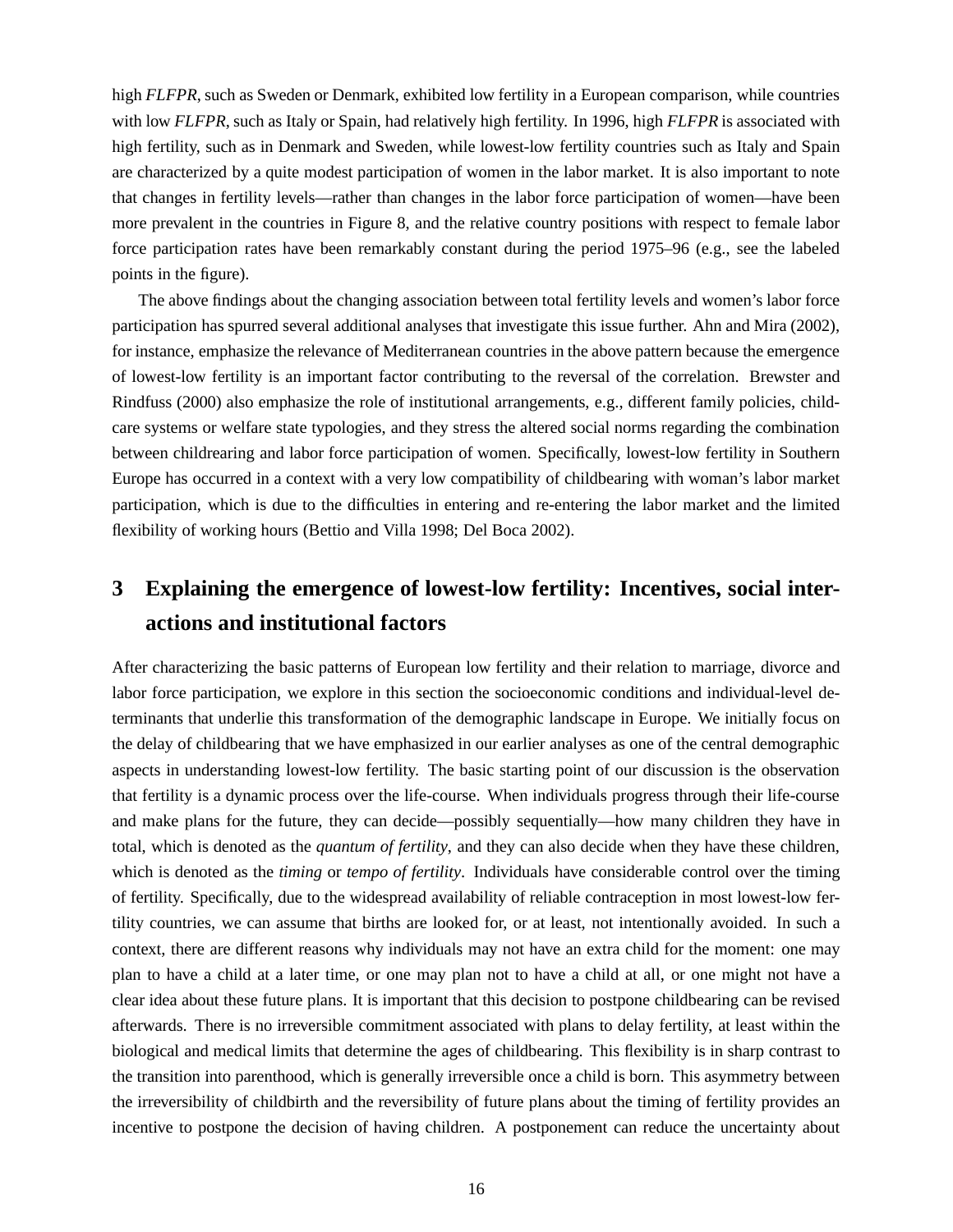high *FLFPR*, such as Sweden or Denmark, exhibited low fertility in a European comparison, while countries with low *FLFPR*, such as Italy or Spain, had relatively high fertility. In 1996, high *FLFPR* is associated with high fertility, such as in Denmark and Sweden, while lowest-low fertility countries such as Italy and Spain are characterized by a quite modest participation of women in the labor market. It is also important to note that changes in fertility levels—rather than changes in the labor force participation of women—have been more prevalent in the countries in Figure 8, and the relative country positions with respect to female labor force participation rates have been remarkably constant during the period 1975–96 (e.g., see the labeled points in the figure).

The above findings about the changing association between total fertility levels and women's labor force participation has spurred several additional analyses that investigate this issue further. Ahn and Mira (2002), for instance, emphasize the relevance of Mediterranean countries in the above pattern because the emergence of lowest-low fertility is an important factor contributing to the reversal of the correlation. Brewster and Rindfuss (2000) also emphasize the role of institutional arrangements, e.g., different family policies, child-care systems or welfare state typologies, and they stress the altered social norms regarding the combination between childrearing and labor force participation of women. Specifically, lowest-low fertility in Southern Europe has occurred in a context with a very low compatibility of childbearing with woman's labor market participation, which is due to the difficulties in entering and re-entering the labor market and the limited flexibility of working hours (Bettio and Villa 1998; Del Boca 2002).

# 3 Explaining the emergence of lowest-low fertility: Incentives, social interactions and institutional factors

After characterizing the basic patterns of European low fertility and their relation to marriage, divorce and labor force participation, we explore in this section the socioeconomic conditions and individual-level determinants that underlie this transformation of the demographic landscape in Europe. We initially focus on the delay of childbearing that we have emphasized in our earlier analyses as one of the central demographic aspects in understanding lowest-low fertility. The basic starting point of our discussion is the observation that fertility is a dynamic process over the life-course. When individuals progress through their life-course and make plans for the future, they can decide—possibly sequentially—how many children they have in total, which is denoted as the *quantum of fertility*, and they can also decide when they have these children, which is denoted as the *timing* or *tempo of fertility*. Individuals have considerable control over the timing of fertility. Specifically, due to the widespread availability of reliable contraception in most lowest-low fertility countries, we can assume that births are looked for, or at least, not intentionally avoided. In such a context, there are different reasons why individuals may not have an extra child for the moment: one may plan to have a child at a later time, or one may plan not to have a child at all, or one might not have a clear idea about these future plans. It is important that this decision to postpone childbearing can be revised afterwards. There is no irreversible commitment associated with plans to delay fertility, at least within the biological and medical limits that determine the ages of childbearing. This flexibility is in sharp contrast to the transition into parenthood, which is generally irreversible once a child is born. This asymmetry between the irreversibility of childbirth and the reversibility of future plans about the timing of fertility provides an incentive to postpone the decision of having children. A postponement can reduce the uncertainty about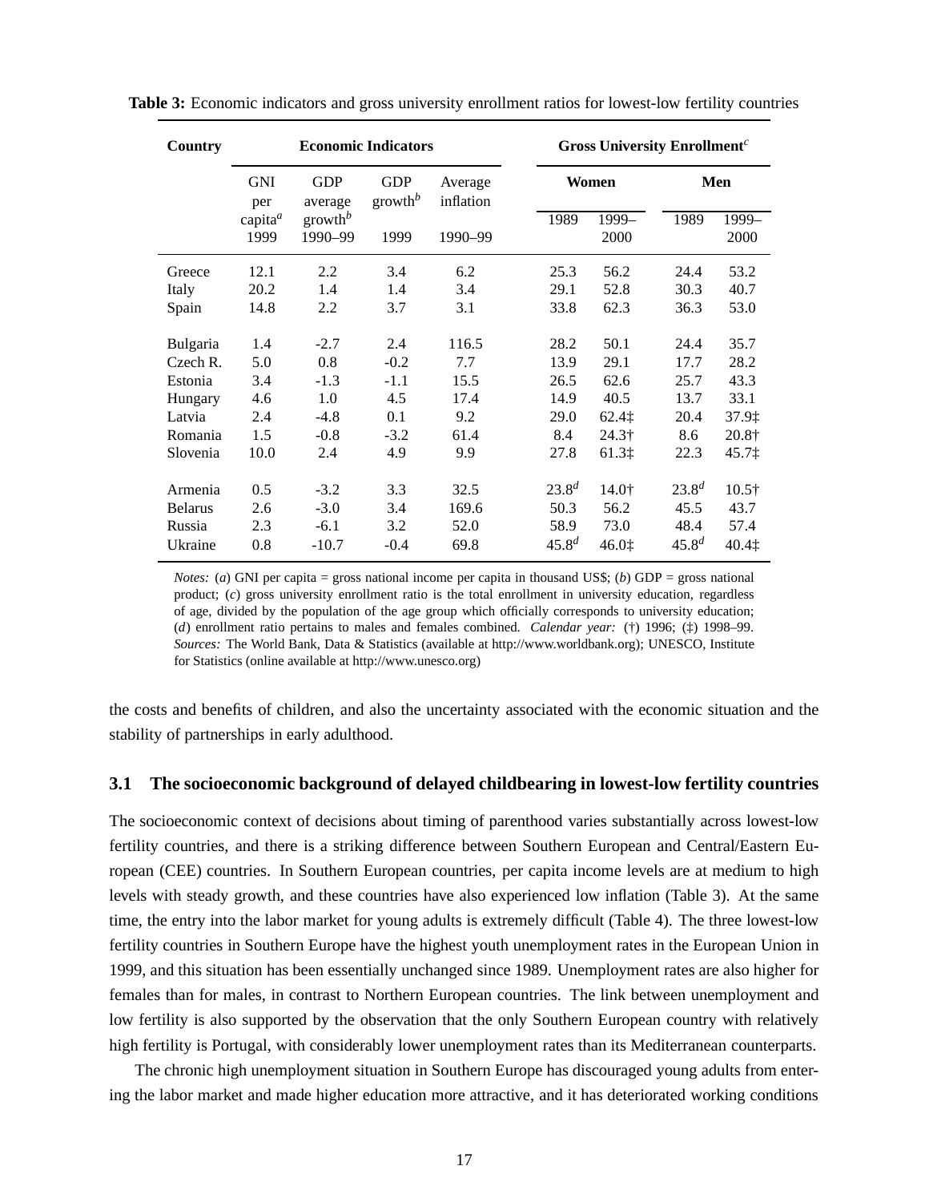**Table 3:** Economic indicators and gross university enrollment ratios for lowest-low fertility countries

| Country | Economic Indicators | | | | Gross University Enrollment[c] | | | |
|---|---|---|---|---|---|---|---|---|
| | GNI per capita[a] 1999 | GDP average growth[b] 1990–99 | GDP growth[b] 1999 | Average inflation 1990–99 | Women 1989 | Women 1999–2000 | Men 1989 | Men 1999–2000 |
| Greece | 12.1 | 2.2 | 3.4 | 6.2 | 25.3 | 56.2 | 24.4 | 53.2 |
| Italy | 20.2 | 1.4 | 1.4 | 3.4 | 29.1 | 52.8 | 30.3 | 40.7 |
| Spain | 14.8 | 2.2 | 3.7 | 3.1 | 33.8 | 62.3 | 36.3 | 53.0 |
| Bulgaria | 1.4 | -2.7 | 2.4 | 116.5 | 28.2 | 50.1 | 24.4 | 35.7 |
| Czech R. | 5.0 | 0.8 | -0.2 | 7.7 | 13.9 | 29.1 | 17.7 | 28.2 |
| Estonia | 3.4 | -1.3 | -1.1 | 15.5 | 26.5 | 62.6 | 25.7 | 43.3 |
| Hungary | 4.6 | 1.0 | 4.5 | 17.4 | 14.9 | 40.5 | 13.7 | 33.1 |
| Latvia | 2.4 | -4.8 | 0.1 | 9.2 | 29.0 | 62.4‡ | 20.4 | 37.9‡ |
| Romania | 1.5 | -0.8 | -3.2 | 61.4 | 8.4 | 24.3† | 8.6 | 20.8† |
| Slovenia | 10.0 | 2.4 | 4.9 | 9.9 | 27.8 | 61.3‡ | 22.3 | 45.7‡ |
| Armenia | 0.5 | -3.2 | 3.3 | 32.5 | 23.8[d] | 14.0† | 23.8[d] | 10.5† |
| Belarus | 2.6 | -3.0 | 3.4 | 169.6 | 50.3 | 56.2 | 45.5 | 43.7 |
| Russia | 2.3 | -6.1 | 3.2 | 52.0 | 58.9 | 73.0 | 48.4 | 57.4 |
| Ukraine | 0.8 | -10.7 | -0.4 | 69.8 | 45.8[d] | 46.0‡ | 45.8[d] | 40.4‡ |

*Notes:* (*a*) GNI per capita = gross national income per capita in thousand US$; (*b*) GDP = gross national product; (*c*) gross university enrollment ratio is the total enrollment in university education, regardless of age, divided by the population of the age group which officially corresponds to university education; (*d*) enrollment ratio pertains to males and females combined. *Calendar year:* (†) 1996; (‡) 1998–99. *Sources:* The World Bank, Data & Statistics (available at http://www.worldbank.org); UNESCO, Institute for Statistics (online available at http://www.unesco.org)

the costs and benefits of children, and also the uncertainty associated with the economic situation and the stability of partnerships in early adulthood.

### 3.1 The socioeconomic background of delayed childbearing in lowest-low fertility countries

The socioeconomic context of decisions about timing of parenthood varies substantially across lowest-low fertility countries, and there is a striking difference between Southern European and Central/Eastern European (CEE) countries. In Southern European countries, per capita income levels are at medium to high levels with steady growth, and these countries have also experienced low inflation (Table 3). At the same time, the entry into the labor market for young adults is extremely difficult (Table 4). The three lowest-low fertility countries in Southern Europe have the highest youth unemployment rates in the European Union in 1999, and this situation has been essentially unchanged since 1989. Unemployment rates are also higher for females than for males, in contrast to Northern European countries. The link between unemployment and low fertility is also supported by the observation that the only Southern European country with relatively high fertility is Portugal, with considerably lower unemployment rates than its Mediterranean counterparts.

The chronic high unemployment situation in Southern Europe has discouraged young adults from entering the labor market and made higher education more attractive, and it has deteriorated working conditions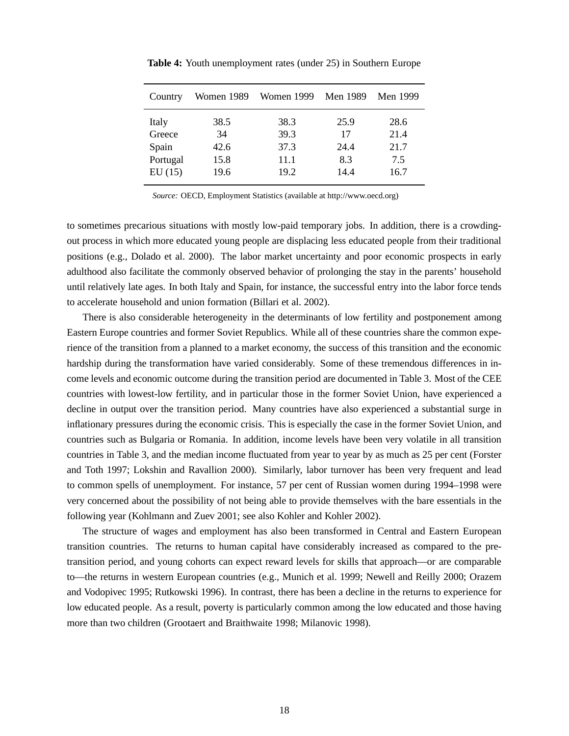**Table 4:** Youth unemployment rates (under 25) in Southern Europe

| Country | Women 1989 | Women 1999 | Men 1989 | Men 1999 |
|---|---|---|---|---|
| Italy | 38.5 | 38.3 | 25.9 | 28.6 |
| Greece | 34 | 39.3 | 17 | 21.4 |
| Spain | 42.6 | 37.3 | 24.4 | 21.7 |
| Portugal | 15.8 | 11.1 | 8.3 | 7.5 |
| EU (15) | 19.6 | 19.2 | 14.4 | 16.7 |

*Source:* OECD, Employment Statistics (available at http://www.oecd.org)

to sometimes precarious situations with mostly low-paid temporary jobs. In addition, there is a crowding-out process in which more educated young people are displacing less educated people from their traditional positions (e.g., Dolado et al. 2000). The labor market uncertainty and poor economic prospects in early adulthood also facilitate the commonly observed behavior of prolonging the stay in the parents' household until relatively late ages. In both Italy and Spain, for instance, the successful entry into the labor force tends to accelerate household and union formation (Billari et al. 2002).

There is also considerable heterogeneity in the determinants of low fertility and postponement among Eastern Europe countries and former Soviet Republics. While all of these countries share the common experience of the transition from a planned to a market economy, the success of this transition and the economic hardship during the transformation have varied considerably. Some of these tremendous differences in income levels and economic outcome during the transition period are documented in Table 3. Most of the CEE countries with lowest-low fertility, and in particular those in the former Soviet Union, have experienced a decline in output over the transition period. Many countries have also experienced a substantial surge in inflationary pressures during the economic crisis. This is especially the case in the former Soviet Union, and countries such as Bulgaria or Romania. In addition, income levels have been very volatile in all transition countries in Table 3, and the median income fluctuated from year to year by as much as 25 per cent (Forster and Toth 1997; Lokshin and Ravallion 2000). Similarly, labor turnover has been very frequent and lead to common spells of unemployment. For instance, 57 per cent of Russian women during 1994–1998 were very concerned about the possibility of not being able to provide themselves with the bare essentials in the following year (Kohlmann and Zuev 2001; see also Kohler and Kohler 2002).

The structure of wages and employment has also been transformed in Central and Eastern European transition countries. The returns to human capital have considerably increased as compared to the pre-transition period, and young cohorts can expect reward levels for skills that approach—or are comparable to—the returns in western European countries (e.g., Munich et al. 1999; Newell and Reilly 2000; Orazem and Vodopivec 1995; Rutkowski 1996). In contrast, there has been a decline in the returns to experience for low educated people. As a result, poverty is particularly common among the low educated and those having more than two children (Grootaert and Braithwaite 1998; Milanovic 1998).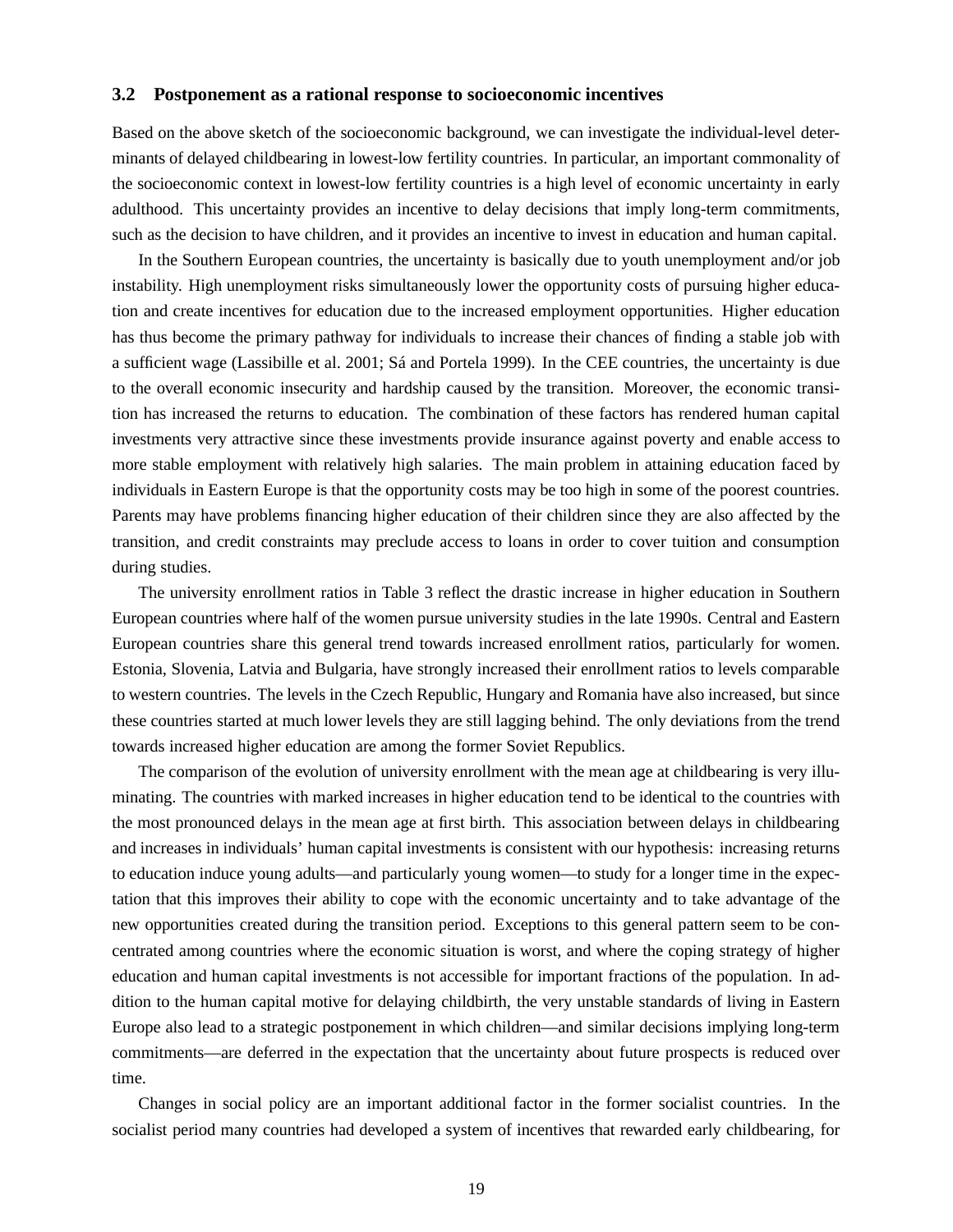### 3.2 Postponement as a rational response to socioeconomic incentives

Based on the above sketch of the socioeconomic background, we can investigate the individual-level determinants of delayed childbearing in lowest-low fertility countries. In particular, an important commonality of the socioeconomic context in lowest-low fertility countries is a high level of economic uncertainty in early adulthood. This uncertainty provides an incentive to delay decisions that imply long-term commitments, such as the decision to have children, and it provides an incentive to invest in education and human capital.

In the Southern European countries, the uncertainty is basically due to youth unemployment and/or job instability. High unemployment risks simultaneously lower the opportunity costs of pursuing higher education and create incentives for education due to the increased employment opportunities. Higher education has thus become the primary pathway for individuals to increase their chances of finding a stable job with a sufficient wage (Lassibille et al. 2001; Sá and Portela 1999). In the CEE countries, the uncertainty is due to the overall economic insecurity and hardship caused by the transition. Moreover, the economic transition has increased the returns to education. The combination of these factors has rendered human capital investments very attractive since these investments provide insurance against poverty and enable access to more stable employment with relatively high salaries. The main problem in attaining education faced by individuals in Eastern Europe is that the opportunity costs may be too high in some of the poorest countries. Parents may have problems financing higher education of their children since they are also affected by the transition, and credit constraints may preclude access to loans in order to cover tuition and consumption during studies.

The university enrollment ratios in Table 3 reflect the drastic increase in higher education in Southern European countries where half of the women pursue university studies in the late 1990s. Central and Eastern European countries share this general trend towards increased enrollment ratios, particularly for women. Estonia, Slovenia, Latvia and Bulgaria, have strongly increased their enrollment ratios to levels comparable to western countries. The levels in the Czech Republic, Hungary and Romania have also increased, but since these countries started at much lower levels they are still lagging behind. The only deviations from the trend towards increased higher education are among the former Soviet Republics.

The comparison of the evolution of university enrollment with the mean age at childbearing is very illuminating. The countries with marked increases in higher education tend to be identical to the countries with the most pronounced delays in the mean age at first birth. This association between delays in childbearing and increases in individuals' human capital investments is consistent with our hypothesis: increasing returns to education induce young adults—and particularly young women—to study for a longer time in the expectation that this improves their ability to cope with the economic uncertainty and to take advantage of the new opportunities created during the transition period. Exceptions to this general pattern seem to be concentrated among countries where the economic situation is worst, and where the coping strategy of higher education and human capital investments is not accessible for important fractions of the population. In addition to the human capital motive for delaying childbirth, the very unstable standards of living in Eastern Europe also lead to a strategic postponement in which children—and similar decisions implying long-term commitments—are deferred in the expectation that the uncertainty about future prospects is reduced over time.

Changes in social policy are an important additional factor in the former socialist countries. In the socialist period many countries had developed a system of incentives that rewarded early childbearing, for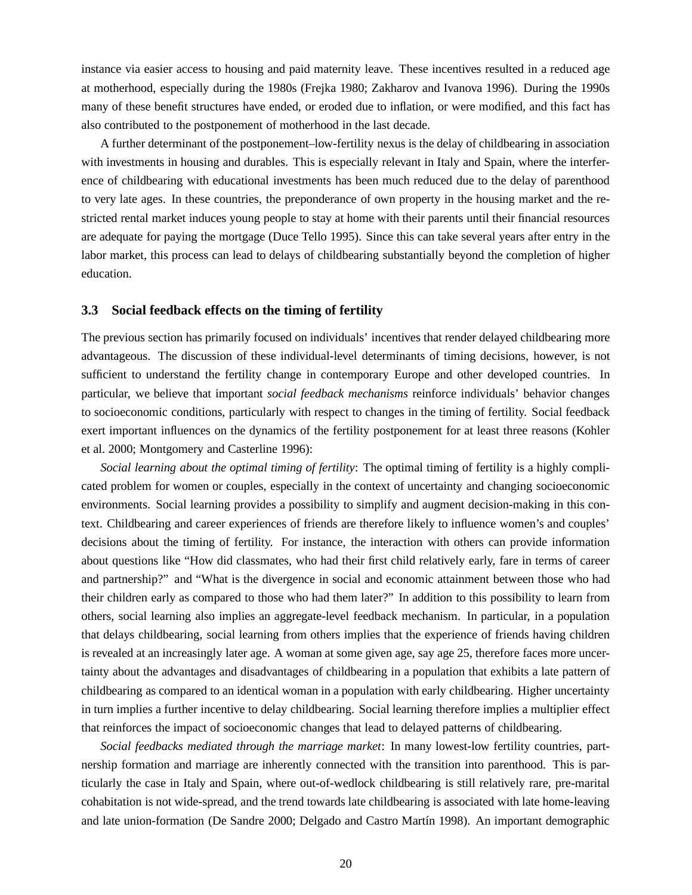instance via easier access to housing and paid maternity leave. These incentives resulted in a reduced age at motherhood, especially during the 1980s (Frejka 1980; Zakharov and Ivanova 1996). During the 1990s many of these benefit structures have ended, or eroded due to inflation, or were modified, and this fact has also contributed to the postponement of motherhood in the last decade.

A further determinant of the postponement–low-fertility nexus is the delay of childbearing in association with investments in housing and durables. This is especially relevant in Italy and Spain, where the interference of childbearing with educational investments has been much reduced due to the delay of parenthood to very late ages. In these countries, the preponderance of own property in the housing market and the restricted rental market induces young people to stay at home with their parents until their financial resources are adequate for paying the mortgage (Duce Tello 1995). Since this can take several years after entry in the labor market, this process can lead to delays of childbearing substantially beyond the completion of higher education.

### 3.3 Social feedback effects on the timing of fertility

The previous section has primarily focused on individuals' incentives that render delayed childbearing more advantageous. The discussion of these individual-level determinants of timing decisions, however, is not sufficient to understand the fertility change in contemporary Europe and other developed countries. In particular, we believe that important *social feedback mechanisms* reinforce individuals' behavior changes to socioeconomic conditions, particularly with respect to changes in the timing of fertility. Social feedback exert important influences on the dynamics of the fertility postponement for at least three reasons (Kohler et al. 2000; Montgomery and Casterline 1996):

*Social learning about the optimal timing of fertility*: The optimal timing of fertility is a highly complicated problem for women or couples, especially in the context of uncertainty and changing socioeconomic environments. Social learning provides a possibility to simplify and augment decision-making in this context. Childbearing and career experiences of friends are therefore likely to influence women's and couples' decisions about the timing of fertility. For instance, the interaction with others can provide information about questions like "How did classmates, who had their first child relatively early, fare in terms of career and partnership?" and "What is the divergence in social and economic attainment between those who had their children early as compared to those who had them later?" In addition to this possibility to learn from others, social learning also implies an aggregate-level feedback mechanism. In particular, in a population that delays childbearing, social learning from others implies that the experience of friends having children is revealed at an increasingly later age. A woman at some given age, say age 25, therefore faces more uncertainty about the advantages and disadvantages of childbearing in a population that exhibits a late pattern of childbearing as compared to an identical woman in a population with early childbearing. Higher uncertainty in turn implies a further incentive to delay childbearing. Social learning therefore implies a multiplier effect that reinforces the impact of socioeconomic changes that lead to delayed patterns of childbearing.

*Social feedbacks mediated through the marriage market*: In many lowest-low fertility countries, partnership formation and marriage are inherently connected with the transition into parenthood. This is particularly the case in Italy and Spain, where out-of-wedlock childbearing is still relatively rare, pre-marital cohabitation is not wide-spread, and the trend towards late childbearing is associated with late home-leaving and late union-formation (De Sandre 2000; Delgado and Castro Martín 1998). An important demographic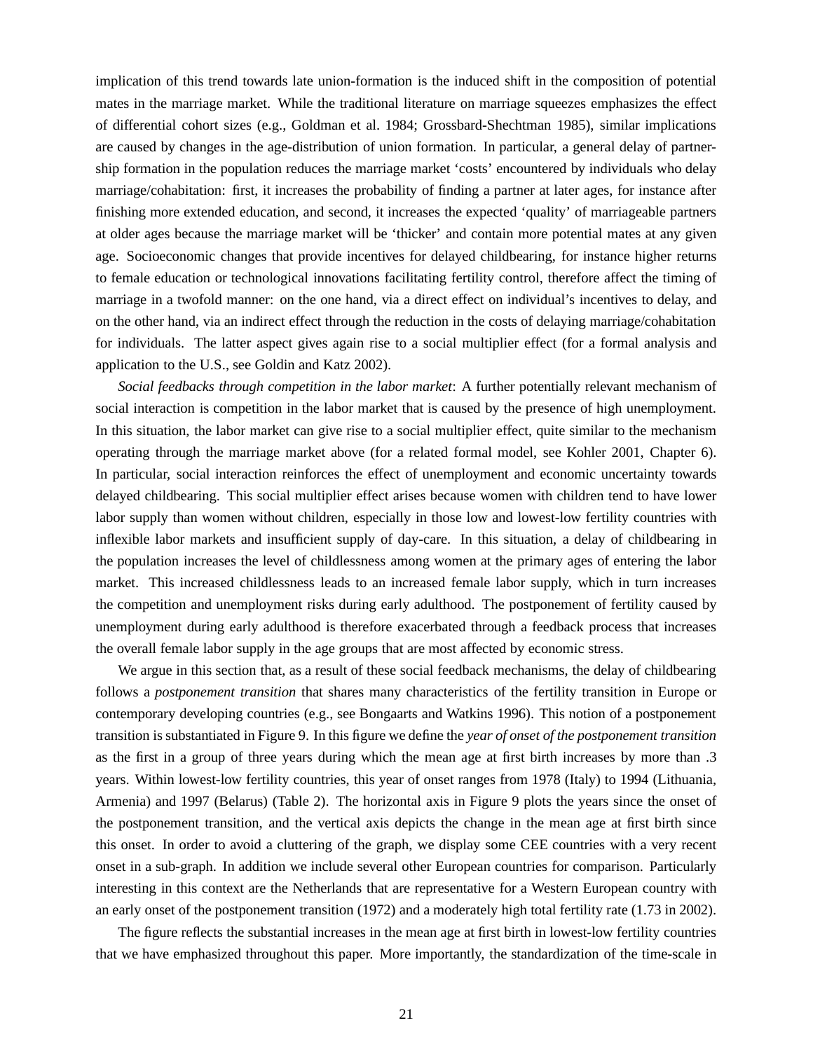implication of this trend towards late union-formation is the induced shift in the composition of potential mates in the marriage market. While the traditional literature on marriage squeezes emphasizes the effect of differential cohort sizes (e.g., Goldman et al. 1984; Grossbard-Shechtman 1985), similar implications are caused by changes in the age-distribution of union formation. In particular, a general delay of partnership formation in the population reduces the marriage market 'costs' encountered by individuals who delay marriage/cohabitation: first, it increases the probability of finding a partner at later ages, for instance after finishing more extended education, and second, it increases the expected 'quality' of marriageable partners at older ages because the marriage market will be 'thicker' and contain more potential mates at any given age. Socioeconomic changes that provide incentives for delayed childbearing, for instance higher returns to female education or technological innovations facilitating fertility control, therefore affect the timing of marriage in a twofold manner: on the one hand, via a direct effect on individual's incentives to delay, and on the other hand, via an indirect effect through the reduction in the costs of delaying marriage/cohabitation for individuals. The latter aspect gives again rise to a social multiplier effect (for a formal analysis and application to the U.S., see Goldin and Katz 2002).

*Social feedbacks through competition in the labor market*: A further potentially relevant mechanism of social interaction is competition in the labor market that is caused by the presence of high unemployment. In this situation, the labor market can give rise to a social multiplier effect, quite similar to the mechanism operating through the marriage market above (for a related formal model, see Kohler 2001, Chapter 6). In particular, social interaction reinforces the effect of unemployment and economic uncertainty towards delayed childbearing. This social multiplier effect arises because women with children tend to have lower labor supply than women without children, especially in those low and lowest-low fertility countries with inflexible labor markets and insufficient supply of day-care. In this situation, a delay of childbearing in the population increases the level of childlessness among women at the primary ages of entering the labor market. This increased childlessness leads to an increased female labor supply, which in turn increases the competition and unemployment risks during early adulthood. The postponement of fertility caused by unemployment during early adulthood is therefore exacerbated through a feedback process that increases the overall female labor supply in the age groups that are most affected by economic stress.

We argue in this section that, as a result of these social feedback mechanisms, the delay of childbearing follows a *postponement transition* that shares many characteristics of the fertility transition in Europe or contemporary developing countries (e.g., see Bongaarts and Watkins 1996). This notion of a postponement transition is substantiated in Figure 9. In this figure we define the *year of onset of the postponement transition* as the first in a group of three years during which the mean age at first birth increases by more than .3 years. Within lowest-low fertility countries, this year of onset ranges from 1978 (Italy) to 1994 (Lithuania, Armenia) and 1997 (Belarus) (Table 2). The horizontal axis in Figure 9 plots the years since the onset of the postponement transition, and the vertical axis depicts the change in the mean age at first birth since this onset. In order to avoid a cluttering of the graph, we display some CEE countries with a very recent onset in a sub-graph. In addition we include several other European countries for comparison. Particularly interesting in this context are the Netherlands that are representative for a Western European country with an early onset of the postponement transition (1972) and a moderately high total fertility rate (1.73 in 2002).

The figure reflects the substantial increases in the mean age at first birth in lowest-low fertility countries that we have emphasized throughout this paper. More importantly, the standardization of the time-scale in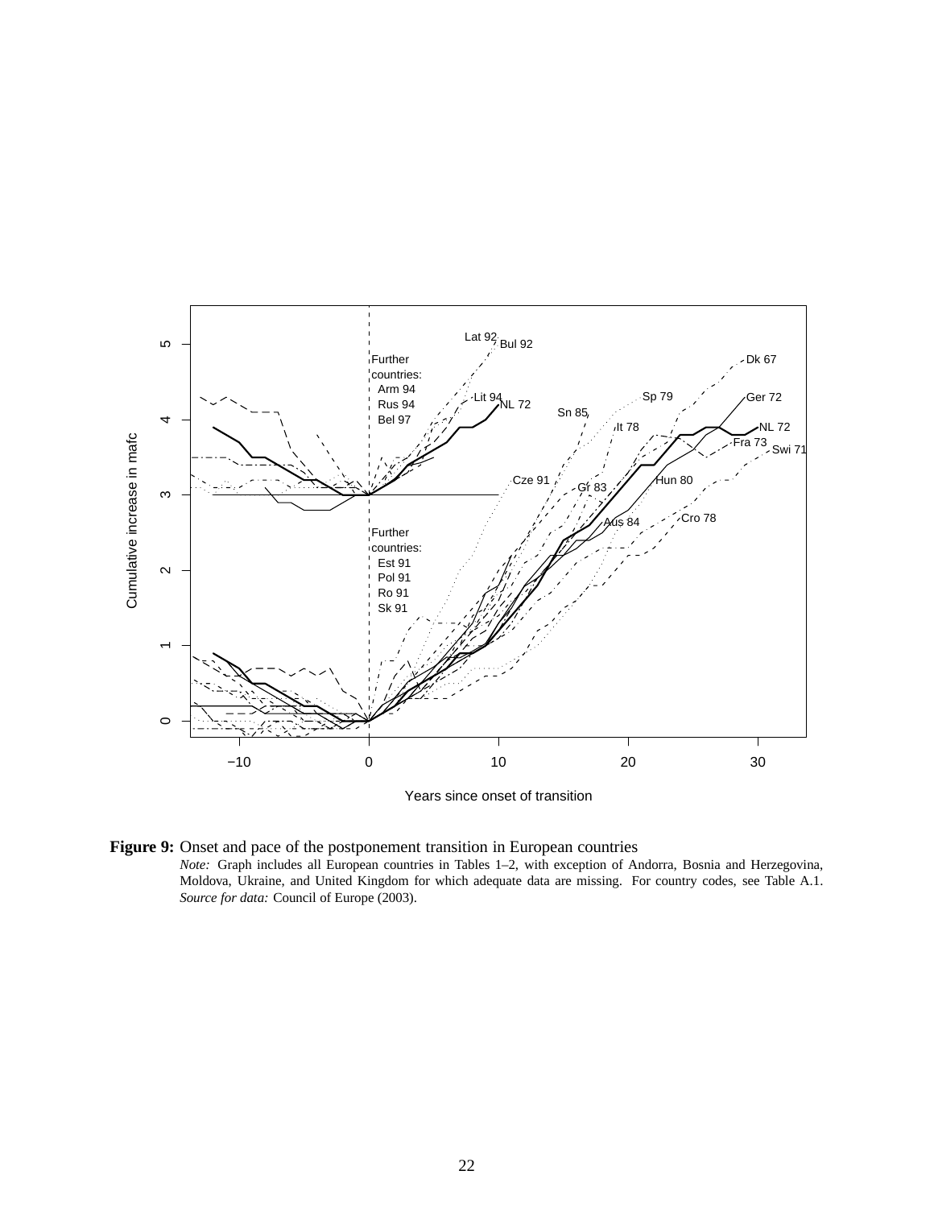**Figure 9:** Onset and pace of the postponement transition in European countries

*Note:* Graph includes all European countries in Tables 1–2, with exception of Andorra, Bosnia and Herzegovina, Moldova, Ukraine, and United Kingdom for which adequate data are missing. For country codes, see Table A.1. *Source for data:* Council of Europe (2003).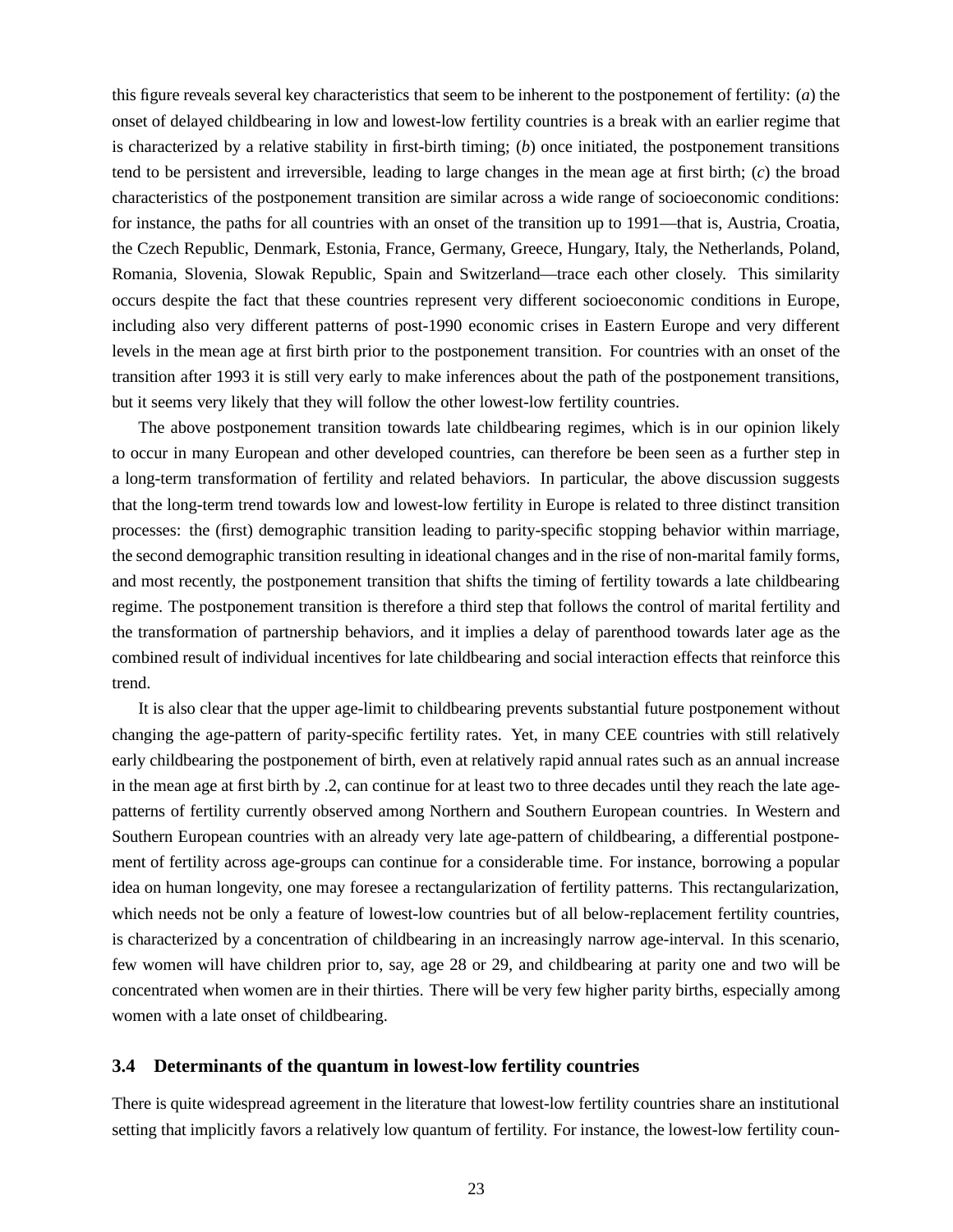this figure reveals several key characteristics that seem to be inherent to the postponement of fertility: (*a*) the onset of delayed childbearing in low and lowest-low fertility countries is a break with an earlier regime that is characterized by a relative stability in first-birth timing; (*b*) once initiated, the postponement transitions tend to be persistent and irreversible, leading to large changes in the mean age at first birth; (*c*) the broad characteristics of the postponement transition are similar across a wide range of socioeconomic conditions: for instance, the paths for all countries with an onset of the transition up to 1991—that is, Austria, Croatia, the Czech Republic, Denmark, Estonia, France, Germany, Greece, Hungary, Italy, the Netherlands, Poland, Romania, Slovenia, Slowak Republic, Spain and Switzerland—trace each other closely. This similarity occurs despite the fact that these countries represent very different socioeconomic conditions in Europe, including also very different patterns of post-1990 economic crises in Eastern Europe and very different levels in the mean age at first birth prior to the postponement transition. For countries with an onset of the transition after 1993 it is still very early to make inferences about the path of the postponement transitions, but it seems very likely that they will follow the other lowest-low fertility countries.

The above postponement transition towards late childbearing regimes, which is in our opinion likely to occur in many European and other developed countries, can therefore be been seen as a further step in a long-term transformation of fertility and related behaviors. In particular, the above discussion suggests that the long-term trend towards low and lowest-low fertility in Europe is related to three distinct transition processes: the (first) demographic transition leading to parity-specific stopping behavior within marriage, the second demographic transition resulting in ideational changes and in the rise of non-marital family forms, and most recently, the postponement transition that shifts the timing of fertility towards a late childbearing regime. The postponement transition is therefore a third step that follows the control of marital fertility and the transformation of partnership behaviors, and it implies a delay of parenthood towards later age as the combined result of individual incentives for late childbearing and social interaction effects that reinforce this trend.

It is also clear that the upper age-limit to childbearing prevents substantial future postponement without changing the age-pattern of parity-specific fertility rates. Yet, in many CEE countries with still relatively early childbearing the postponement of birth, even at relatively rapid annual rates such as an annual increase in the mean age at first birth by .2, can continue for at least two to three decades until they reach the late age-patterns of fertility currently observed among Northern and Southern European countries. In Western and Southern European countries with an already very late age-pattern of childbearing, a differential postponement of fertility across age-groups can continue for a considerable time. For instance, borrowing a popular idea on human longevity, one may foresee a rectangularization of fertility patterns. This rectangularization, which needs not be only a feature of lowest-low countries but of all below-replacement fertility countries, is characterized by a concentration of childbearing in an increasingly narrow age-interval. In this scenario, few women will have children prior to, say, age 28 or 29, and childbearing at parity one and two will be concentrated when women are in their thirties. There will be very few higher parity births, especially among women with a late onset of childbearing.

### 3.4 Determinants of the quantum in lowest-low fertility countries

There is quite widespread agreement in the literature that lowest-low fertility countries share an institutional setting that implicitly favors a relatively low quantum of fertility. For instance, the lowest-low fertility coun-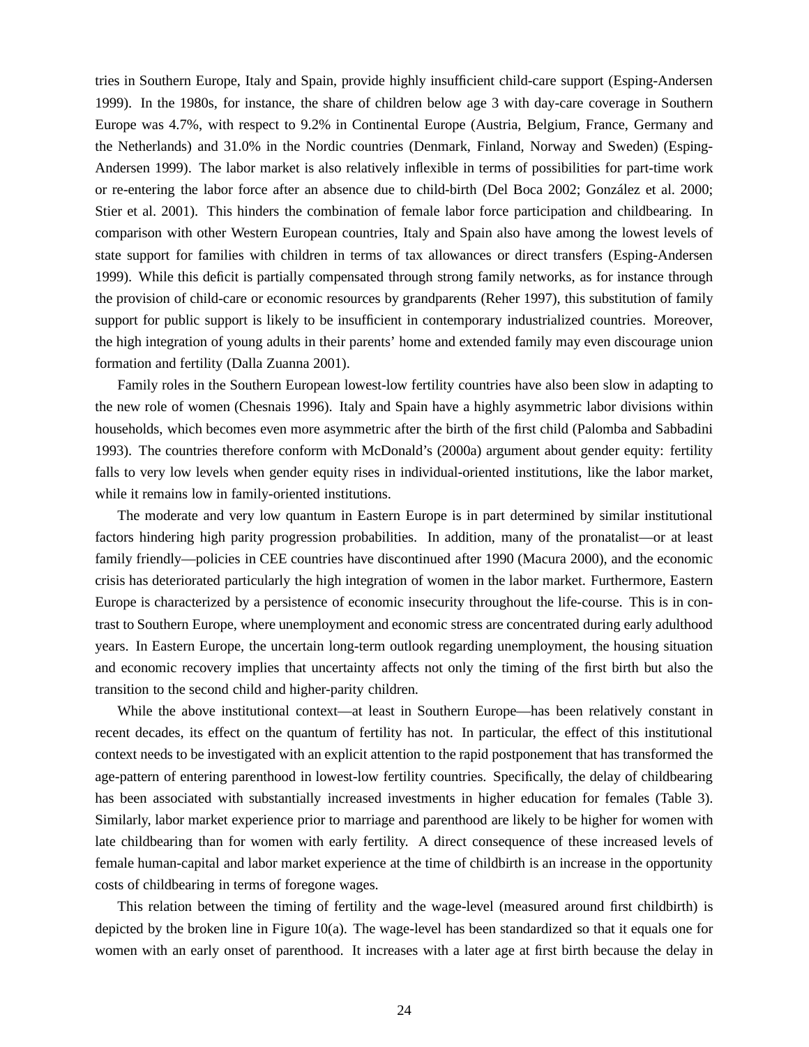tries in Southern Europe, Italy and Spain, provide highly insufficient child-care support (Esping-Andersen 1999). In the 1980s, for instance, the share of children below age 3 with day-care coverage in Southern Europe was 4.7%, with respect to 9.2% in Continental Europe (Austria, Belgium, France, Germany and the Netherlands) and 31.0% in the Nordic countries (Denmark, Finland, Norway and Sweden) (Esping-Andersen 1999). The labor market is also relatively inflexible in terms of possibilities for part-time work or re-entering the labor force after an absence due to child-birth (Del Boca 2002; González et al. 2000; Stier et al. 2001). This hinders the combination of female labor force participation and childbearing. In comparison with other Western European countries, Italy and Spain also have among the lowest levels of state support for families with children in terms of tax allowances or direct transfers (Esping-Andersen 1999). While this deficit is partially compensated through strong family networks, as for instance through the provision of child-care or economic resources by grandparents (Reher 1997), this substitution of family support for public support is likely to be insufficient in contemporary industrialized countries. Moreover, the high integration of young adults in their parents' home and extended family may even discourage union formation and fertility (Dalla Zuanna 2001).

Family roles in the Southern European lowest-low fertility countries have also been slow in adapting to the new role of women (Chesnais 1996). Italy and Spain have a highly asymmetric labor divisions within households, which becomes even more asymmetric after the birth of the first child (Palomba and Sabbadini 1993). The countries therefore conform with McDonald's (2000a) argument about gender equity: fertility falls to very low levels when gender equity rises in individual-oriented institutions, like the labor market, while it remains low in family-oriented institutions.

The moderate and very low quantum in Eastern Europe is in part determined by similar institutional factors hindering high parity progression probabilities. In addition, many of the pronatalist—or at least family friendly—policies in CEE countries have discontinued after 1990 (Macura 2000), and the economic crisis has deteriorated particularly the high integration of women in the labor market. Furthermore, Eastern Europe is characterized by a persistence of economic insecurity throughout the life-course. This is in contrast to Southern Europe, where unemployment and economic stress are concentrated during early adulthood years. In Eastern Europe, the uncertain long-term outlook regarding unemployment, the housing situation and economic recovery implies that uncertainty affects not only the timing of the first birth but also the transition to the second child and higher-parity children.

While the above institutional context—at least in Southern Europe—has been relatively constant in recent decades, its effect on the quantum of fertility has not. In particular, the effect of this institutional context needs to be investigated with an explicit attention to the rapid postponement that has transformed the age-pattern of entering parenthood in lowest-low fertility countries. Specifically, the delay of childbearing has been associated with substantially increased investments in higher education for females (Table 3). Similarly, labor market experience prior to marriage and parenthood are likely to be higher for women with late childbearing than for women with early fertility. A direct consequence of these increased levels of female human-capital and labor market experience at the time of childbirth is an increase in the opportunity costs of childbearing in terms of foregone wages.

This relation between the timing of fertility and the wage-level (measured around first childbirth) is depicted by the broken line in Figure 10(a). The wage-level has been standardized so that it equals one for women with an early onset of parenthood. It increases with a later age at first birth because the delay in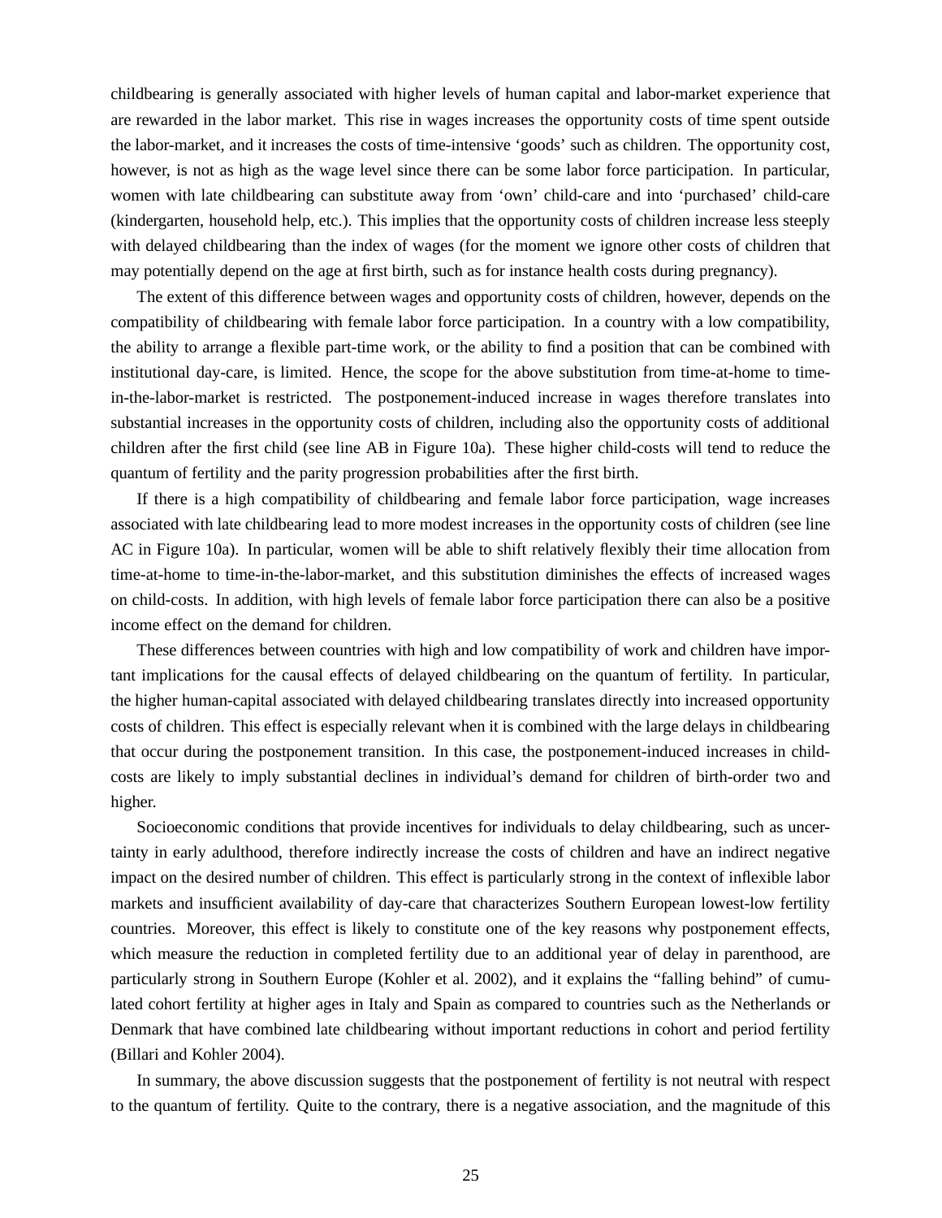childbearing is generally associated with higher levels of human capital and labor-market experience that are rewarded in the labor market. This rise in wages increases the opportunity costs of time spent outside the labor-market, and it increases the costs of time-intensive 'goods' such as children. The opportunity cost, however, is not as high as the wage level since there can be some labor force participation. In particular, women with late childbearing can substitute away from 'own' child-care and into 'purchased' child-care (kindergarten, household help, etc.). This implies that the opportunity costs of children increase less steeply with delayed childbearing than the index of wages (for the moment we ignore other costs of children that may potentially depend on the age at first birth, such as for instance health costs during pregnancy).

The extent of this difference between wages and opportunity costs of children, however, depends on the compatibility of childbearing with female labor force participation. In a country with a low compatibility, the ability to arrange a flexible part-time work, or the ability to find a position that can be combined with institutional day-care, is limited. Hence, the scope for the above substitution from time-at-home to time-in-the-labor-market is restricted. The postponement-induced increase in wages therefore translates into substantial increases in the opportunity costs of children, including also the opportunity costs of additional children after the first child (see line AB in Figure 10a). These higher child-costs will tend to reduce the quantum of fertility and the parity progression probabilities after the first birth.

If there is a high compatibility of childbearing and female labor force participation, wage increases associated with late childbearing lead to more modest increases in the opportunity costs of children (see line AC in Figure 10a). In particular, women will be able to shift relatively flexibly their time allocation from time-at-home to time-in-the-labor-market, and this substitution diminishes the effects of increased wages on child-costs. In addition, with high levels of female labor force participation there can also be a positive income effect on the demand for children.

These differences between countries with high and low compatibility of work and children have important implications for the causal effects of delayed childbearing on the quantum of fertility. In particular, the higher human-capital associated with delayed childbearing translates directly into increased opportunity costs of children. This effect is especially relevant when it is combined with the large delays in childbearing that occur during the postponement transition. In this case, the postponement-induced increases in child-costs are likely to imply substantial declines in individual's demand for children of birth-order two and higher.

Socioeconomic conditions that provide incentives for individuals to delay childbearing, such as uncertainty in early adulthood, therefore indirectly increase the costs of children and have an indirect negative impact on the desired number of children. This effect is particularly strong in the context of inflexible labor markets and insufficient availability of day-care that characterizes Southern European lowest-low fertility countries. Moreover, this effect is likely to constitute one of the key reasons why postponement effects, which measure the reduction in completed fertility due to an additional year of delay in parenthood, are particularly strong in Southern Europe (Kohler et al. 2002), and it explains the "falling behind" of cumulated cohort fertility at higher ages in Italy and Spain as compared to countries such as the Netherlands or Denmark that have combined late childbearing without important reductions in cohort and period fertility (Billari and Kohler 2004).

In summary, the above discussion suggests that the postponement of fertility is not neutral with respect to the quantum of fertility. Quite to the contrary, there is a negative association, and the magnitude of this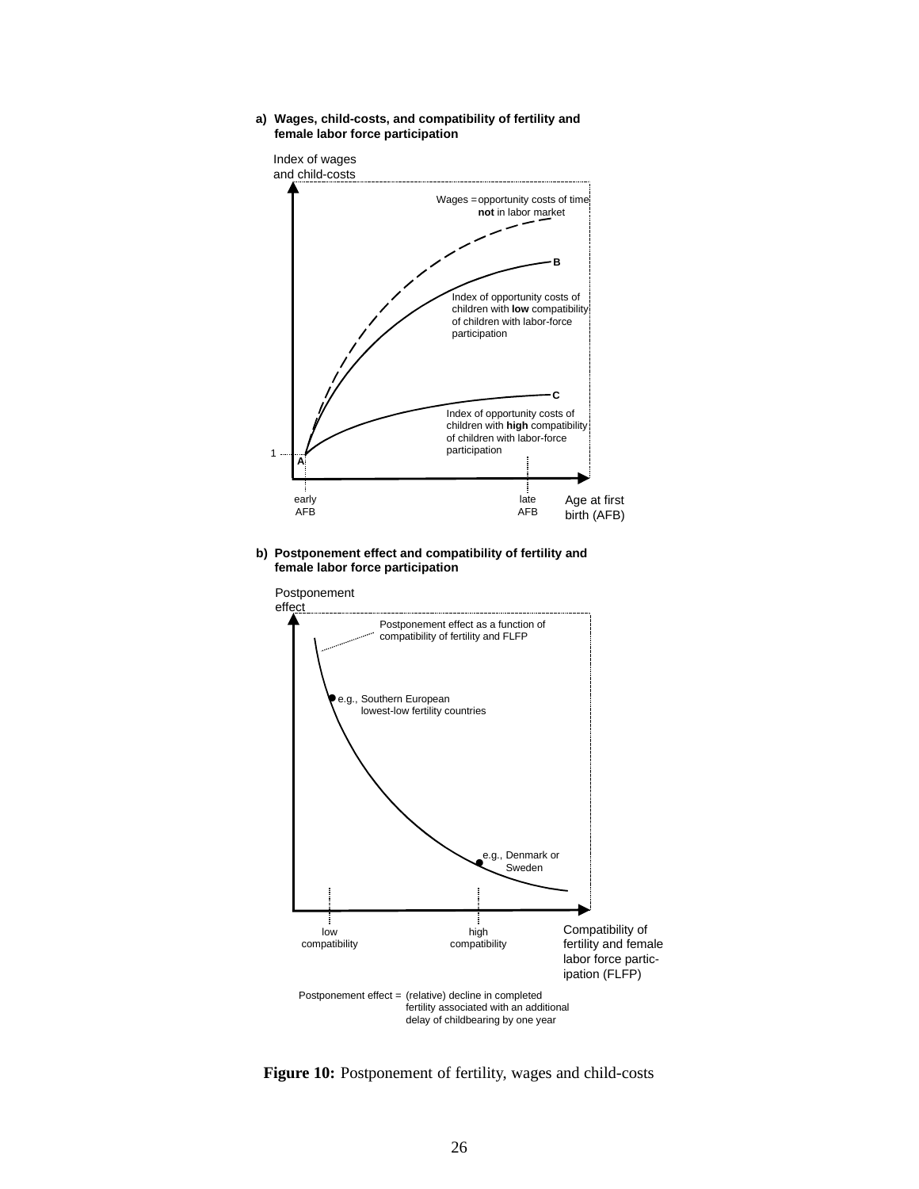**a) Wages, child-costs, and compatibility of fertility and female labor force participation**

Index of wages and child-costs

Wages = opportunity costs of time **not** in labor market

B

Index of opportunity costs of children with **low** compatibility of children with labor-force participation

C

Index of opportunity costs of children with **high** compatibility of children with labor-force participation

1

A

early AFB

late AFB

Age at first birth (AFB)

**b) Postponement effect and compatibility of fertility and female labor force participation**

Postponement effect

Postponement effect as a function of compatibility of fertility and FLFP

e.g., Southern European lowest-low fertility countries

e.g., Denmark or Sweden

low compatibility

high compatibility

Compatibility of fertility and female labor force participation (FLFP)

Postponement effect = (relative) decline in completed fertility associated with an additional delay of childbearing by one year

**Figure 10:** Postponement of fertility, wages and child-costs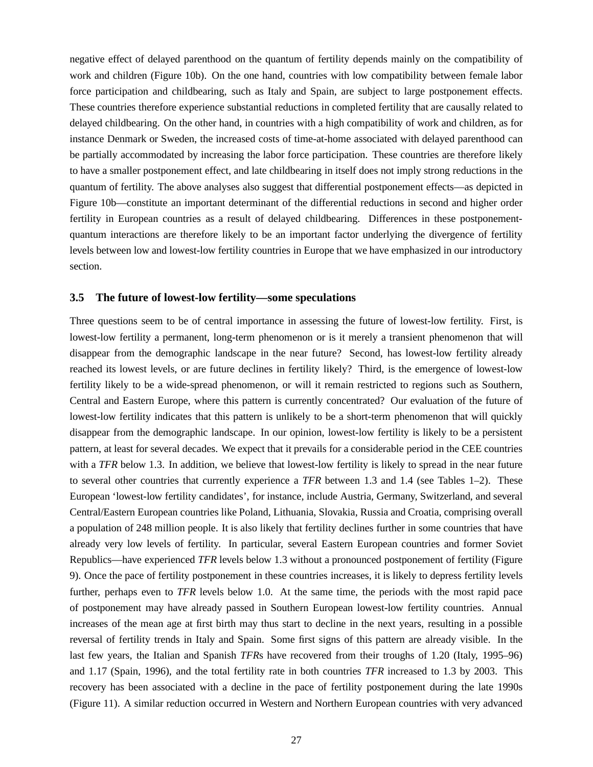negative effect of delayed parenthood on the quantum of fertility depends mainly on the compatibility of work and children (Figure 10b). On the one hand, countries with low compatibility between female labor force participation and childbearing, such as Italy and Spain, are subject to large postponement effects. These countries therefore experience substantial reductions in completed fertility that are causally related to delayed childbearing. On the other hand, in countries with a high compatibility of work and children, as for instance Denmark or Sweden, the increased costs of time-at-home associated with delayed parenthood can be partially accommodated by increasing the labor force participation. These countries are therefore likely to have a smaller postponement effect, and late childbearing in itself does not imply strong reductions in the quantum of fertility. The above analyses also suggest that differential postponement effects—as depicted in Figure 10b—constitute an important determinant of the differential reductions in second and higher order fertility in European countries as a result of delayed childbearing. Differences in these postponement-quantum interactions are therefore likely to be an important factor underlying the divergence of fertility levels between low and lowest-low fertility countries in Europe that we have emphasized in our introductory section.

### 3.5 The future of lowest-low fertility—some speculations

Three questions seem to be of central importance in assessing the future of lowest-low fertility. First, is lowest-low fertility a permanent, long-term phenomenon or is it merely a transient phenomenon that will disappear from the demographic landscape in the near future? Second, has lowest-low fertility already reached its lowest levels, or are future declines in fertility likely? Third, is the emergence of lowest-low fertility likely to be a wide-spread phenomenon, or will it remain restricted to regions such as Southern, Central and Eastern Europe, where this pattern is currently concentrated? Our evaluation of the future of lowest-low fertility indicates that this pattern is unlikely to be a short-term phenomenon that will quickly disappear from the demographic landscape. In our opinion, lowest-low fertility is likely to be a persistent pattern, at least for several decades. We expect that it prevails for a considerable period in the CEE countries with a *TFR* below 1.3. In addition, we believe that lowest-low fertility is likely to spread in the near future to several other countries that currently experience a *TFR* between 1.3 and 1.4 (see Tables 1–2). These European 'lowest-low fertility candidates', for instance, include Austria, Germany, Switzerland, and several Central/Eastern European countries like Poland, Lithuania, Slovakia, Russia and Croatia, comprising overall a population of 248 million people. It is also likely that fertility declines further in some countries that have already very low levels of fertility. In particular, several Eastern European countries and former Soviet Republics—have experienced *TFR* levels below 1.3 without a pronounced postponement of fertility (Figure 9). Once the pace of fertility postponement in these countries increases, it is likely to depress fertility levels further, perhaps even to *TFR* levels below 1.0. At the same time, the periods with the most rapid pace of postponement may have already passed in Southern European lowest-low fertility countries. Annual increases of the mean age at first birth may thus start to decline in the next years, resulting in a possible reversal of fertility trends in Italy and Spain. Some first signs of this pattern are already visible. In the last few years, the Italian and Spanish *TFR*s have recovered from their troughs of 1.20 (Italy, 1995–96) and 1.17 (Spain, 1996), and the total fertility rate in both countries *TFR* increased to 1.3 by 2003. This recovery has been associated with a decline in the pace of fertility postponement during the late 1990s (Figure 11). A similar reduction occurred in Western and Northern European countries with very advanced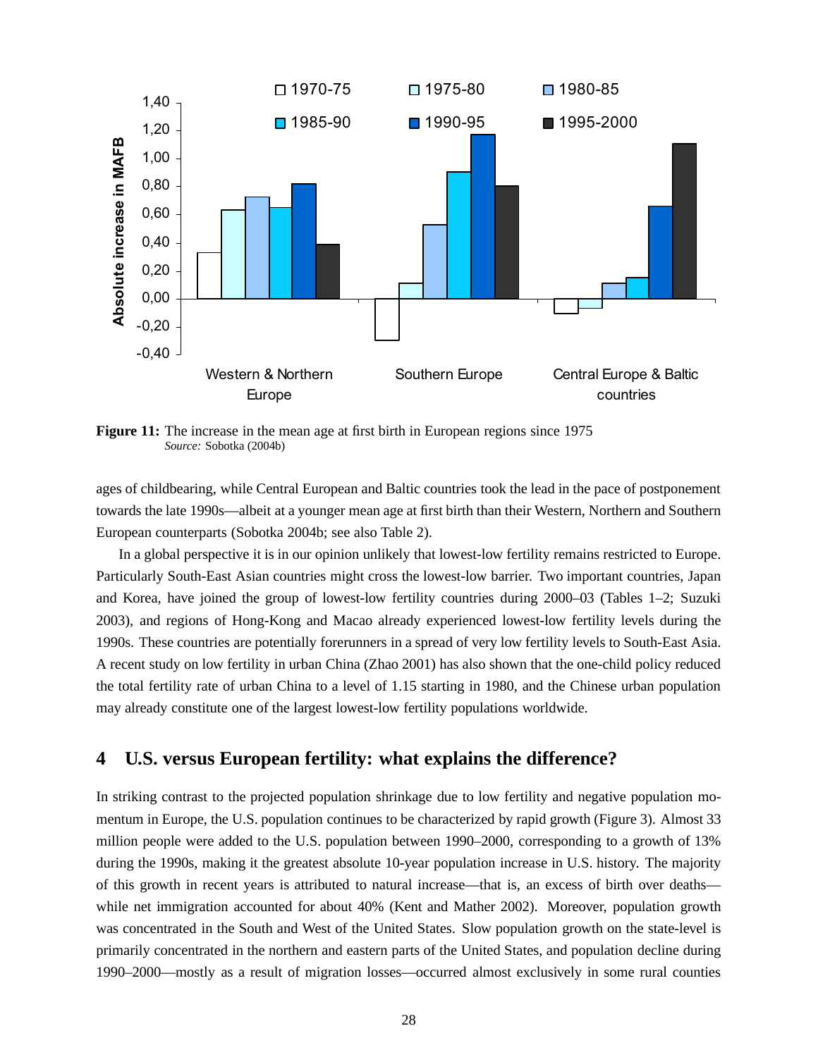**Figure 11:** The increase in the mean age at first birth in European regions since 1975
*Source:* Sobotka (2004b)

ages of childbearing, while Central European and Baltic countries took the lead in the pace of postponement towards the late 1990s—albeit at a younger mean age at first birth than their Western, Northern and Southern European counterparts (Sobotka 2004b; see also Table 2).

In a global perspective it is in our opinion unlikely that lowest-low fertility remains restricted to Europe. Particularly South-East Asian countries might cross the lowest-low barrier. Two important countries, Japan and Korea, have joined the group of lowest-low fertility countries during 2000–03 (Tables 1–2; Suzuki 2003), and regions of Hong-Kong and Macao already experienced lowest-low fertility levels during the 1990s. These countries are potentially forerunners in a spread of very low fertility levels to South-East Asia. A recent study on low fertility in urban China (Zhao 2001) has also shown that the one-child policy reduced the total fertility rate of urban China to a level of 1.15 starting in 1980, and the Chinese urban population may already constitute one of the largest lowest-low fertility populations worldwide.

## 4 U.S. versus European fertility: what explains the difference?

In striking contrast to the projected population shrinkage due to low fertility and negative population momentum in Europe, the U.S. population continues to be characterized by rapid growth (Figure 3). Almost 33 million people were added to the U.S. population between 1990–2000, corresponding to a growth of 13% during the 1990s, making it the greatest absolute 10-year population increase in U.S. history. The majority of this growth in recent years is attributed to natural increase—that is, an excess of birth over deaths—while net immigration accounted for about 40% (Kent and Mather 2002). Moreover, population growth was concentrated in the South and West of the United States. Slow population growth on the state-level is primarily concentrated in the northern and eastern parts of the United States, and population decline during 1990–2000—mostly as a result of migration losses—occurred almost exclusively in some rural counties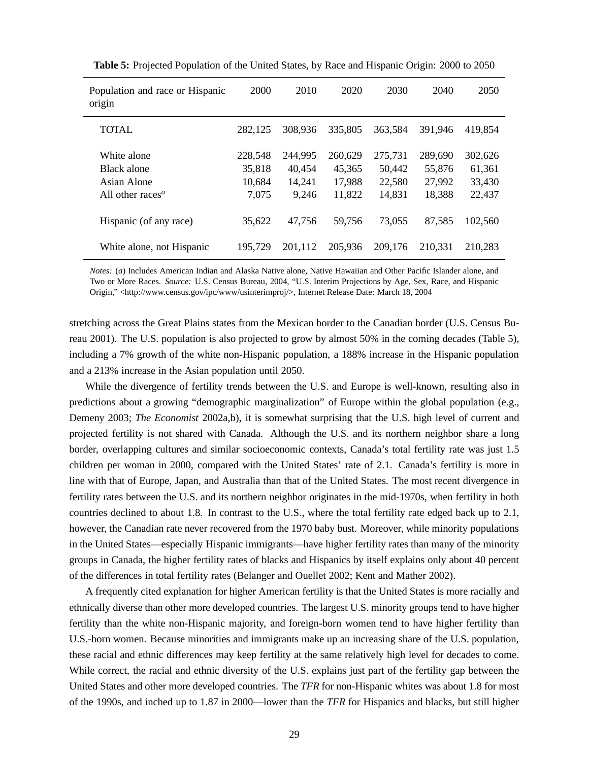**Table 5:** Projected Population of the United States, by Race and Hispanic Origin: 2000 to 2050

| Population and race or Hispanic origin | 2000 | 2010 | 2020 | 2030 | 2040 | 2050 |
|---|---|---|---|---|---|---|
| TOTAL | 282,125 | 308,936 | 335,805 | 363,584 | 391,946 | 419,854 |
| White alone | 228,548 | 244,995 | 260,629 | 275,731 | 289,690 | 302,626 |
| Black alone | 35,818 | 40,454 | 45,365 | 50,442 | 55,876 | 61,361 |
| Asian Alone | 10,684 | 14,241 | 17,988 | 22,580 | 27,992 | 33,430 |
| All other races[a] | 7,075 | 9,246 | 11,822 | 14,831 | 18,388 | 22,437 |
| Hispanic (of any race) | 35,622 | 47,756 | 59,756 | 73,055 | 87,585 | 102,560 |
| White alone, not Hispanic | 195,729 | 201,112 | 205,936 | 209,176 | 210,331 | 210,283 |

*Notes:* (*a*) Includes American Indian and Alaska Native alone, Native Hawaiian and Other Pacific Islander alone, and Two or More Races. *Source:* U.S. Census Bureau, 2004, "U.S. Interim Projections by Age, Sex, Race, and Hispanic Origin," <http://www.census.gov/ipc/www/usinterimproj/>, Internet Release Date: March 18, 2004

stretching across the Great Plains states from the Mexican border to the Canadian border (U.S. Census Bureau 2001). The U.S. population is also projected to grow by almost 50% in the coming decades (Table 5), including a 7% growth of the white non-Hispanic population, a 188% increase in the Hispanic population and a 213% increase in the Asian population until 2050.

While the divergence of fertility trends between the U.S. and Europe is well-known, resulting also in predictions about a growing "demographic marginalization" of Europe within the global population (e.g., Demeny 2003; *The Economist* 2002a,b), it is somewhat surprising that the U.S. high level of current and projected fertility is not shared with Canada. Although the U.S. and its northern neighbor share a long border, overlapping cultures and similar socioeconomic contexts, Canada's total fertility rate was just 1.5 children per woman in 2000, compared with the United States' rate of 2.1. Canada's fertility is more in line with that of Europe, Japan, and Australia than that of the United States. The most recent divergence in fertility rates between the U.S. and its northern neighbor originates in the mid-1970s, when fertility in both countries declined to about 1.8. In contrast to the U.S., where the total fertility rate edged back up to 2.1, however, the Canadian rate never recovered from the 1970 baby bust. Moreover, while minority populations in the United States—especially Hispanic immigrants—have higher fertility rates than many of the minority groups in Canada, the higher fertility rates of blacks and Hispanics by itself explains only about 40 percent of the differences in total fertility rates (Belanger and Ouellet 2002; Kent and Mather 2002).

A frequently cited explanation for higher American fertility is that the United States is more racially and ethnically diverse than other more developed countries. The largest U.S. minority groups tend to have higher fertility than the white non-Hispanic majority, and foreign-born women tend to have higher fertility than U.S.-born women. Because minorities and immigrants make up an increasing share of the U.S. population, these racial and ethnic differences may keep fertility at the same relatively high level for decades to come. While correct, the racial and ethnic diversity of the U.S. explains just part of the fertility gap between the United States and other more developed countries. The *TFR* for non-Hispanic whites was about 1.8 for most of the 1990s, and inched up to 1.87 in 2000—lower than the *TFR* for Hispanics and blacks, but still higher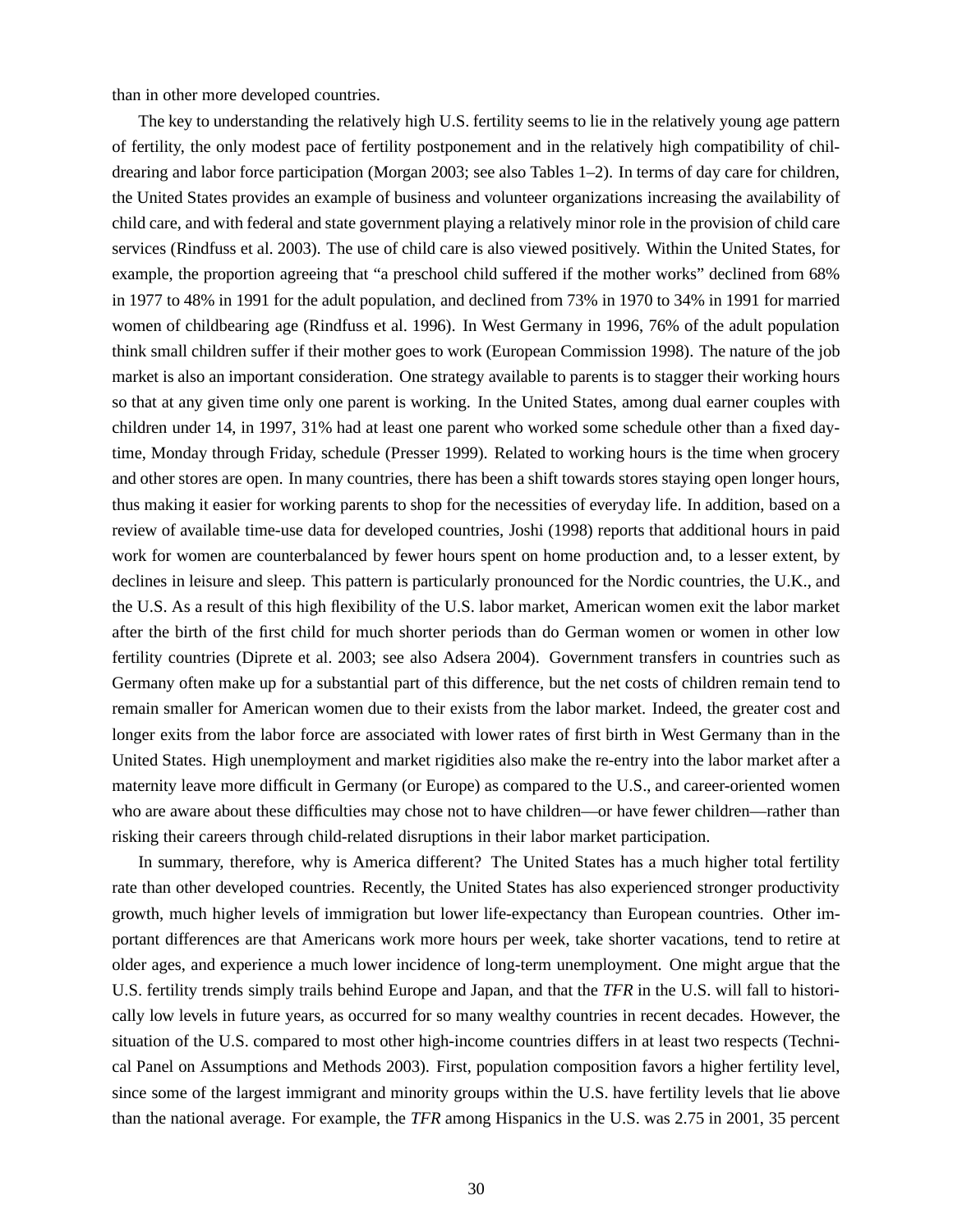than in other more developed countries.

The key to understanding the relatively high U.S. fertility seems to lie in the relatively young age pattern of fertility, the only modest pace of fertility postponement and in the relatively high compatibility of childrearing and labor force participation (Morgan 2003; see also Tables 1–2). In terms of day care for children, the United States provides an example of business and volunteer organizations increasing the availability of child care, and with federal and state government playing a relatively minor role in the provision of child care services (Rindfuss et al. 2003). The use of child care is also viewed positively. Within the United States, for example, the proportion agreeing that "a preschool child suffered if the mother works" declined from 68% in 1977 to 48% in 1991 for the adult population, and declined from 73% in 1970 to 34% in 1991 for married women of childbearing age (Rindfuss et al. 1996). In West Germany in 1996, 76% of the adult population think small children suffer if their mother goes to work (European Commission 1998). The nature of the job market is also an important consideration. One strategy available to parents is to stagger their working hours so that at any given time only one parent is working. In the United States, among dual earner couples with children under 14, in 1997, 31% had at least one parent who worked some schedule other than a fixed daytime, Monday through Friday, schedule (Presser 1999). Related to working hours is the time when grocery and other stores are open. In many countries, there has been a shift towards stores staying open longer hours, thus making it easier for working parents to shop for the necessities of everyday life. In addition, based on a review of available time-use data for developed countries, Joshi (1998) reports that additional hours in paid work for women are counterbalanced by fewer hours spent on home production and, to a lesser extent, by declines in leisure and sleep. This pattern is particularly pronounced for the Nordic countries, the U.K., and the U.S. As a result of this high flexibility of the U.S. labor market, American women exit the labor market after the birth of the first child for much shorter periods than do German women or women in other low fertility countries (Diprete et al. 2003; see also Adsera 2004). Government transfers in countries such as Germany often make up for a substantial part of this difference, but the net costs of children remain tend to remain smaller for American women due to their exists from the labor market. Indeed, the greater cost and longer exits from the labor force are associated with lower rates of first birth in West Germany than in the United States. High unemployment and market rigidities also make the re-entry into the labor market after a maternity leave more difficult in Germany (or Europe) as compared to the U.S., and career-oriented women who are aware about these difficulties may chose not to have children—or have fewer children—rather than risking their careers through child-related disruptions in their labor market participation.

In summary, therefore, why is America different? The United States has a much higher total fertility rate than other developed countries. Recently, the United States has also experienced stronger productivity growth, much higher levels of immigration but lower life-expectancy than European countries. Other important differences are that Americans work more hours per week, take shorter vacations, tend to retire at older ages, and experience a much lower incidence of long-term unemployment. One might argue that the U.S. fertility trends simply trails behind Europe and Japan, and that the *TFR* in the U.S. will fall to historically low levels in future years, as occurred for so many wealthy countries in recent decades. However, the situation of the U.S. compared to most other high-income countries differs in at least two respects (Technical Panel on Assumptions and Methods 2003). First, population composition favors a higher fertility level, since some of the largest immigrant and minority groups within the U.S. have fertility levels that lie above than the national average. For example, the *TFR* among Hispanics in the U.S. was 2.75 in 2001, 35 percent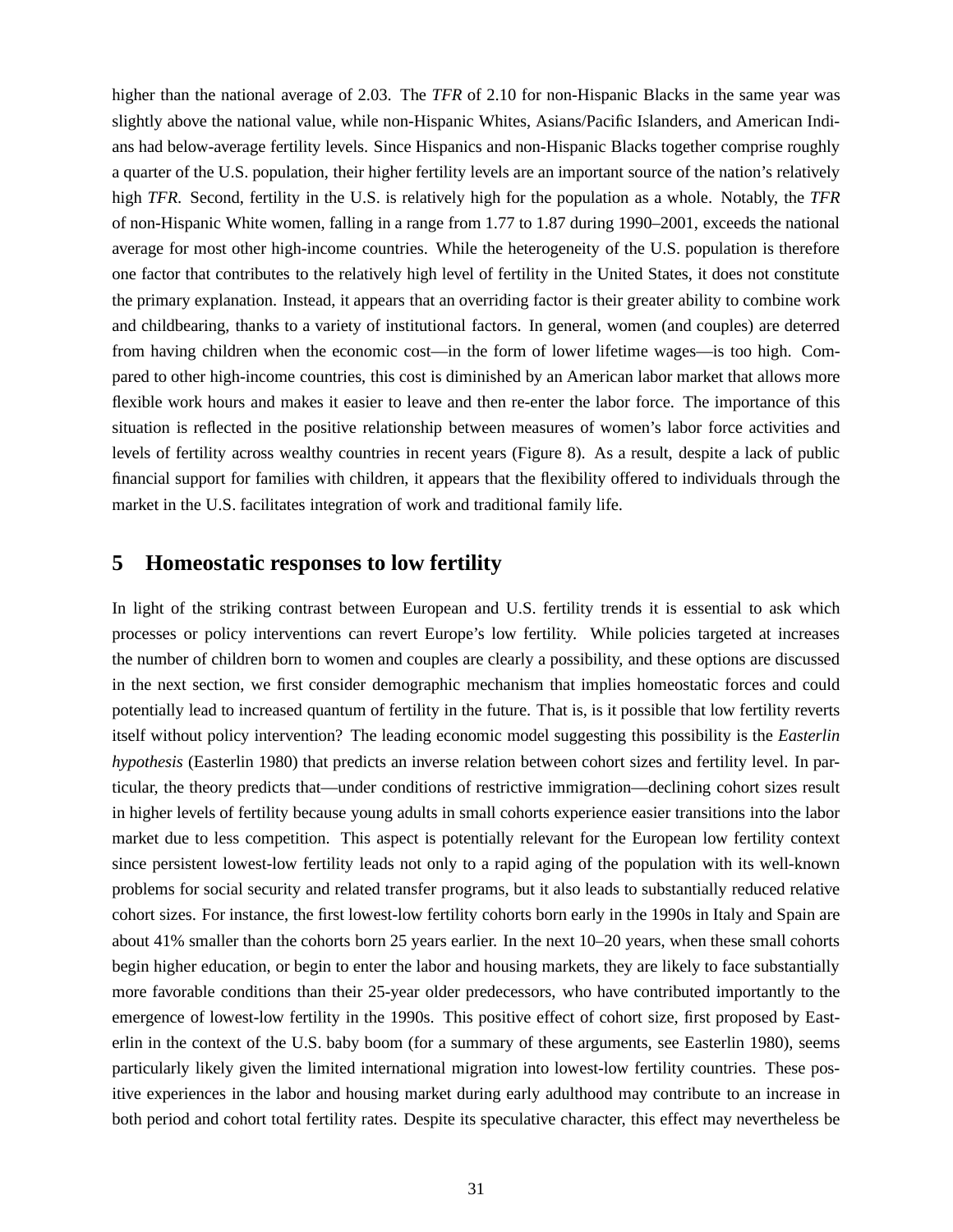higher than the national average of 2.03. The *TFR* of 2.10 for non-Hispanic Blacks in the same year was slightly above the national value, while non-Hispanic Whites, Asians/Pacific Islanders, and American Indians had below-average fertility levels. Since Hispanics and non-Hispanic Blacks together comprise roughly a quarter of the U.S. population, their higher fertility levels are an important source of the nation's relatively high *TFR*. Second, fertility in the U.S. is relatively high for the population as a whole. Notably, the *TFR* of non-Hispanic White women, falling in a range from 1.77 to 1.87 during 1990–2001, exceeds the national average for most other high-income countries. While the heterogeneity of the U.S. population is therefore one factor that contributes to the relatively high level of fertility in the United States, it does not constitute the primary explanation. Instead, it appears that an overriding factor is their greater ability to combine work and childbearing, thanks to a variety of institutional factors. In general, women (and couples) are deterred from having children when the economic cost—in the form of lower lifetime wages—is too high. Compared to other high-income countries, this cost is diminished by an American labor market that allows more flexible work hours and makes it easier to leave and then re-enter the labor force. The importance of this situation is reflected in the positive relationship between measures of women's labor force activities and levels of fertility across wealthy countries in recent years (Figure 8). As a result, despite a lack of public financial support for families with children, it appears that the flexibility offered to individuals through the market in the U.S. facilitates integration of work and traditional family life.

## 5 Homeostatic responses to low fertility

In light of the striking contrast between European and U.S. fertility trends it is essential to ask which processes or policy interventions can revert Europe's low fertility. While policies targeted at increases the number of children born to women and couples are clearly a possibility, and these options are discussed in the next section, we first consider demographic mechanism that implies homeostatic forces and could potentially lead to increased quantum of fertility in the future. That is, is it possible that low fertility reverts itself without policy intervention? The leading economic model suggesting this possibility is the *Easterlin hypothesis* (Easterlin 1980) that predicts an inverse relation between cohort sizes and fertility level. In particular, the theory predicts that—under conditions of restrictive immigration—declining cohort sizes result in higher levels of fertility because young adults in small cohorts experience easier transitions into the labor market due to less competition. This aspect is potentially relevant for the European low fertility context since persistent lowest-low fertility leads not only to a rapid aging of the population with its well-known problems for social security and related transfer programs, but it also leads to substantially reduced relative cohort sizes. For instance, the first lowest-low fertility cohorts born early in the 1990s in Italy and Spain are about 41% smaller than the cohorts born 25 years earlier. In the next 10–20 years, when these small cohorts begin higher education, or begin to enter the labor and housing markets, they are likely to face substantially more favorable conditions than their 25-year older predecessors, who have contributed importantly to the emergence of lowest-low fertility in the 1990s. This positive effect of cohort size, first proposed by Easterlin in the context of the U.S. baby boom (for a summary of these arguments, see Easterlin 1980), seems particularly likely given the limited international migration into lowest-low fertility countries. These positive experiences in the labor and housing market during early adulthood may contribute to an increase in both period and cohort total fertility rates. Despite its speculative character, this effect may nevertheless be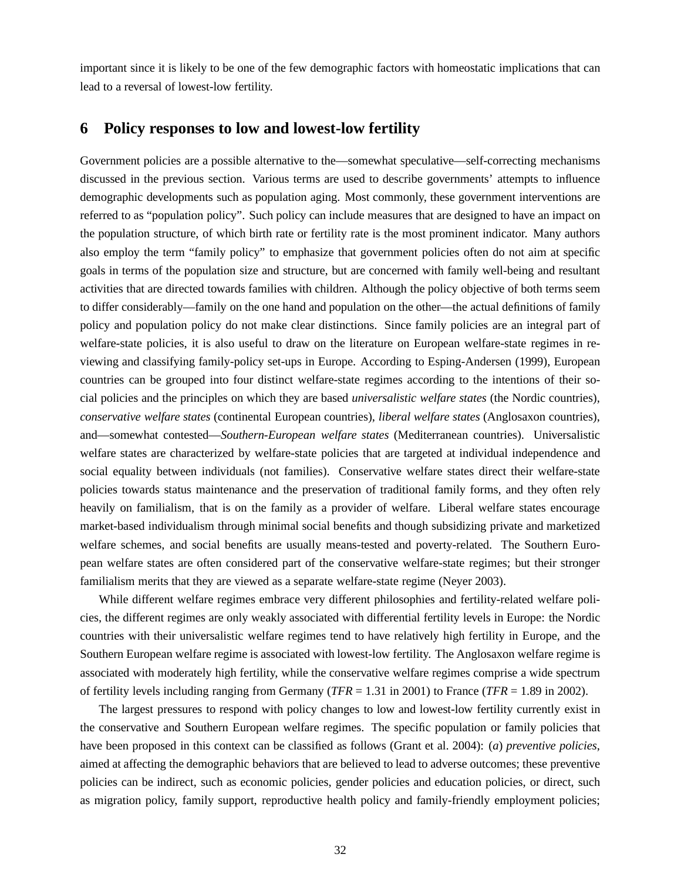important since it is likely to be one of the few demographic factors with homeostatic implications that can lead to a reversal of lowest-low fertility.

## 6 Policy responses to low and lowest-low fertility

Government policies are a possible alternative to the—somewhat speculative—self-correcting mechanisms discussed in the previous section. Various terms are used to describe governments' attempts to influence demographic developments such as population aging. Most commonly, these government interventions are referred to as "population policy". Such policy can include measures that are designed to have an impact on the population structure, of which birth rate or fertility rate is the most prominent indicator. Many authors also employ the term "family policy" to emphasize that government policies often do not aim at specific goals in terms of the population size and structure, but are concerned with family well-being and resultant activities that are directed towards families with children. Although the policy objective of both terms seem to differ considerably—family on the one hand and population on the other—the actual definitions of family policy and population policy do not make clear distinctions. Since family policies are an integral part of welfare-state policies, it is also useful to draw on the literature on European welfare-state regimes in reviewing and classifying family-policy set-ups in Europe. According to Esping-Andersen (1999), European countries can be grouped into four distinct welfare-state regimes according to the intentions of their social policies and the principles on which they are based *universalistic welfare states* (the Nordic countries), *conservative welfare states* (continental European countries), *liberal welfare states* (Anglosaxon countries), and—somewhat contested—*Southern-European welfare states* (Mediterranean countries). Universalistic welfare states are characterized by welfare-state policies that are targeted at individual independence and social equality between individuals (not families). Conservative welfare states direct their welfare-state policies towards status maintenance and the preservation of traditional family forms, and they often rely heavily on familialism, that is on the family as a provider of welfare. Liberal welfare states encourage market-based individualism through minimal social benefits and though subsidizing private and marketized welfare schemes, and social benefits are usually means-tested and poverty-related. The Southern European welfare states are often considered part of the conservative welfare-state regimes; but their stronger familialism merits that they are viewed as a separate welfare-state regime (Neyer 2003).

While different welfare regimes embrace very different philosophies and fertility-related welfare policies, the different regimes are only weakly associated with differential fertility levels in Europe: the Nordic countries with their universalistic welfare regimes tend to have relatively high fertility in Europe, and the Southern European welfare regime is associated with lowest-low fertility. The Anglosaxon welfare regime is associated with moderately high fertility, while the conservative welfare regimes comprise a wide spectrum of fertility levels including ranging from Germany (*TFR* = 1.31 in 2001) to France (*TFR* = 1.89 in 2002).

The largest pressures to respond with policy changes to low and lowest-low fertility currently exist in the conservative and Southern European welfare regimes. The specific population or family policies that have been proposed in this context can be classified as follows (Grant et al. 2004): (*a*) *preventive policies*, aimed at affecting the demographic behaviors that are believed to lead to adverse outcomes; these preventive policies can be indirect, such as economic policies, gender policies and education policies, or direct, such as migration policy, family support, reproductive health policy and family-friendly employment policies;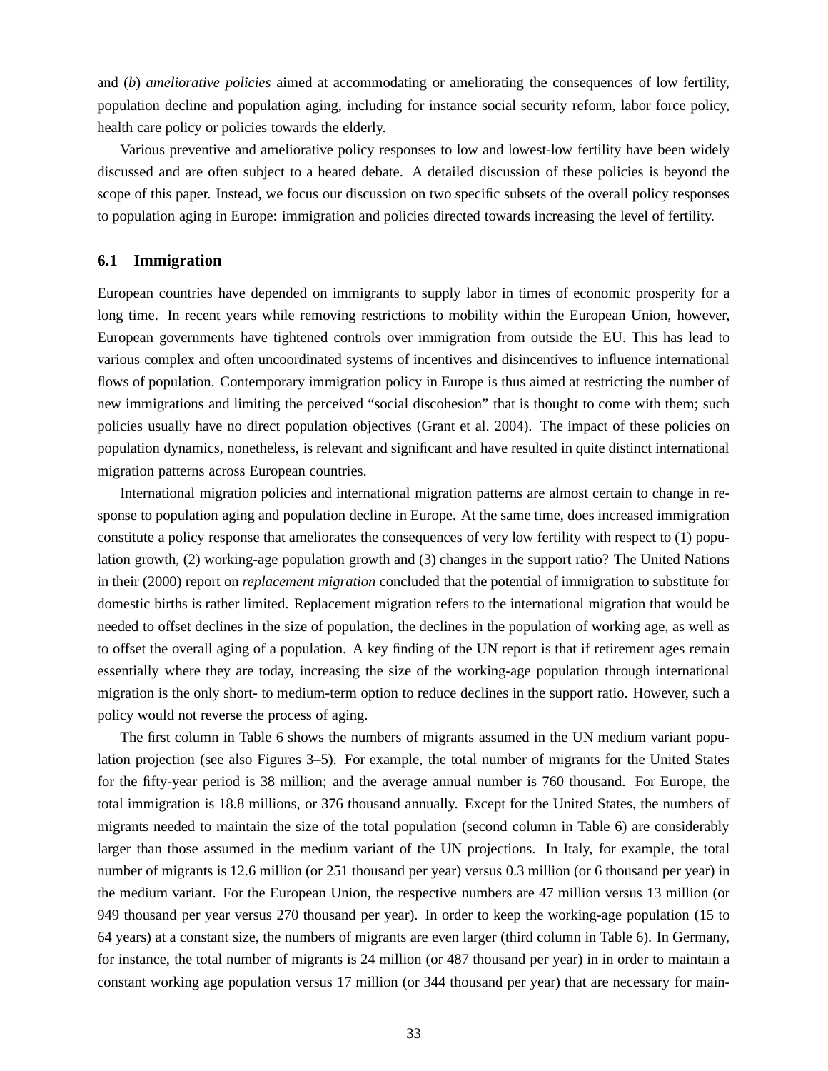and (*b*) *ameliorative policies* aimed at accommodating or ameliorating the consequences of low fertility, population decline and population aging, including for instance social security reform, labor force policy, health care policy or policies towards the elderly.

Various preventive and ameliorative policy responses to low and lowest-low fertility have been widely discussed and are often subject to a heated debate. A detailed discussion of these policies is beyond the scope of this paper. Instead, we focus our discussion on two specific subsets of the overall policy responses to population aging in Europe: immigration and policies directed towards increasing the level of fertility.

### 6.1 Immigration

European countries have depended on immigrants to supply labor in times of economic prosperity for a long time. In recent years while removing restrictions to mobility within the European Union, however, European governments have tightened controls over immigration from outside the EU. This has lead to various complex and often uncoordinated systems of incentives and disincentives to influence international flows of population. Contemporary immigration policy in Europe is thus aimed at restricting the number of new immigrations and limiting the perceived "social discohesion" that is thought to come with them; such policies usually have no direct population objectives (Grant et al. 2004). The impact of these policies on population dynamics, nonetheless, is relevant and significant and have resulted in quite distinct international migration patterns across European countries.

International migration policies and international migration patterns are almost certain to change in response to population aging and population decline in Europe. At the same time, does increased immigration constitute a policy response that ameliorates the consequences of very low fertility with respect to (1) population growth, (2) working-age population growth and (3) changes in the support ratio? The United Nations in their (2000) report on *replacement migration* concluded that the potential of immigration to substitute for domestic births is rather limited. Replacement migration refers to the international migration that would be needed to offset declines in the size of population, the declines in the population of working age, as well as to offset the overall aging of a population. A key finding of the UN report is that if retirement ages remain essentially where they are today, increasing the size of the working-age population through international migration is the only short- to medium-term option to reduce declines in the support ratio. However, such a policy would not reverse the process of aging.

The first column in Table 6 shows the numbers of migrants assumed in the UN medium variant population projection (see also Figures 3–5). For example, the total number of migrants for the United States for the fifty-year period is 38 million; and the average annual number is 760 thousand. For Europe, the total immigration is 18.8 millions, or 376 thousand annually. Except for the United States, the numbers of migrants needed to maintain the size of the total population (second column in Table 6) are considerably larger than those assumed in the medium variant of the UN projections. In Italy, for example, the total number of migrants is 12.6 million (or 251 thousand per year) versus 0.3 million (or 6 thousand per year) in the medium variant. For the European Union, the respective numbers are 47 million versus 13 million (or 949 thousand per year versus 270 thousand per year). In order to keep the working-age population (15 to 64 years) at a constant size, the numbers of migrants are even larger (third column in Table 6). In Germany, for instance, the total number of migrants is 24 million (or 487 thousand per year) in in order to maintain a constant working age population versus 17 million (or 344 thousand per year) that are necessary for main-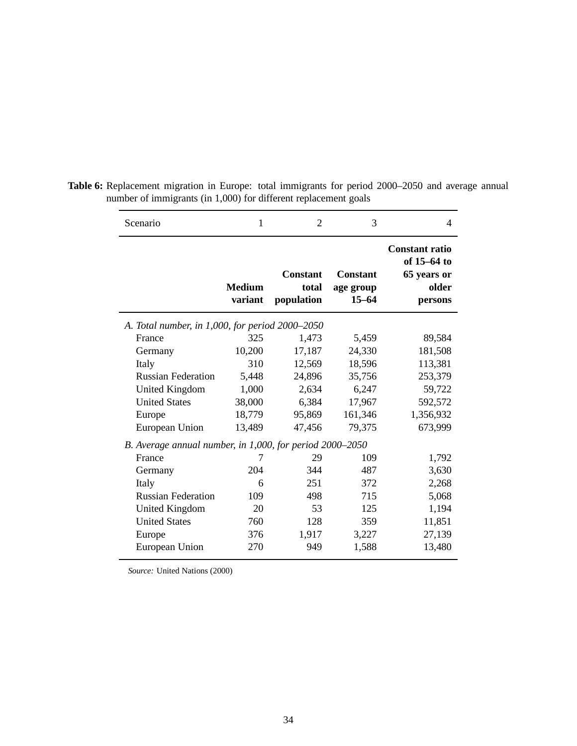**Table 6:** Replacement migration in Europe: total immigrants for period 2000–2050 and average annual number of immigrants (in 1,000) for different replacement goals

| Scenario | 1 | 2 | 3 | 4 |
|---|---|---|---|---|
| | **Medium variant** | **Constant total population** | **Constant age group 15–64** | **Constant ratio of 15–64 to 65 years or older persons** |
| *A. Total number, in 1,000, for period 2000–2050* | | | | |
| France | 325 | 1,473 | 5,459 | 89,584 |
| Germany | 10,200 | 17,187 | 24,330 | 181,508 |
| Italy | 310 | 12,569 | 18,596 | 113,381 |
| Russian Federation | 5,448 | 24,896 | 35,756 | 253,379 |
| United Kingdom | 1,000 | 2,634 | 6,247 | 59,722 |
| United States | 38,000 | 6,384 | 17,967 | 592,572 |
| Europe | 18,779 | 95,869 | 161,346 | 1,356,932 |
| European Union | 13,489 | 47,456 | 79,375 | 673,999 |
| *B. Average annual number, in 1,000, for period 2000–2050* | | | | |
| France | 7 | 29 | 109 | 1,792 |
| Germany | 204 | 344 | 487 | 3,630 |
| Italy | 6 | 251 | 372 | 2,268 |
| Russian Federation | 109 | 498 | 715 | 5,068 |
| United Kingdom | 20 | 53 | 125 | 1,194 |
| United States | 760 | 128 | 359 | 11,851 |
| Europe | 376 | 1,917 | 3,227 | 27,139 |
| European Union | 270 | 949 | 1,588 | 13,480 |

*Source:* United Nations (2000)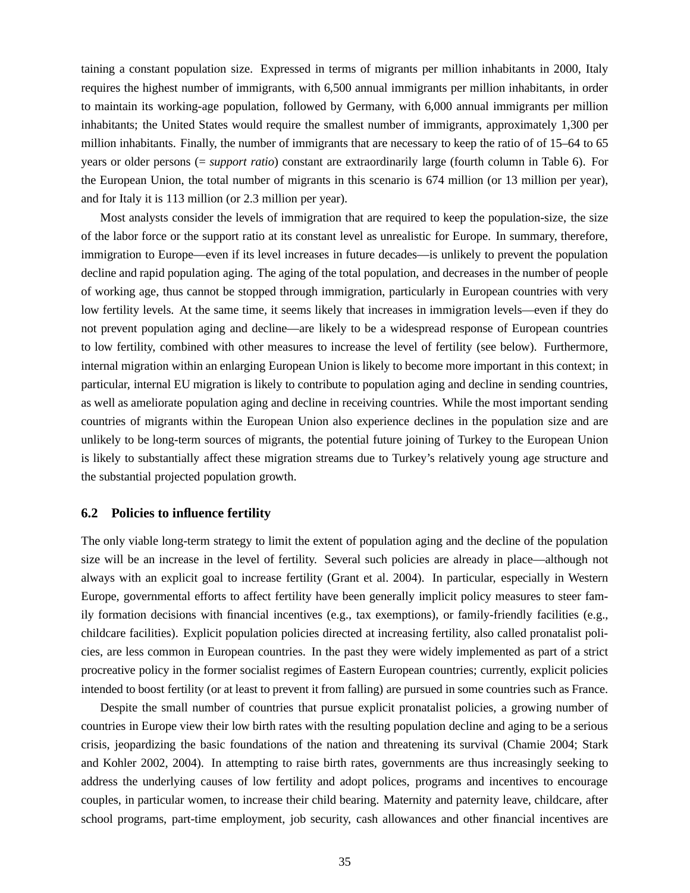taining a constant population size. Expressed in terms of migrants per million inhabitants in 2000, Italy requires the highest number of immigrants, with 6,500 annual immigrants per million inhabitants, in order to maintain its working-age population, followed by Germany, with 6,000 annual immigrants per million inhabitants; the United States would require the smallest number of immigrants, approximately 1,300 per million inhabitants. Finally, the number of immigrants that are necessary to keep the ratio of of 15–64 to 65 years or older persons (= *support ratio*) constant are extraordinarily large (fourth column in Table 6). For the European Union, the total number of migrants in this scenario is 674 million (or 13 million per year), and for Italy it is 113 million (or 2.3 million per year).

Most analysts consider the levels of immigration that are required to keep the population-size, the size of the labor force or the support ratio at its constant level as unrealistic for Europe. In summary, therefore, immigration to Europe—even if its level increases in future decades—is unlikely to prevent the population decline and rapid population aging. The aging of the total population, and decreases in the number of people of working age, thus cannot be stopped through immigration, particularly in European countries with very low fertility levels. At the same time, it seems likely that increases in immigration levels—even if they do not prevent population aging and decline—are likely to be a widespread response of European countries to low fertility, combined with other measures to increase the level of fertility (see below). Furthermore, internal migration within an enlarging European Union is likely to become more important in this context; in particular, internal EU migration is likely to contribute to population aging and decline in sending countries, as well as ameliorate population aging and decline in receiving countries. While the most important sending countries of migrants within the European Union also experience declines in the population size and are unlikely to be long-term sources of migrants, the potential future joining of Turkey to the European Union is likely to substantially affect these migration streams due to Turkey's relatively young age structure and the substantial projected population growth.

### 6.2 Policies to influence fertility

The only viable long-term strategy to limit the extent of population aging and the decline of the population size will be an increase in the level of fertility. Several such policies are already in place—although not always with an explicit goal to increase fertility (Grant et al. 2004). In particular, especially in Western Europe, governmental efforts to affect fertility have been generally implicit policy measures to steer family formation decisions with financial incentives (e.g., tax exemptions), or family-friendly facilities (e.g., childcare facilities). Explicit population policies directed at increasing fertility, also called pronatalist policies, are less common in European countries. In the past they were widely implemented as part of a strict procreative policy in the former socialist regimes of Eastern European countries; currently, explicit policies intended to boost fertility (or at least to prevent it from falling) are pursued in some countries such as France.

Despite the small number of countries that pursue explicit pronatalist policies, a growing number of countries in Europe view their low birth rates with the resulting population decline and aging to be a serious crisis, jeopardizing the basic foundations of the nation and threatening its survival (Chamie 2004; Stark and Kohler 2002, 2004). In attempting to raise birth rates, governments are thus increasingly seeking to address the underlying causes of low fertility and adopt polices, programs and incentives to encourage couples, in particular women, to increase their child bearing. Maternity and paternity leave, childcare, after school programs, part-time employment, job security, cash allowances and other financial incentives are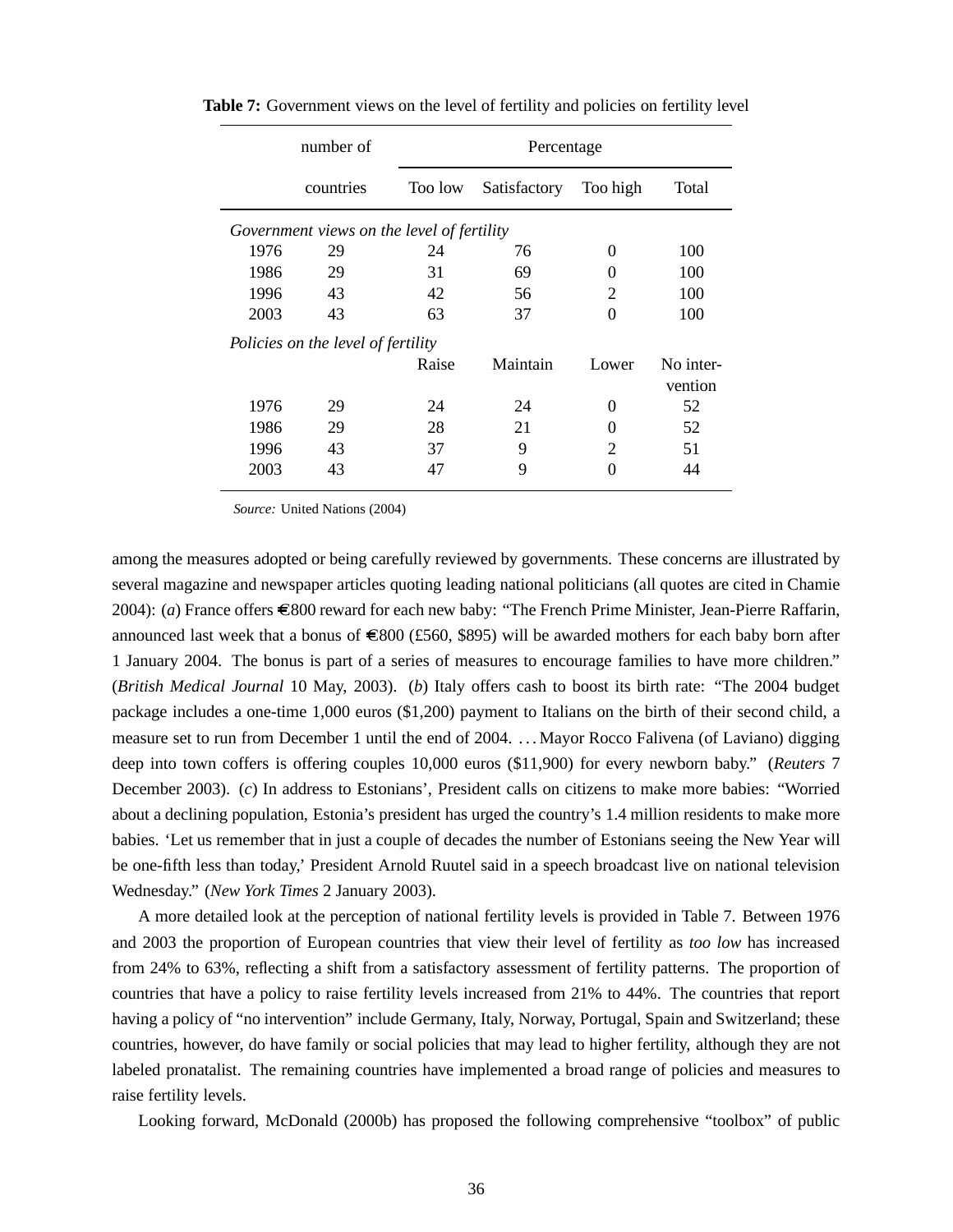**Table 7:** Government views on the level of fertility and policies on fertility level

| | number of countries | Percentage | | | |
|---|---|---|---|---|---|
| | | Too low | Satisfactory | Too high | Total |
| *Government views on the level of fertility* | | | | | |
| 1976 | 29 | 24 | 76 | 0 | 100 |
| 1986 | 29 | 31 | 69 | 0 | 100 |
| 1996 | 43 | 42 | 56 | 2 | 100 |
| 2003 | 43 | 63 | 37 | 0 | 100 |
| *Policies on the level of fertility* | | | | | |
| | | Raise | Maintain | Lower | No intervention |
| 1976 | 29 | 24 | 24 | 0 | 52 |
| 1986 | 29 | 28 | 21 | 0 | 52 |
| 1996 | 43 | 37 | 9 | 2 | 51 |
| 2003 | 43 | 47 | 9 | 0 | 44 |

*Source:* United Nations (2004)

among the measures adopted or being carefully reviewed by governments. These concerns are illustrated by several magazine and newspaper articles quoting leading national politicians (all quotes are cited in Chamie 2004): (*a*) France offers €800 reward for each new baby: "The French Prime Minister, Jean-Pierre Raffarin, announced last week that a bonus of €800 (£560, $895) will be awarded mothers for each baby born after 1 January 2004. The bonus is part of a series of measures to encourage families to have more children." (*British Medical Journal* 10 May, 2003). (*b*) Italy offers cash to boost its birth rate: "The 2004 budget package includes a one-time 1,000 euros ($1,200) payment to Italians on the birth of their second child, a measure set to run from December 1 until the end of 2004. . . . Mayor Rocco Falivena (of Laviano) digging deep into town coffers is offering couples 10,000 euros ($11,900) for every newborn baby." (*Reuters* 7 December 2003). (*c*) In address to Estonians', President calls on citizens to make more babies: "Worried about a declining population, Estonia's president has urged the country's 1.4 million residents to make more babies. 'Let us remember that in just a couple of decades the number of Estonians seeing the New Year will be one-fifth less than today,' President Arnold Ruutel said in a speech broadcast live on national television Wednesday." (*New York Times* 2 January 2003).

A more detailed look at the perception of national fertility levels is provided in Table 7. Between 1976 and 2003 the proportion of European countries that view their level of fertility as *too low* has increased from 24% to 63%, reflecting a shift from a satisfactory assessment of fertility patterns. The proportion of countries that have a policy to raise fertility levels increased from 21% to 44%. The countries that report having a policy of "no intervention" include Germany, Italy, Norway, Portugal, Spain and Switzerland; these countries, however, do have family or social policies that may lead to higher fertility, although they are not labeled pronatalist. The remaining countries have implemented a broad range of policies and measures to raise fertility levels.

Looking forward, McDonald (2000b) has proposed the following comprehensive "toolbox" of public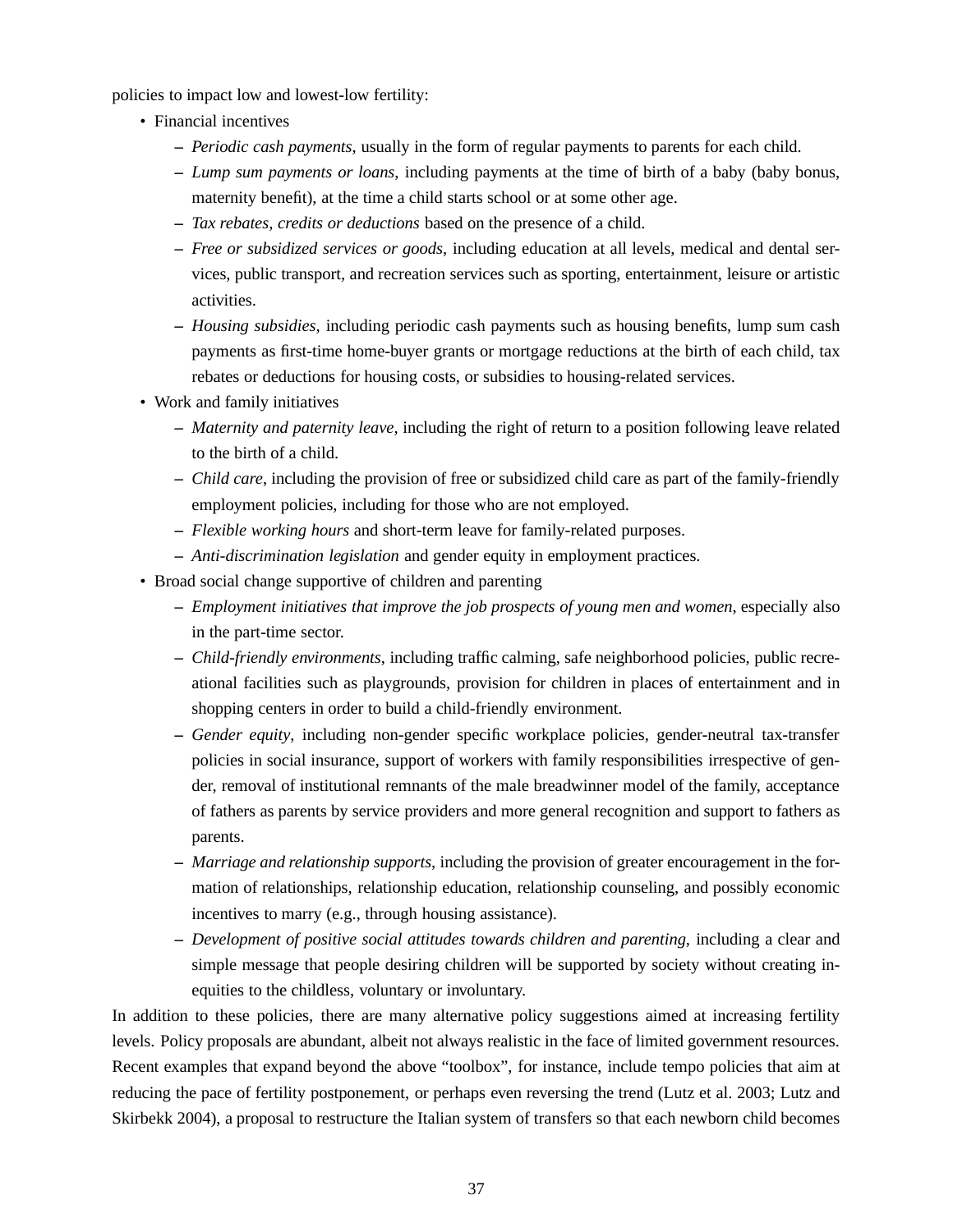policies to impact low and lowest-low fertility:

- Financial incentives
  - *Periodic cash payments*, usually in the form of regular payments to parents for each child.
  - *Lump sum payments or loans*, including payments at the time of birth of a baby (baby bonus, maternity benefit), at the time a child starts school or at some other age.
  - *Tax rebates, credits or deductions* based on the presence of a child.
  - *Free or subsidized services or goods*, including education at all levels, medical and dental services, public transport, and recreation services such as sporting, entertainment, leisure or artistic activities.
  - *Housing subsidies*, including periodic cash payments such as housing benefits, lump sum cash payments as first-time home-buyer grants or mortgage reductions at the birth of each child, tax rebates or deductions for housing costs, or subsidies to housing-related services.
- Work and family initiatives
  - *Maternity and paternity leave*, including the right of return to a position following leave related to the birth of a child.
  - *Child care*, including the provision of free or subsidized child care as part of the family-friendly employment policies, including for those who are not employed.
  - *Flexible working hours* and short-term leave for family-related purposes.
  - *Anti-discrimination legislation* and gender equity in employment practices.
- Broad social change supportive of children and parenting
  - *Employment initiatives that improve the job prospects of young men and women*, especially also in the part-time sector.
  - *Child-friendly environments*, including traffic calming, safe neighborhood policies, public recreational facilities such as playgrounds, provision for children in places of entertainment and in shopping centers in order to build a child-friendly environment.
  - *Gender equity*, including non-gender specific workplace policies, gender-neutral tax-transfer policies in social insurance, support of workers with family responsibilities irrespective of gender, removal of institutional remnants of the male breadwinner model of the family, acceptance of fathers as parents by service providers and more general recognition and support to fathers as parents.
  - *Marriage and relationship supports*, including the provision of greater encouragement in the formation of relationships, relationship education, relationship counseling, and possibly economic incentives to marry (e.g., through housing assistance).
  - *Development of positive social attitudes towards children and parenting*, including a clear and simple message that people desiring children will be supported by society without creating inequities to the childless, voluntary or involuntary.

In addition to these policies, there are many alternative policy suggestions aimed at increasing fertility levels. Policy proposals are abundant, albeit not always realistic in the face of limited government resources. Recent examples that expand beyond the above "toolbox", for instance, include tempo policies that aim at reducing the pace of fertility postponement, or perhaps even reversing the trend (Lutz et al. 2003; Lutz and Skirbekk 2004), a proposal to restructure the Italian system of transfers so that each newborn child becomes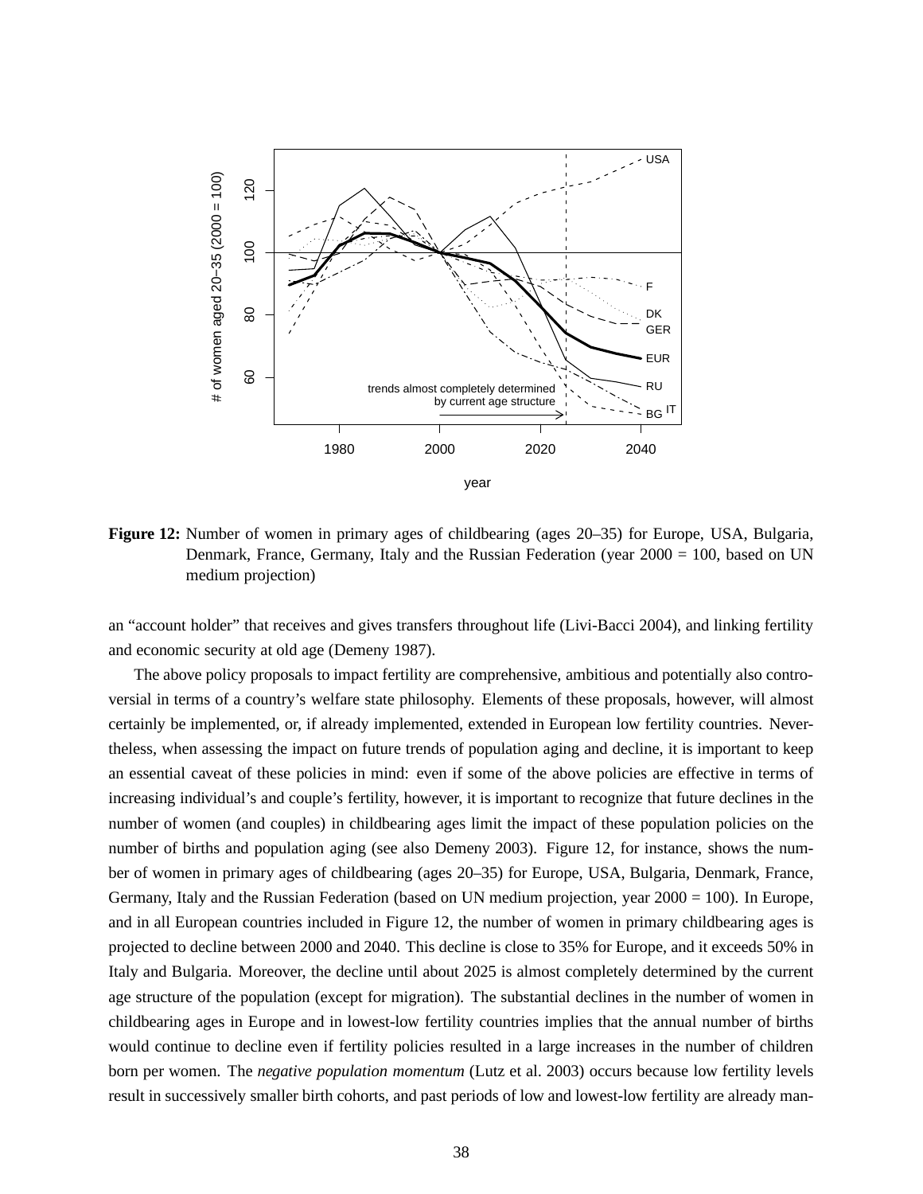**Figure 12:** Number of women in primary ages of childbearing (ages 20–35) for Europe, USA, Bulgaria, Denmark, France, Germany, Italy and the Russian Federation (year 2000 = 100, based on UN medium projection)

an "account holder" that receives and gives transfers throughout life (Livi-Bacci 2004), and linking fertility and economic security at old age (Demeny 1987).

The above policy proposals to impact fertility are comprehensive, ambitious and potentially also controversial in terms of a country's welfare state philosophy. Elements of these proposals, however, will almost certainly be implemented, or, if already implemented, extended in European low fertility countries. Nevertheless, when assessing the impact on future trends of population aging and decline, it is important to keep an essential caveat of these policies in mind: even if some of the above policies are effective in terms of increasing individual's and couple's fertility, however, it is important to recognize that future declines in the number of women (and couples) in childbearing ages limit the impact of these population policies on the number of births and population aging (see also Demeny 2003). Figure 12, for instance, shows the number of women in primary ages of childbearing (ages 20–35) for Europe, USA, Bulgaria, Denmark, France, Germany, Italy and the Russian Federation (based on UN medium projection, year 2000 = 100). In Europe, and in all European countries included in Figure 12, the number of women in primary childbearing ages is projected to decline between 2000 and 2040. This decline is close to 35% for Europe, and it exceeds 50% in Italy and Bulgaria. Moreover, the decline until about 2025 is almost completely determined by the current age structure of the population (except for migration). The substantial declines in the number of women in childbearing ages in Europe and in lowest-low fertility countries implies that the annual number of births would continue to decline even if fertility policies resulted in a large increases in the number of children born per women. The *negative population momentum* (Lutz et al. 2003) occurs because low fertility levels result in successively smaller birth cohorts, and past periods of low and lowest-low fertility are already man-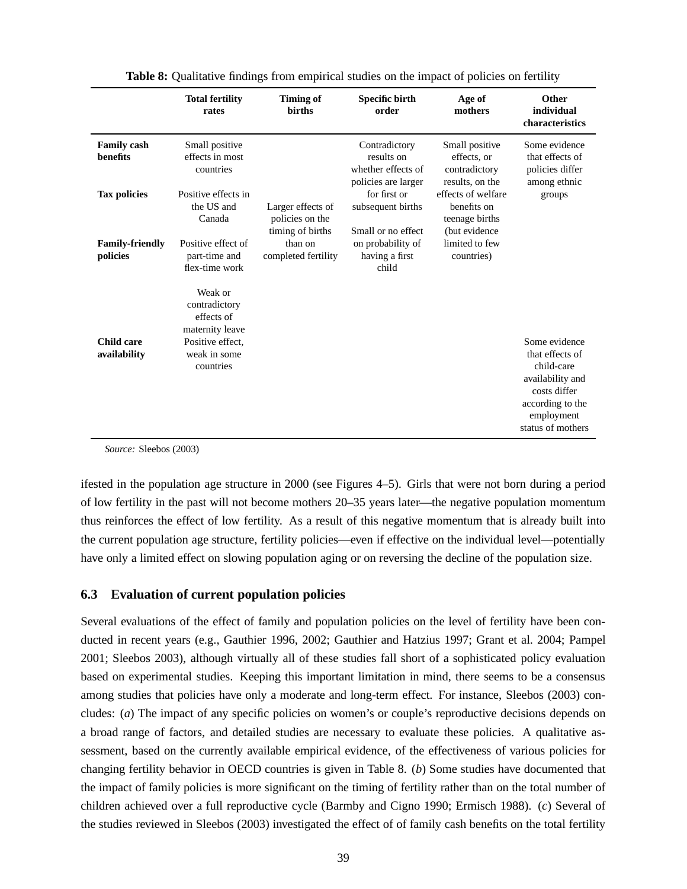**Table 8:** Qualitative findings from empirical studies on the impact of policies on fertility

| | Total fertility rates | Timing of births | Specific birth order | Age of mothers | Other individual characteristics |
|---|---|---|---|---|---|
| **Family cash benefits** | Small positive effects in most countries | Larger effects of policies on the timing of births than on completed fertility | Contradictory results on whether effects of policies are larger for first or subsequent births. Small or no effect on probability of having a first child | Small positive effects, or contradictory results, on the effects of welfare benefits on teenage births (but evidence limited to few countries) | Some evidence that effects of policies differ among ethnic groups |
| **Tax policies** | Positive effects in the US and Canada | | | | |
| **Family-friendly policies** | Positive effect of part-time and flex-time work. Weak or contradictory effects of maternity leave | | | | |
| **Child care availability** | Positive effect, weak in some countries | | | | Some evidence that effects of child-care availability and costs differ according to the employment status of mothers |

*Source:* Sleebos (2003)

ifested in the population age structure in 2000 (see Figures 4–5). Girls that were not born during a period of low fertility in the past will not become mothers 20–35 years later—the negative population momentum thus reinforces the effect of low fertility. As a result of this negative momentum that is already built into the current population age structure, fertility policies—even if effective on the individual level—potentially have only a limited effect on slowing population aging or on reversing the decline of the population size.

### 6.3 Evaluation of current population policies

Several evaluations of the effect of family and population policies on the level of fertility have been conducted in recent years (e.g., Gauthier 1996, 2002; Gauthier and Hatzius 1997; Grant et al. 2004; Pampel 2001; Sleebos 2003), although virtually all of these studies fall short of a sophisticated policy evaluation based on experimental studies. Keeping this important limitation in mind, there seems to be a consensus among studies that policies have only a moderate and long-term effect. For instance, Sleebos (2003) concludes: (*a*) The impact of any specific policies on women's or couple's reproductive decisions depends on a broad range of factors, and detailed studies are necessary to evaluate these policies. A qualitative assessment, based on the currently available empirical evidence, of the effectiveness of various policies for changing fertility behavior in OECD countries is given in Table 8. (*b*) Some studies have documented that the impact of family policies is more significant on the timing of fertility rather than on the total number of children achieved over a full reproductive cycle (Barmby and Cigno 1990; Ermisch 1988). (*c*) Several of the studies reviewed in Sleebos (2003) investigated the effect of of family cash benefits on the total fertility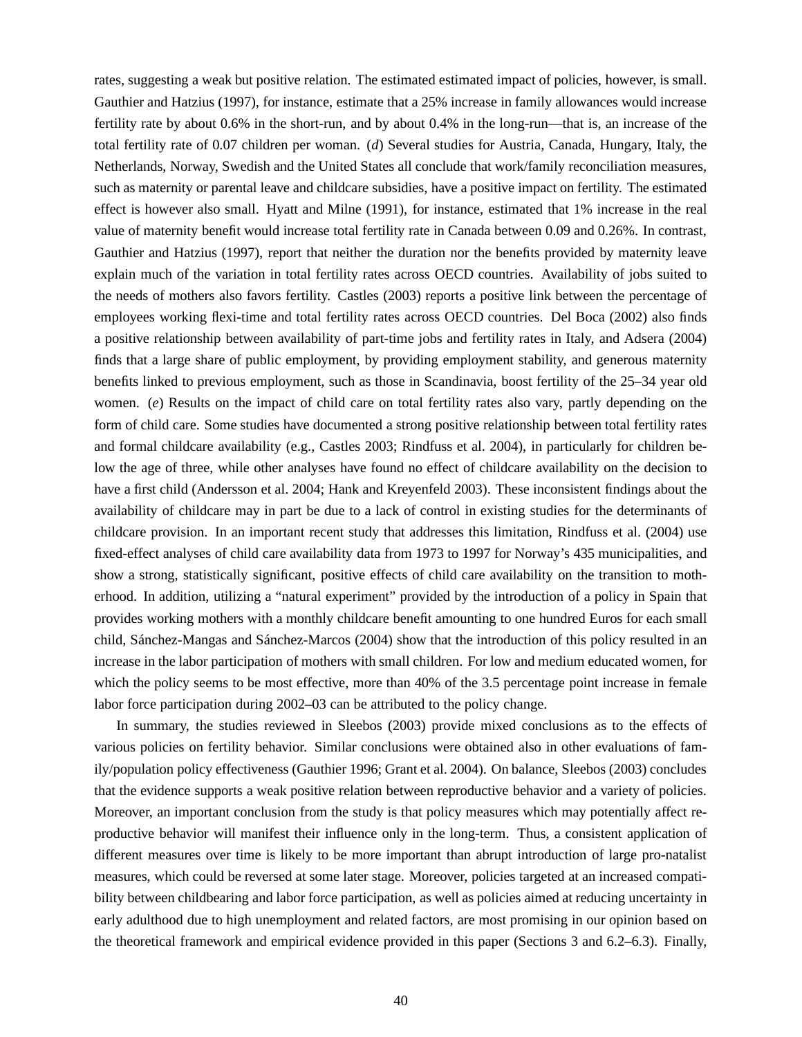rates, suggesting a weak but positive relation. The estimated estimated impact of policies, however, is small. Gauthier and Hatzius (1997), for instance, estimate that a 25% increase in family allowances would increase fertility rate by about 0.6% in the short-run, and by about 0.4% in the long-run—that is, an increase of the total fertility rate of 0.07 children per woman. (*d*) Several studies for Austria, Canada, Hungary, Italy, the Netherlands, Norway, Swedish and the United States all conclude that work/family reconciliation measures, such as maternity or parental leave and childcare subsidies, have a positive impact on fertility. The estimated effect is however also small. Hyatt and Milne (1991), for instance, estimated that 1% increase in the real value of maternity benefit would increase total fertility rate in Canada between 0.09 and 0.26%. In contrast, Gauthier and Hatzius (1997), report that neither the duration nor the benefits provided by maternity leave explain much of the variation in total fertility rates across OECD countries. Availability of jobs suited to the needs of mothers also favors fertility. Castles (2003) reports a positive link between the percentage of employees working flexi-time and total fertility rates across OECD countries. Del Boca (2002) also finds a positive relationship between availability of part-time jobs and fertility rates in Italy, and Adsera (2004) finds that a large share of public employment, by providing employment stability, and generous maternity benefits linked to previous employment, such as those in Scandinavia, boost fertility of the 25–34 year old women. (*e*) Results on the impact of child care on total fertility rates also vary, partly depending on the form of child care. Some studies have documented a strong positive relationship between total fertility rates and formal childcare availability (e.g., Castles 2003; Rindfuss et al. 2004), in particularly for children below the age of three, while other analyses have found no effect of childcare availability on the decision to have a first child (Andersson et al. 2004; Hank and Kreyenfeld 2003). These inconsistent findings about the availability of childcare may in part be due to a lack of control in existing studies for the determinants of childcare provision. In an important recent study that addresses this limitation, Rindfuss et al. (2004) use fixed-effect analyses of child care availability data from 1973 to 1997 for Norway's 435 municipalities, and show a strong, statistically significant, positive effects of child care availability on the transition to motherhood. In addition, utilizing a "natural experiment" provided by the introduction of a policy in Spain that provides working mothers with a monthly childcare benefit amounting to one hundred Euros for each small child, Sánchez-Mangas and Sánchez-Marcos (2004) show that the introduction of this policy resulted in an increase in the labor participation of mothers with small children. For low and medium educated women, for which the policy seems to be most effective, more than 40% of the 3.5 percentage point increase in female labor force participation during 2002–03 can be attributed to the policy change.

In summary, the studies reviewed in Sleebos (2003) provide mixed conclusions as to the effects of various policies on fertility behavior. Similar conclusions were obtained also in other evaluations of family/population policy effectiveness (Gauthier 1996; Grant et al. 2004). On balance, Sleebos (2003) concludes that the evidence supports a weak positive relation between reproductive behavior and a variety of policies. Moreover, an important conclusion from the study is that policy measures which may potentially affect reproductive behavior will manifest their influence only in the long-term. Thus, a consistent application of different measures over time is likely to be more important than abrupt introduction of large pro-natalist measures, which could be reversed at some later stage. Moreover, policies targeted at an increased compatibility between childbearing and labor force participation, as well as policies aimed at reducing uncertainty in early adulthood due to high unemployment and related factors, are most promising in our opinion based on the theoretical framework and empirical evidence provided in this paper (Sections 3 and 6.2–6.3). Finally,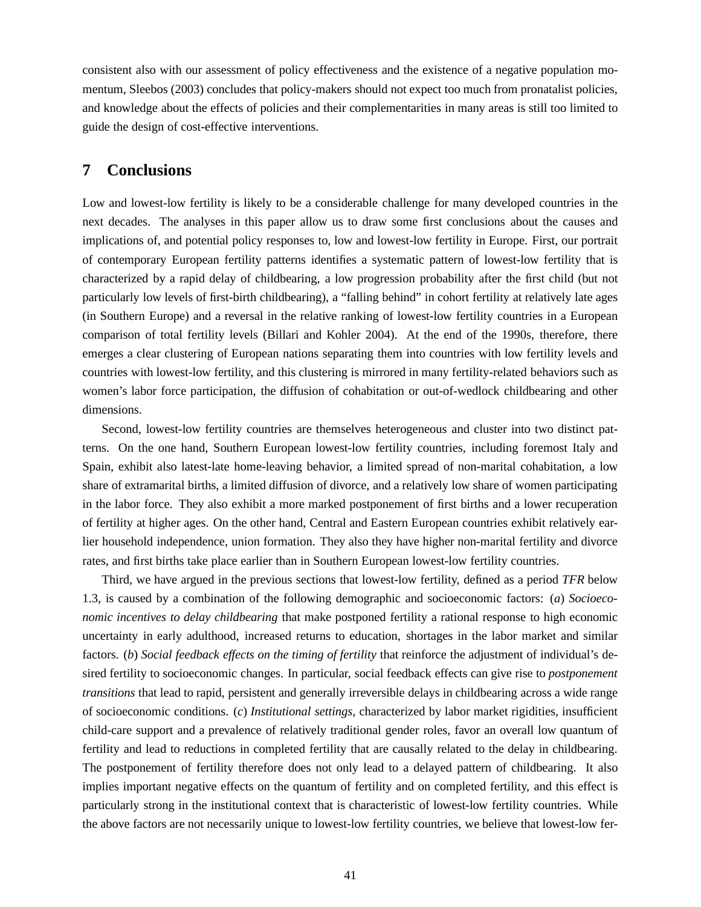consistent also with our assessment of policy effectiveness and the existence of a negative population momentum, Sleebos (2003) concludes that policy-makers should not expect too much from pronatalist policies, and knowledge about the effects of policies and their complementarities in many areas is still too limited to guide the design of cost-effective interventions.

## 7 Conclusions

Low and lowest-low fertility is likely to be a considerable challenge for many developed countries in the next decades. The analyses in this paper allow us to draw some first conclusions about the causes and implications of, and potential policy responses to, low and lowest-low fertility in Europe. First, our portrait of contemporary European fertility patterns identifies a systematic pattern of lowest-low fertility that is characterized by a rapid delay of childbearing, a low progression probability after the first child (but not particularly low levels of first-birth childbearing), a "falling behind" in cohort fertility at relatively late ages (in Southern Europe) and a reversal in the relative ranking of lowest-low fertility countries in a European comparison of total fertility levels (Billari and Kohler 2004). At the end of the 1990s, therefore, there emerges a clear clustering of European nations separating them into countries with low fertility levels and countries with lowest-low fertility, and this clustering is mirrored in many fertility-related behaviors such as women's labor force participation, the diffusion of cohabitation or out-of-wedlock childbearing and other dimensions.

Second, lowest-low fertility countries are themselves heterogeneous and cluster into two distinct patterns. On the one hand, Southern European lowest-low fertility countries, including foremost Italy and Spain, exhibit also latest-late home-leaving behavior, a limited spread of non-marital cohabitation, a low share of extramarital births, a limited diffusion of divorce, and a relatively low share of women participating in the labor force. They also exhibit a more marked postponement of first births and a lower recuperation of fertility at higher ages. On the other hand, Central and Eastern European countries exhibit relatively earlier household independence, union formation. They also they have higher non-marital fertility and divorce rates, and first births take place earlier than in Southern European lowest-low fertility countries.

Third, we have argued in the previous sections that lowest-low fertility, defined as a period *TFR* below 1.3, is caused by a combination of the following demographic and socioeconomic factors: (*a*) *Socioeconomic incentives to delay childbearing* that make postponed fertility a rational response to high economic uncertainty in early adulthood, increased returns to education, shortages in the labor market and similar factors. (*b*) *Social feedback effects on the timing of fertility* that reinforce the adjustment of individual's desired fertility to socioeconomic changes. In particular, social feedback effects can give rise to *postponement transitions* that lead to rapid, persistent and generally irreversible delays in childbearing across a wide range of socioeconomic conditions. (*c*) *Institutional settings*, characterized by labor market rigidities, insufficient child-care support and a prevalence of relatively traditional gender roles, favor an overall low quantum of fertility and lead to reductions in completed fertility that are causally related to the delay in childbearing. The postponement of fertility therefore does not only lead to a delayed pattern of childbearing. It also implies important negative effects on the quantum of fertility and on completed fertility, and this effect is particularly strong in the institutional context that is characteristic of lowest-low fertility countries. While the above factors are not necessarily unique to lowest-low fertility countries, we believe that lowest-low fer-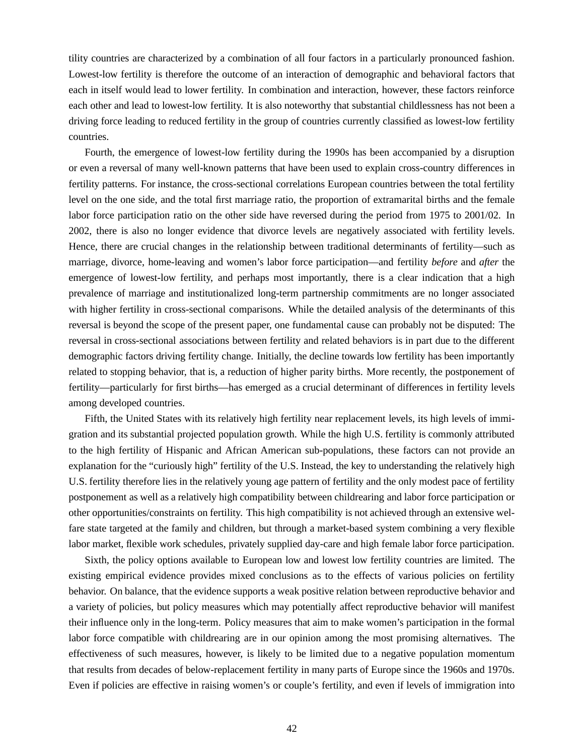tility countries are characterized by a combination of all four factors in a particularly pronounced fashion. Lowest-low fertility is therefore the outcome of an interaction of demographic and behavioral factors that each in itself would lead to lower fertility. In combination and interaction, however, these factors reinforce each other and lead to lowest-low fertility. It is also noteworthy that substantial childlessness has not been a driving force leading to reduced fertility in the group of countries currently classified as lowest-low fertility countries.

Fourth, the emergence of lowest-low fertility during the 1990s has been accompanied by a disruption or even a reversal of many well-known patterns that have been used to explain cross-country differences in fertility patterns. For instance, the cross-sectional correlations European countries between the total fertility level on the one side, and the total first marriage ratio, the proportion of extramarital births and the female labor force participation ratio on the other side have reversed during the period from 1975 to 2001/02. In 2002, there is also no longer evidence that divorce levels are negatively associated with fertility levels. Hence, there are crucial changes in the relationship between traditional determinants of fertility—such as marriage, divorce, home-leaving and women's labor force participation—and fertility *before* and *after* the emergence of lowest-low fertility, and perhaps most importantly, there is a clear indication that a high prevalence of marriage and institutionalized long-term partnership commitments are no longer associated with higher fertility in cross-sectional comparisons. While the detailed analysis of the determinants of this reversal is beyond the scope of the present paper, one fundamental cause can probably not be disputed: The reversal in cross-sectional associations between fertility and related behaviors is in part due to the different demographic factors driving fertility change. Initially, the decline towards low fertility has been importantly related to stopping behavior, that is, a reduction of higher parity births. More recently, the postponement of fertility—particularly for first births—has emerged as a crucial determinant of differences in fertility levels among developed countries.

Fifth, the United States with its relatively high fertility near replacement levels, its high levels of immigration and its substantial projected population growth. While the high U.S. fertility is commonly attributed to the high fertility of Hispanic and African American sub-populations, these factors can not provide an explanation for the "curiously high" fertility of the U.S. Instead, the key to understanding the relatively high U.S. fertility therefore lies in the relatively young age pattern of fertility and the only modest pace of fertility postponement as well as a relatively high compatibility between childrearing and labor force participation or other opportunities/constraints on fertility. This high compatibility is not achieved through an extensive welfare state targeted at the family and children, but through a market-based system combining a very flexible labor market, flexible work schedules, privately supplied day-care and high female labor force participation.

Sixth, the policy options available to European low and lowest low fertility countries are limited. The existing empirical evidence provides mixed conclusions as to the effects of various policies on fertility behavior. On balance, that the evidence supports a weak positive relation between reproductive behavior and a variety of policies, but policy measures which may potentially affect reproductive behavior will manifest their influence only in the long-term. Policy measures that aim to make women's participation in the formal labor force compatible with childrearing are in our opinion among the most promising alternatives. The effectiveness of such measures, however, is likely to be limited due to a negative population momentum that results from decades of below-replacement fertility in many parts of Europe since the 1960s and 1970s. Even if policies are effective in raising women's or couple's fertility, and even if levels of immigration into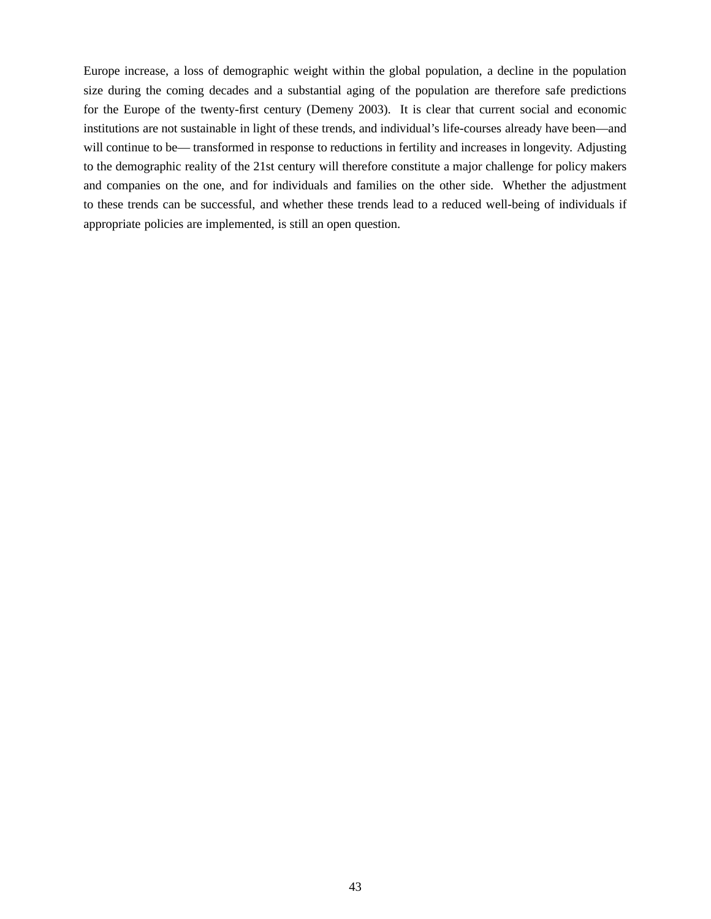Europe increase, a loss of demographic weight within the global population, a decline in the population size during the coming decades and a substantial aging of the population are therefore safe predictions for the Europe of the twenty-first century (Demeny 2003). It is clear that current social and economic institutions are not sustainable in light of these trends, and individual's life-courses already have been—and will continue to be— transformed in response to reductions in fertility and increases in longevity. Adjusting to the demographic reality of the 21st century will therefore constitute a major challenge for policy makers and companies on the one, and for individuals and families on the other side. Whether the adjustment to these trends can be successful, and whether these trends lead to a reduced well-being of individuals if appropriate policies are implemented, is still an open question.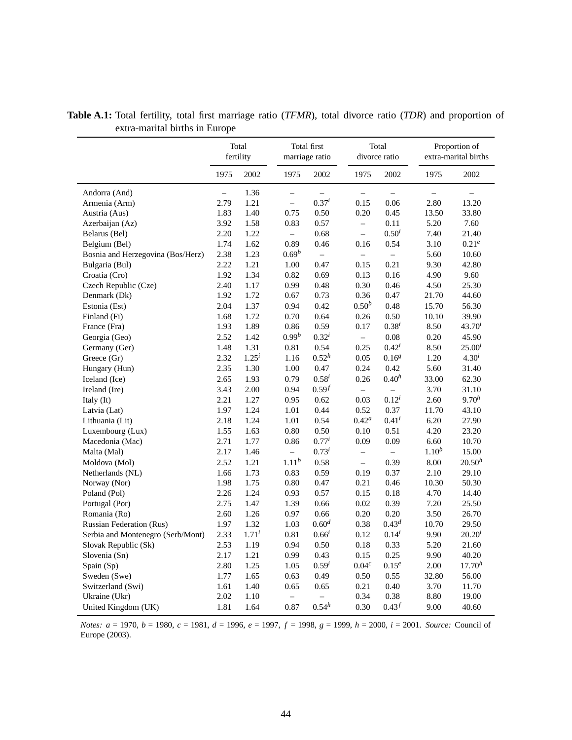**Table A.1:** Total fertility, total first marriage ratio (*TFMR*), total divorce ratio (*TDR*) and proportion of extra-marital births in Europe

| | Total fertility | | Total first marriage ratio | | Total divorce ratio | | Proportion of extra-marital births | |
|---|---|---|---|---|---|---|---|---|
| | 1975 | 2002 | 1975 | 2002 | 1975 | 2002 | 1975 | 2002 |
| Andorra (And) | – | 1.36 | – | – | – | – | – | – |
| Armenia (Arm) | 2.79 | 1.21 | – | $0.37^{i}$ | 0.15 | 0.06 | 2.80 | 13.20 |
| Austria (Aus) | 1.83 | 1.40 | 0.75 | 0.50 | 0.20 | 0.45 | 13.50 | 33.80 |
| Azerbaijan (Az) | 3.92 | 1.58 | 0.83 | 0.57 | – | 0.11 | 5.20 | 7.60 |
| Belarus (Bel) | 2.20 | 1.22 | – | 0.68 | – | $0.50^{i}$ | 7.40 | 21.40 |
| Belgium (Bel) | 1.74 | 1.62 | 0.89 | 0.46 | 0.16 | 0.54 | 3.10 | $0.21^{e}$ |
| Bosnia and Herzegovina (Bos/Herz) | 2.38 | 1.23 | $0.69^{b}$ | – | – | – | 5.60 | 10.60 |
| Bulgaria (Bul) | 2.22 | 1.21 | 1.00 | 0.47 | 0.15 | 0.21 | 9.30 | 42.80 |
| Croatia (Cro) | 1.92 | 1.34 | 0.82 | 0.69 | 0.13 | 0.16 | 4.90 | 9.60 |
| Czech Republic (Cze) | 2.40 | 1.17 | 0.99 | 0.48 | 0.30 | 0.46 | 4.50 | 25.30 |
| Denmark (Dk) | 1.92 | 1.72 | 0.67 | 0.73 | 0.36 | 0.47 | 21.70 | 44.60 |
| Estonia (Est) | 2.04 | 1.37 | 0.94 | 0.42 | $0.50^{b}$ | 0.48 | 15.70 | 56.30 |
| Finland (Fi) | 1.68 | 1.72 | 0.70 | 0.64 | 0.26 | 0.50 | 10.10 | 39.90 |
| France (Fra) | 1.93 | 1.89 | 0.86 | 0.59 | 0.17 | $0.38^{i}$ | 8.50 | $43.70^{i}$ |
| Georgia (Geo) | 2.52 | 1.42 | $0.99^{b}$ | $0.32^{i}$ | – | 0.08 | 0.20 | 45.90 |
| Germany (Ger) | 1.48 | 1.31 | 0.81 | 0.54 | 0.25 | $0.42^{i}$ | 8.50 | $25.00^{i}$ |
| Greece (Gr) | 2.32 | $1.25^{i}$ | 1.16 | $0.52^{h}$ | 0.05 | $0.16^{g}$ | 1.20 | $4.30^{i}$ |
| Hungary (Hun) | 2.35 | 1.30 | 1.00 | 0.47 | 0.24 | 0.42 | 5.60 | 31.40 |
| Iceland (Ice) | 2.65 | 1.93 | 0.79 | $0.58^{i}$ | 0.26 | $0.40^{h}$ | 33.00 | 62.30 |
| Ireland (Ire) | 3.43 | 2.00 | 0.94 | $0.59^{f}$ | – | – | 3.70 | 31.10 |
| Italy (It) | 2.21 | 1.27 | 0.95 | 0.62 | 0.03 | $0.12^{i}$ | 2.60 | $9.70^{h}$ |
| Latvia (Lat) | 1.97 | 1.24 | 1.01 | 0.44 | 0.52 | 0.37 | 11.70 | 43.10 |
| Lithuania (Lit) | 2.18 | 1.24 | 1.01 | 0.54 | $0.42^{a}$ | $0.41^{i}$ | 6.20 | 27.90 |
| Luxembourg (Lux) | 1.55 | 1.63 | 0.80 | 0.50 | 0.10 | 0.51 | 4.20 | 23.20 |
| Macedonia (Mac) | 2.71 | 1.77 | 0.86 | $0.77^{i}$ | 0.09 | 0.09 | 6.60 | 10.70 |
| Malta (Mal) | 2.17 | 1.46 | – | $0.73^{i}$ | – | – | $1.10^{b}$ | 15.00 |
| Moldova (Mol) | 2.52 | 1.21 | $1.11^{b}$ | 0.58 | – | 0.39 | 8.00 | $20.50^{h}$ |
| Netherlands (NL) | 1.66 | 1.73 | 0.83 | 0.59 | 0.19 | 0.37 | 2.10 | 29.10 |
| Norway (Nor) | 1.98 | 1.75 | 0.80 | 0.47 | 0.21 | 0.46 | 10.30 | 50.30 |
| Poland (Pol) | 2.26 | 1.24 | 0.93 | 0.57 | 0.15 | 0.18 | 4.70 | 14.40 |
| Portugal (Por) | 2.75 | 1.47 | 1.39 | 0.66 | 0.02 | 0.39 | 7.20 | 25.50 |
| Romania (Ro) | 2.60 | 1.26 | 0.97 | 0.66 | 0.20 | 0.20 | 3.50 | 26.70 |
| Russian Federation (Rus) | 1.97 | 1.32 | 1.03 | $0.60^{d}$ | 0.38 | $0.43^{d}$ | 10.70 | 29.50 |
| Serbia and Montenegro (Serb/Mont) | 2.33 | $1.71^{i}$ | 0.81 | $0.66^{i}$ | 0.12 | $0.14^{i}$ | 9.90 | $20.20^{i}$ |
| Slovak Republic (Sk) | 2.53 | 1.19 | 0.94 | 0.50 | 0.18 | 0.33 | 5.20 | 21.60 |
| Slovenia (Sn) | 2.17 | 1.21 | 0.99 | 0.43 | 0.15 | 0.25 | 9.90 | 40.20 |
| Spain (Sp) | 2.80 | 1.25 | 1.05 | $0.59^{i}$ | $0.04^{c}$ | $0.15^{e}$ | 2.00 | $17.70^{h}$ |
| Sweden (Swe) | 1.77 | 1.65 | 0.63 | 0.49 | 0.50 | 0.55 | 32.80 | 56.00 |
| Switzerland (Swi) | 1.61 | 1.40 | 0.65 | 0.65 | 0.21 | 0.40 | 3.70 | 11.70 |
| Ukraine (Ukr) | 2.02 | 1.10 | – | – | 0.34 | 0.38 | 8.80 | 19.00 |
| United Kingdom (UK) | 1.81 | 1.64 | 0.87 | $0.54^{h}$ | 0.30 | $0.43^{f}$ | 9.00 | 40.60 |

*Notes:* $a$ = 1970, $b$ = 1980, $c$ = 1981, $d$ = 1996, $e$ = 1997, $f$ = 1998, $g$ = 1999, $h$ = 2000, $i$ = 2001. *Source:* Council of Europe (2003).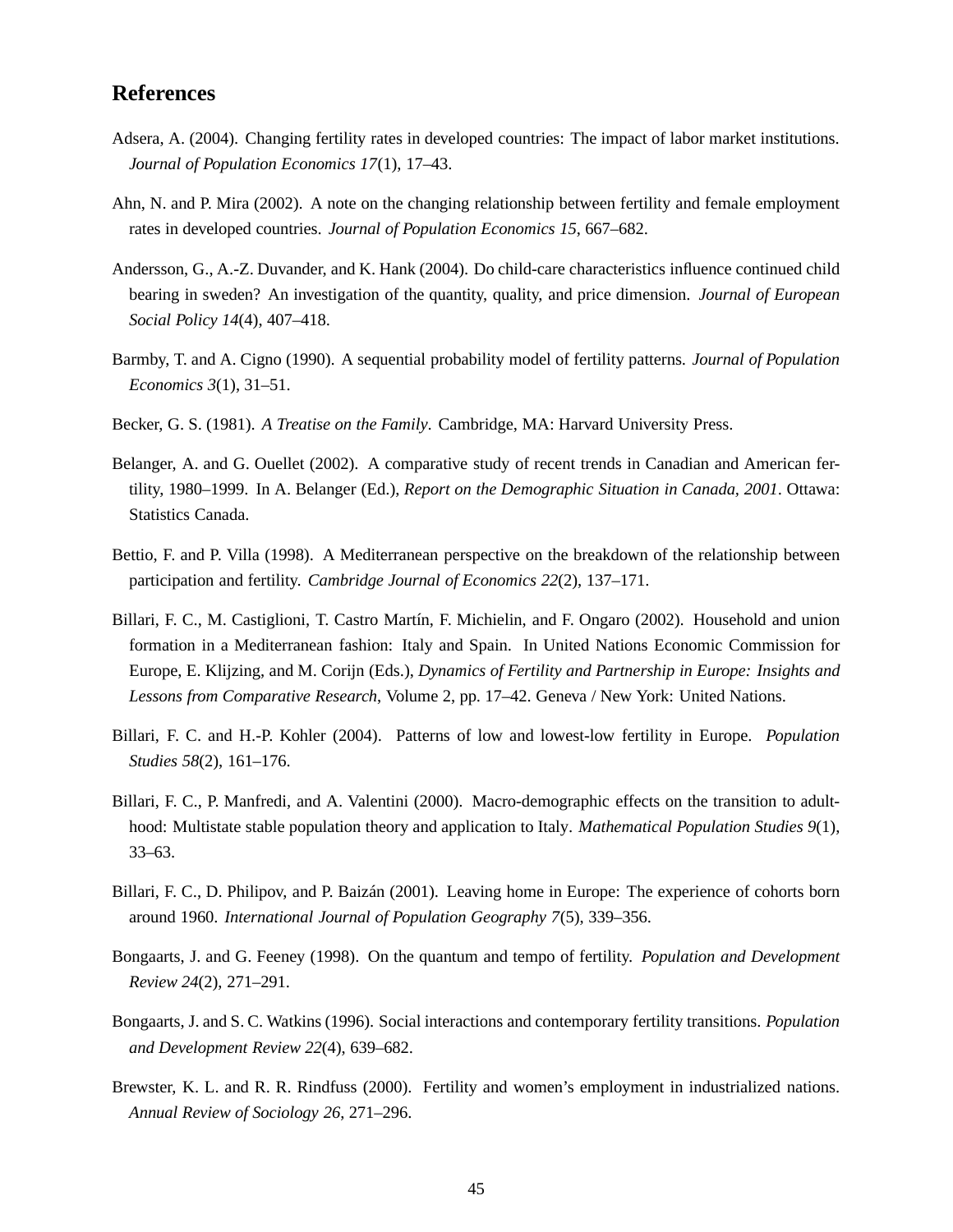## References

Adsera, A. (2004). Changing fertility rates in developed countries: The impact of labor market institutions. *Journal of Population Economics 17*(1), 17–43.

Ahn, N. and P. Mira (2002). A note on the changing relationship between fertility and female employment rates in developed countries. *Journal of Population Economics 15*, 667–682.

Andersson, G., A.-Z. Duvander, and K. Hank (2004). Do child-care characteristics influence continued child bearing in sweden? An investigation of the quantity, quality, and price dimension. *Journal of European Social Policy 14*(4), 407–418.

Barmby, T. and A. Cigno (1990). A sequential probability model of fertility patterns. *Journal of Population Economics 3*(1), 31–51.

Becker, G. S. (1981). *A Treatise on the Family*. Cambridge, MA: Harvard University Press.

Belanger, A. and G. Ouellet (2002). A comparative study of recent trends in Canadian and American fertility, 1980–1999. In A. Belanger (Ed.), *Report on the Demographic Situation in Canada, 2001*. Ottawa: Statistics Canada.

Bettio, F. and P. Villa (1998). A Mediterranean perspective on the breakdown of the relationship between participation and fertility. *Cambridge Journal of Economics 22*(2), 137–171.

Billari, F. C., M. Castiglioni, T. Castro Martín, F. Michielin, and F. Ongaro (2002). Household and union formation in a Mediterranean fashion: Italy and Spain. In United Nations Economic Commission for Europe, E. Klijzing, and M. Corijn (Eds.), *Dynamics of Fertility and Partnership in Europe: Insights and Lessons from Comparative Research*, Volume 2, pp. 17–42. Geneva / New York: United Nations.

Billari, F. C. and H.-P. Kohler (2004). Patterns of low and lowest-low fertility in Europe. *Population Studies 58*(2), 161–176.

Billari, F. C., P. Manfredi, and A. Valentini (2000). Macro-demographic effects on the transition to adulthood: Multistate stable population theory and application to Italy. *Mathematical Population Studies 9*(1), 33–63.

Billari, F. C., D. Philipov, and P. Baizán (2001). Leaving home in Europe: The experience of cohorts born around 1960. *International Journal of Population Geography 7*(5), 339–356.

Bongaarts, J. and G. Feeney (1998). On the quantum and tempo of fertility. *Population and Development Review 24*(2), 271–291.

Bongaarts, J. and S. C. Watkins (1996). Social interactions and contemporary fertility transitions. *Population and Development Review 22*(4), 639–682.

Brewster, K. L. and R. R. Rindfuss (2000). Fertility and women's employment in industrialized nations. *Annual Review of Sociology 26*, 271–296.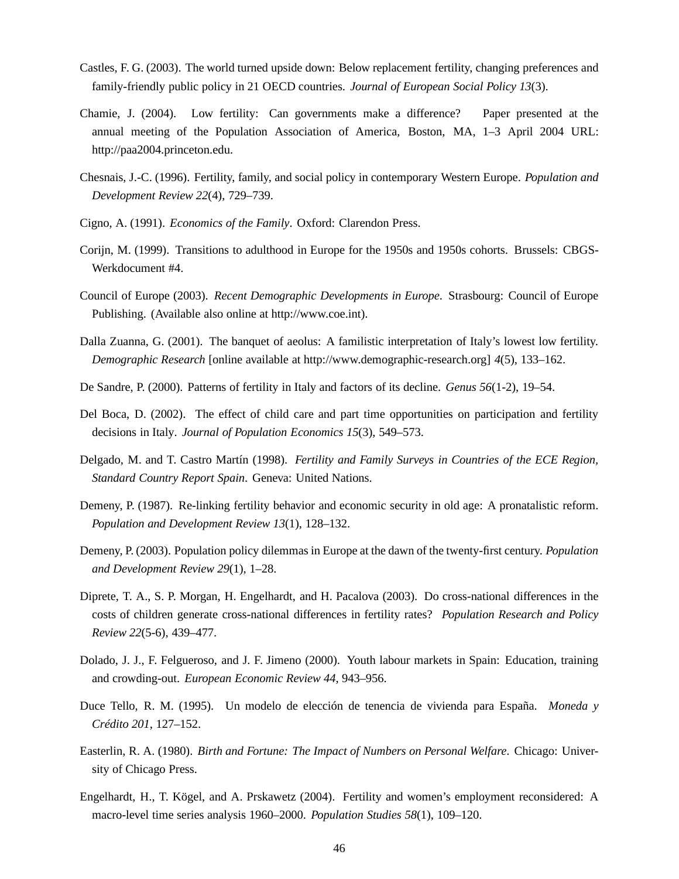Castles, F. G. (2003). The world turned upside down: Below replacement fertility, changing preferences and family-friendly public policy in 21 OECD countries. *Journal of European Social Policy 13*(3).

Chamie, J. (2004). Low fertility: Can governments make a difference? Paper presented at the annual meeting of the Population Association of America, Boston, MA, 1–3 April 2004 URL: http://paa2004.princeton.edu.

Chesnais, J.-C. (1996). Fertility, family, and social policy in contemporary Western Europe. *Population and Development Review 22*(4), 729–739.

Cigno, A. (1991). *Economics of the Family*. Oxford: Clarendon Press.

Corijn, M. (1999). Transitions to adulthood in Europe for the 1950s and 1950s cohorts. Brussels: CBGS-Werkdocument #4.

Council of Europe (2003). *Recent Demographic Developments in Europe*. Strasbourg: Council of Europe Publishing. (Available also online at http://www.coe.int).

Dalla Zuanna, G. (2001). The banquet of aeolus: A familistic interpretation of Italy's lowest low fertility. *Demographic Research* [online available at http://www.demographic-research.org] *4*(5), 133–162.

De Sandre, P. (2000). Patterns of fertility in Italy and factors of its decline. *Genus 56*(1-2), 19–54.

Del Boca, D. (2002). The effect of child care and part time opportunities on participation and fertility decisions in Italy. *Journal of Population Economics 15*(3), 549–573.

Delgado, M. and T. Castro Martín (1998). *Fertility and Family Surveys in Countries of the ECE Region, Standard Country Report Spain*. Geneva: United Nations.

Demeny, P. (1987). Re-linking fertility behavior and economic security in old age: A pronatalistic reform. *Population and Development Review 13*(1), 128–132.

Demeny, P. (2003). Population policy dilemmas in Europe at the dawn of the twenty-first century. *Population and Development Review 29*(1), 1–28.

Diprete, T. A., S. P. Morgan, H. Engelhardt, and H. Pacalova (2003). Do cross-national differences in the costs of children generate cross-national differences in fertility rates? *Population Research and Policy Review 22*(5-6), 439–477.

Dolado, J. J., F. Felgueroso, and J. F. Jimeno (2000). Youth labour markets in Spain: Education, training and crowding-out. *European Economic Review 44*, 943–956.

Duce Tello, R. M. (1995). Un modelo de elección de tenencia de vivienda para España. *Moneda y Crédito 201*, 127–152.

Easterlin, R. A. (1980). *Birth and Fortune: The Impact of Numbers on Personal Welfare*. Chicago: University of Chicago Press.

Engelhardt, H., T. Kögel, and A. Prskawetz (2004). Fertility and women's employment reconsidered: A macro-level time series analysis 1960–2000. *Population Studies 58*(1), 109–120.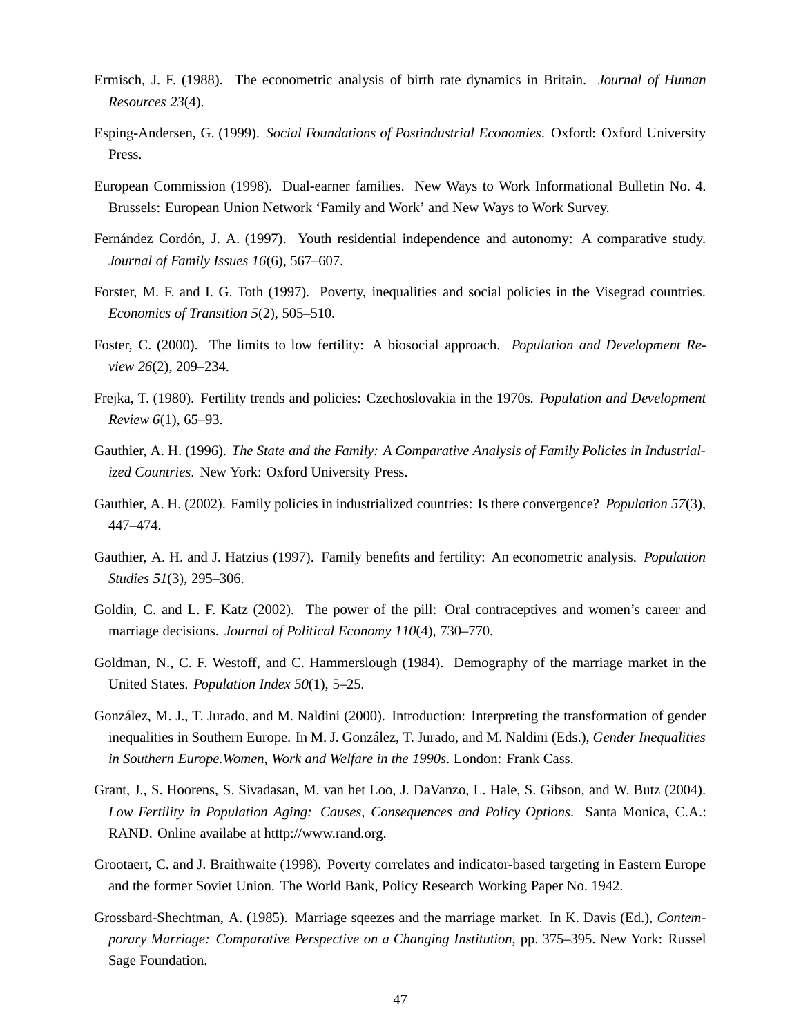Ermisch, J. F. (1988). The econometric analysis of birth rate dynamics in Britain. *Journal of Human Resources 23*(4).

Esping-Andersen, G. (1999). *Social Foundations of Postindustrial Economies*. Oxford: Oxford University Press.

European Commission (1998). Dual-earner families. New Ways to Work Informational Bulletin No. 4. Brussels: European Union Network 'Family and Work' and New Ways to Work Survey.

Fernández Cordón, J. A. (1997). Youth residential independence and autonomy: A comparative study. *Journal of Family Issues 16*(6), 567–607.

Forster, M. F. and I. G. Toth (1997). Poverty, inequalities and social policies in the Visegrad countries. *Economics of Transition 5*(2), 505–510.

Foster, C. (2000). The limits to low fertility: A biosocial approach. *Population and Development Review 26*(2), 209–234.

Frejka, T. (1980). Fertility trends and policies: Czechoslovakia in the 1970s. *Population and Development Review 6*(1), 65–93.

Gauthier, A. H. (1996). *The State and the Family: A Comparative Analysis of Family Policies in Industrialized Countries*. New York: Oxford University Press.

Gauthier, A. H. (2002). Family policies in industrialized countries: Is there convergence? *Population 57*(3), 447–474.

Gauthier, A. H. and J. Hatzius (1997). Family benefits and fertility: An econometric analysis. *Population Studies 51*(3), 295–306.

Goldin, C. and L. F. Katz (2002). The power of the pill: Oral contraceptives and women's career and marriage decisions. *Journal of Political Economy 110*(4), 730–770.

Goldman, N., C. F. Westoff, and C. Hammerslough (1984). Demography of the marriage market in the United States. *Population Index 50*(1), 5–25.

González, M. J., T. Jurado, and M. Naldini (2000). Introduction: Interpreting the transformation of gender inequalities in Southern Europe. In M. J. González, T. Jurado, and M. Naldini (Eds.), *Gender Inequalities in Southern Europe.Women, Work and Welfare in the 1990s*. London: Frank Cass.

Grant, J., S. Hoorens, S. Sivadasan, M. van het Loo, J. DaVanzo, L. Hale, S. Gibson, and W. Butz (2004). *Low Fertility in Population Aging: Causes, Consequences and Policy Options*. Santa Monica, C.A.: RAND. Online availabe at htttp://www.rand.org.

Grootaert, C. and J. Braithwaite (1998). Poverty correlates and indicator-based targeting in Eastern Europe and the former Soviet Union. The World Bank, Policy Research Working Paper No. 1942.

Grossbard-Shechtman, A. (1985). Marriage sqeezes and the marriage market. In K. Davis (Ed.), *Contemporary Marriage: Comparative Perspective on a Changing Institution*, pp. 375–395. New York: Russel Sage Foundation.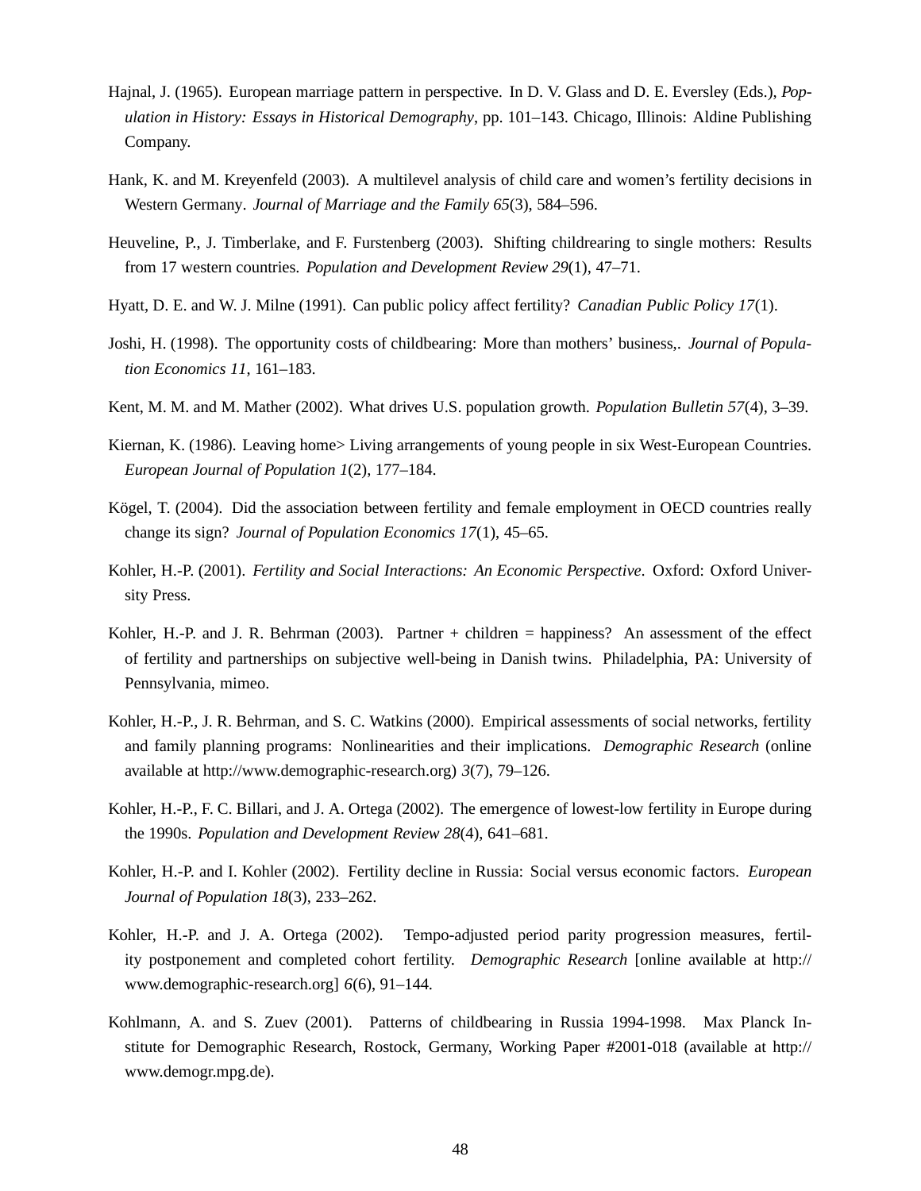Hajnal, J. (1965). European marriage pattern in perspective. In D. V. Glass and D. E. Eversley (Eds.), *Population in History: Essays in Historical Demography*, pp. 101–143. Chicago, Illinois: Aldine Publishing Company.

Hank, K. and M. Kreyenfeld (2003). A multilevel analysis of child care and women's fertility decisions in Western Germany. *Journal of Marriage and the Family 65*(3), 584–596.

Heuveline, P., J. Timberlake, and F. Furstenberg (2003). Shifting childrearing to single mothers: Results from 17 western countries. *Population and Development Review 29*(1), 47–71.

Hyatt, D. E. and W. J. Milne (1991). Can public policy affect fertility? *Canadian Public Policy 17*(1).

Joshi, H. (1998). The opportunity costs of childbearing: More than mothers' business,. *Journal of Population Economics 11*, 161–183.

Kent, M. M. and M. Mather (2002). What drives U.S. population growth. *Population Bulletin 57*(4), 3–39.

Kiernan, K. (1986). Leaving home> Living arrangements of young people in six West-European Countries. *European Journal of Population 1*(2), 177–184.

Kögel, T. (2004). Did the association between fertility and female employment in OECD countries really change its sign? *Journal of Population Economics 17*(1), 45–65.

Kohler, H.-P. (2001). *Fertility and Social Interactions: An Economic Perspective*. Oxford: Oxford University Press.

Kohler, H.-P. and J. R. Behrman (2003). Partner + children = happiness? An assessment of the effect of fertility and partnerships on subjective well-being in Danish twins. Philadelphia, PA: University of Pennsylvania, mimeo.

Kohler, H.-P., J. R. Behrman, and S. C. Watkins (2000). Empirical assessments of social networks, fertility and family planning programs: Nonlinearities and their implications. *Demographic Research* (online available at http://www.demographic-research.org) *3*(7), 79–126.

Kohler, H.-P., F. C. Billari, and J. A. Ortega (2002). The emergence of lowest-low fertility in Europe during the 1990s. *Population and Development Review 28*(4), 641–681.

Kohler, H.-P. and I. Kohler (2002). Fertility decline in Russia: Social versus economic factors. *European Journal of Population 18*(3), 233–262.

Kohler, H.-P. and J. A. Ortega (2002). Tempo-adjusted period parity progression measures, fertility postponement and completed cohort fertility. *Demographic Research* [online available at http://www.demographic-research.org] *6*(6), 91–144.

Kohlmann, A. and S. Zuev (2001). Patterns of childbearing in Russia 1994-1998. Max Planck Institute for Demographic Research, Rostock, Germany, Working Paper #2001-018 (available at http://www.demogr.mpg.de).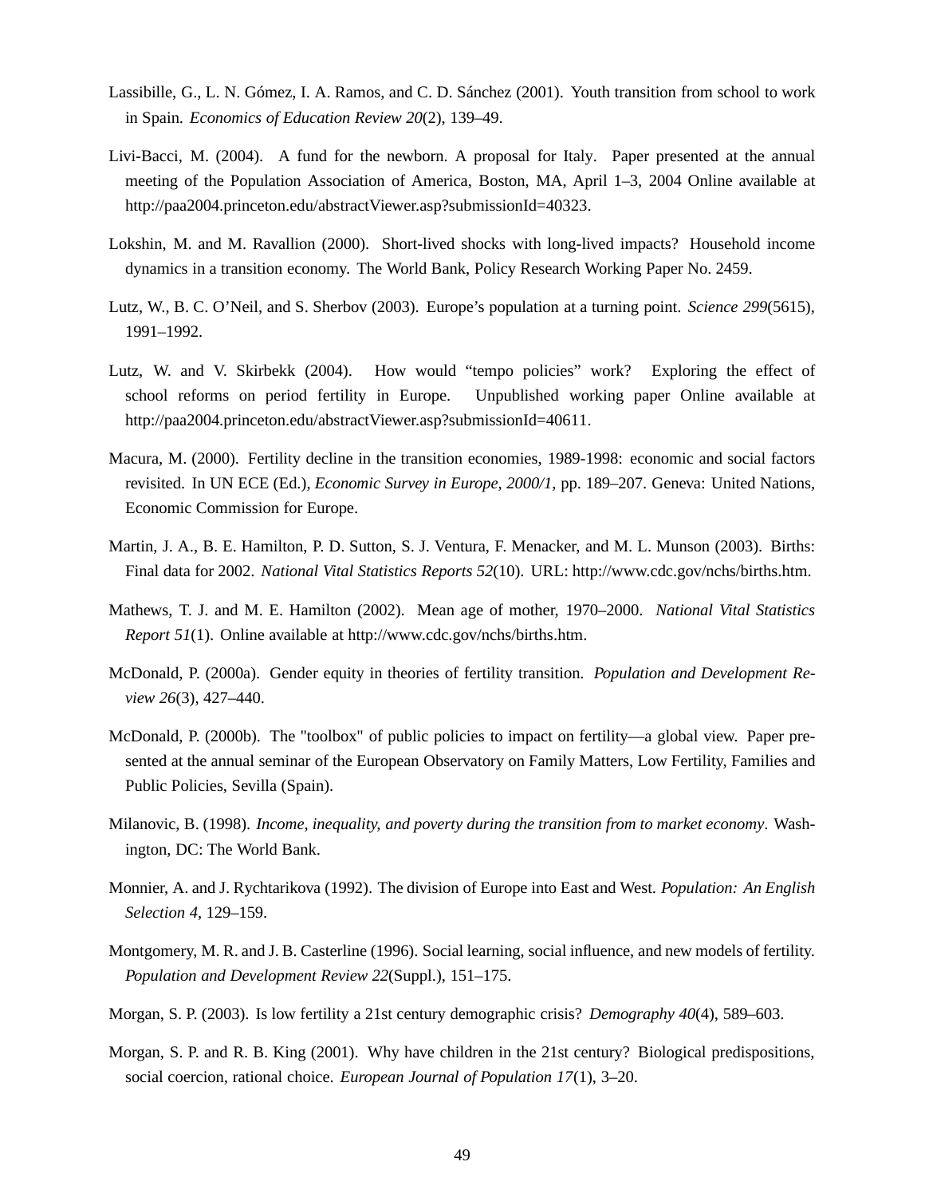Lassibille, G., L. N. Gómez, I. A. Ramos, and C. D. Sánchez (2001). Youth transition from school to work in Spain. *Economics of Education Review 20*(2), 139–49.

Livi-Bacci, M. (2004). A fund for the newborn. A proposal for Italy. Paper presented at the annual meeting of the Population Association of America, Boston, MA, April 1–3, 2004 Online available at http://paa2004.princeton.edu/abstractViewer.asp?submissionId=40323.

Lokshin, M. and M. Ravallion (2000). Short-lived shocks with long-lived impacts? Household income dynamics in a transition economy. The World Bank, Policy Research Working Paper No. 2459.

Lutz, W., B. C. O'Neil, and S. Sherbov (2003). Europe's population at a turning point. *Science 299*(5615), 1991–1992.

Lutz, W. and V. Skirbekk (2004). How would "tempo policies" work? Exploring the effect of school reforms on period fertility in Europe. Unpublished working paper Online available at http://paa2004.princeton.edu/abstractViewer.asp?submissionId=40611.

Macura, M. (2000). Fertility decline in the transition economies, 1989-1998: economic and social factors revisited. In UN ECE (Ed.), *Economic Survey in Europe, 2000/1*, pp. 189–207. Geneva: United Nations, Economic Commission for Europe.

Martin, J. A., B. E. Hamilton, P. D. Sutton, S. J. Ventura, F. Menacker, and M. L. Munson (2003). Births: Final data for 2002. *National Vital Statistics Reports 52*(10). URL: http://www.cdc.gov/nchs/births.htm.

Mathews, T. J. and M. E. Hamilton (2002). Mean age of mother, 1970–2000. *National Vital Statistics Report 51*(1). Online available at http://www.cdc.gov/nchs/births.htm.

McDonald, P. (2000a). Gender equity in theories of fertility transition. *Population and Development Review 26*(3), 427–440.

McDonald, P. (2000b). The "toolbox" of public policies to impact on fertility—a global view. Paper presented at the annual seminar of the European Observatory on Family Matters, Low Fertility, Families and Public Policies, Sevilla (Spain).

Milanovic, B. (1998). *Income, inequality, and poverty during the transition from to market economy*. Washington, DC: The World Bank.

Monnier, A. and J. Rychtarikova (1992). The division of Europe into East and West. *Population: An English Selection 4*, 129–159.

Montgomery, M. R. and J. B. Casterline (1996). Social learning, social influence, and new models of fertility. *Population and Development Review 22*(Suppl.), 151–175.

Morgan, S. P. (2003). Is low fertility a 21st century demographic crisis? *Demography 40*(4), 589–603.

Morgan, S. P. and R. B. King (2001). Why have children in the 21st century? Biological predispositions, social coercion, rational choice. *European Journal of Population 17*(1), 3–20.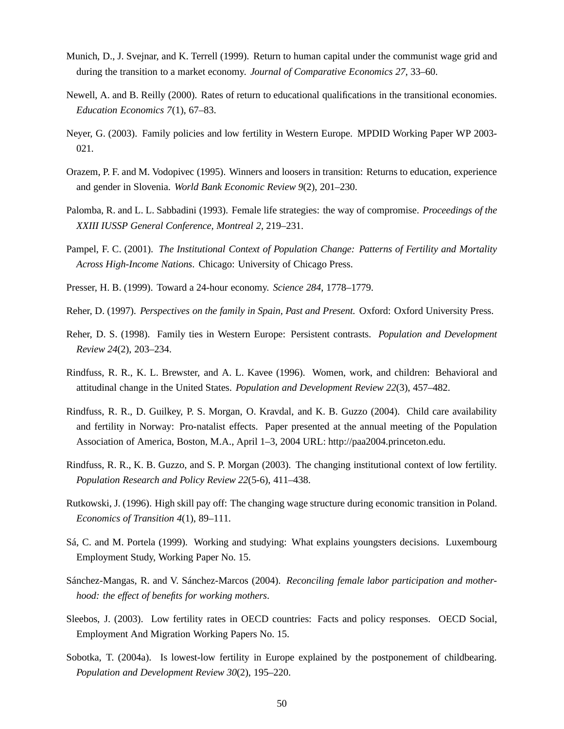Munich, D., J. Svejnar, and K. Terrell (1999). Return to human capital under the communist wage grid and during the transition to a market economy. *Journal of Comparative Economics 27*, 33–60.

Newell, A. and B. Reilly (2000). Rates of return to educational qualifications in the transitional economies. *Education Economics 7*(1), 67–83.

Neyer, G. (2003). Family policies and low fertility in Western Europe. MPDID Working Paper WP 2003-021.

Orazem, P. F. and M. Vodopivec (1995). Winners and loosers in transition: Returns to education, experience and gender in Slovenia. *World Bank Economic Review 9*(2), 201–230.

Palomba, R. and L. L. Sabbadini (1993). Female life strategies: the way of compromise. *Proceedings of the XXIII IUSSP General Conference, Montreal 2*, 219–231.

Pampel, F. C. (2001). *The Institutional Context of Population Change: Patterns of Fertility and Mortality Across High-Income Nations*. Chicago: University of Chicago Press.

Presser, H. B. (1999). Toward a 24-hour economy. *Science 284*, 1778–1779.

Reher, D. (1997). *Perspectives on the family in Spain, Past and Present.* Oxford: Oxford University Press.

Reher, D. S. (1998). Family ties in Western Europe: Persistent contrasts. *Population and Development Review 24*(2), 203–234.

Rindfuss, R. R., K. L. Brewster, and A. L. Kavee (1996). Women, work, and children: Behavioral and attitudinal change in the United States. *Population and Development Review 22*(3), 457–482.

Rindfuss, R. R., D. Guilkey, P. S. Morgan, O. Kravdal, and K. B. Guzzo (2004). Child care availability and fertility in Norway: Pro-natalist effects. Paper presented at the annual meeting of the Population Association of America, Boston, M.A., April 1–3, 2004 URL: http://paa2004.princeton.edu.

Rindfuss, R. R., K. B. Guzzo, and S. P. Morgan (2003). The changing institutional context of low fertility. *Population Research and Policy Review 22*(5-6), 411–438.

Rutkowski, J. (1996). High skill pay off: The changing wage structure during economic transition in Poland. *Economics of Transition 4*(1), 89–111.

Sá, C. and M. Portela (1999). Working and studying: What explains youngsters decisions. Luxembourg Employment Study, Working Paper No. 15.

Sánchez-Mangas, R. and V. Sánchez-Marcos (2004). *Reconciling female labor participation and motherhood: the effect of benefits for working mothers*.

Sleebos, J. (2003). Low fertility rates in OECD countries: Facts and policy responses. OECD Social, Employment And Migration Working Papers No. 15.

Sobotka, T. (2004a). Is lowest-low fertility in Europe explained by the postponement of childbearing. *Population and Development Review 30*(2), 195–220.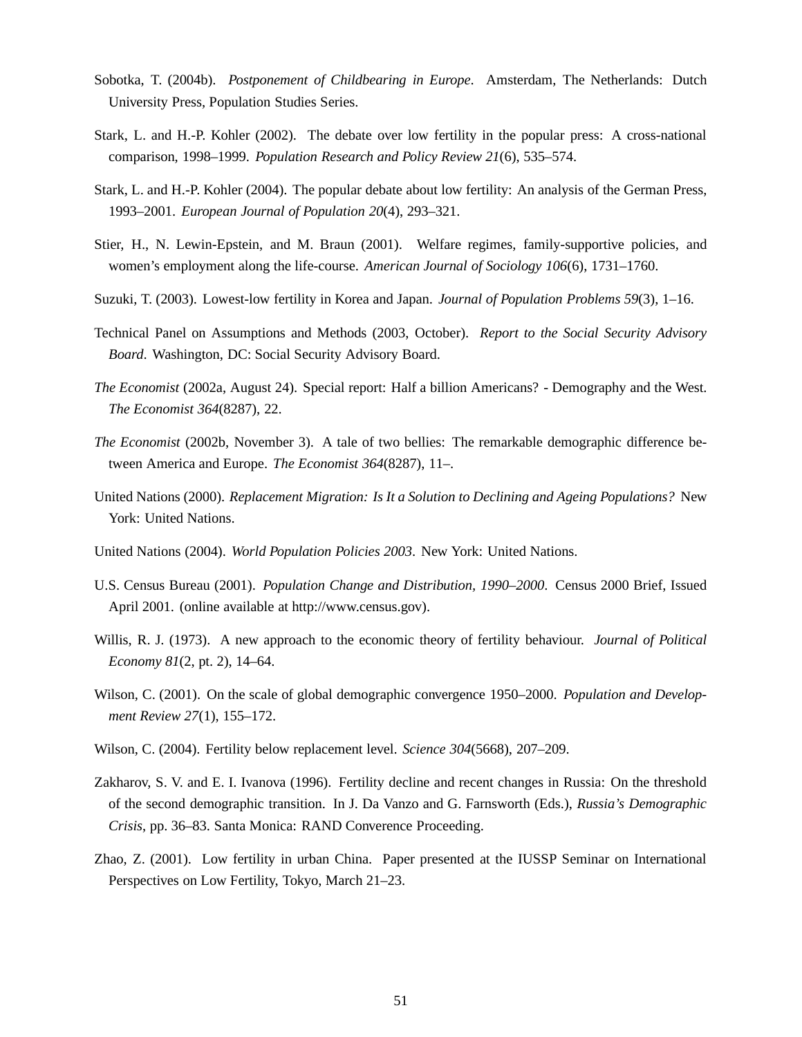Sobotka, T. (2004b). *Postponement of Childbearing in Europe*. Amsterdam, The Netherlands: Dutch University Press, Population Studies Series.

Stark, L. and H.-P. Kohler (2002). The debate over low fertility in the popular press: A cross-national comparison, 1998–1999. *Population Research and Policy Review 21*(6), 535–574.

Stark, L. and H.-P. Kohler (2004). The popular debate about low fertility: An analysis of the German Press, 1993–2001. *European Journal of Population 20*(4), 293–321.

Stier, H., N. Lewin-Epstein, and M. Braun (2001). Welfare regimes, family-supportive policies, and women's employment along the life-course. *American Journal of Sociology 106*(6), 1731–1760.

Suzuki, T. (2003). Lowest-low fertility in Korea and Japan. *Journal of Population Problems 59*(3), 1–16.

Technical Panel on Assumptions and Methods (2003, October). *Report to the Social Security Advisory Board*. Washington, DC: Social Security Advisory Board.

*The Economist* (2002a, August 24). Special report: Half a billion Americans? - Demography and the West. *The Economist 364*(8287), 22.

*The Economist* (2002b, November 3). A tale of two bellies: The remarkable demographic difference between America and Europe. *The Economist 364*(8287), 11–.

United Nations (2000). *Replacement Migration: Is It a Solution to Declining and Ageing Populations?* New York: United Nations.

United Nations (2004). *World Population Policies 2003*. New York: United Nations.

U.S. Census Bureau (2001). *Population Change and Distribution, 1990–2000*. Census 2000 Brief, Issued April 2001. (online available at http://www.census.gov).

Willis, R. J. (1973). A new approach to the economic theory of fertility behaviour. *Journal of Political Economy 81*(2, pt. 2), 14–64.

Wilson, C. (2001). On the scale of global demographic convergence 1950–2000. *Population and Development Review 27*(1), 155–172.

Wilson, C. (2004). Fertility below replacement level. *Science 304*(5668), 207–209.

Zakharov, S. V. and E. I. Ivanova (1996). Fertility decline and recent changes in Russia: On the threshold of the second demographic transition. In J. Da Vanzo and G. Farnsworth (Eds.), *Russia's Demographic Crisis*, pp. 36–83. Santa Monica: RAND Converence Proceeding.

Zhao, Z. (2001). Low fertility in urban China. Paper presented at the IUSSP Seminar on International Perspectives on Low Fertility, Tokyo, March 21–23.